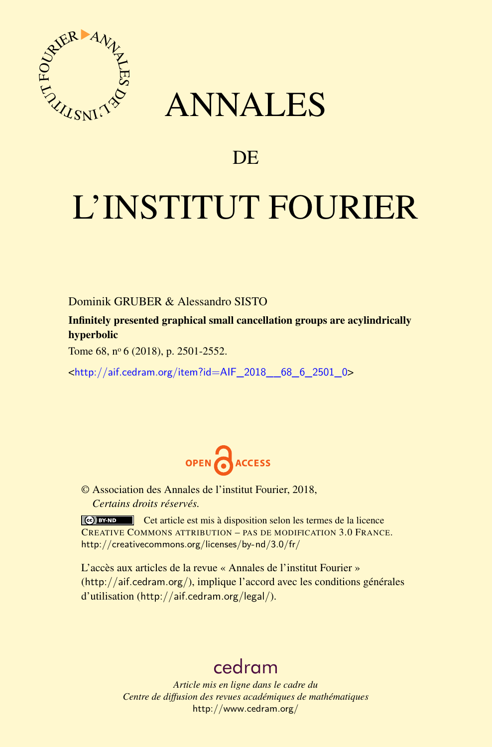# ANNALES

## DE

# L'INSTITUT FOURIER

Dominik GRUBER & Alessandro SISTO

**Infinitely presented graphical small cancellation groups are acylindrically hyperbolic**

Tome 68, nº 6 (2018), p. 2501-2552.

<http://aif.cedram.org/item?id=AIF_2018__68_6_2501_0>

OPEN ACCESS

© Association des Annales de l'institut Fourier, 2018,
*Certains droits réservés.*

Cet article est mis à disposition selon les termes de la licence CREATIVE COMMONS ATTRIBUTION – PAS DE MODIFICATION 3.0 FRANCE.
http://creativecommons.org/licenses/by-nd/3.0/fr/

L'accès aux articles de la revue « Annales de l'institut Fourier » (http://aif.cedram.org/), implique l'accord avec les conditions générales d'utilisation (http://aif.cedram.org/legal/).

cedram

*Article mis en ligne dans le cadre du*
*Centre de diffusion des revues académiques de mathématiques*
http://www.cedram.org/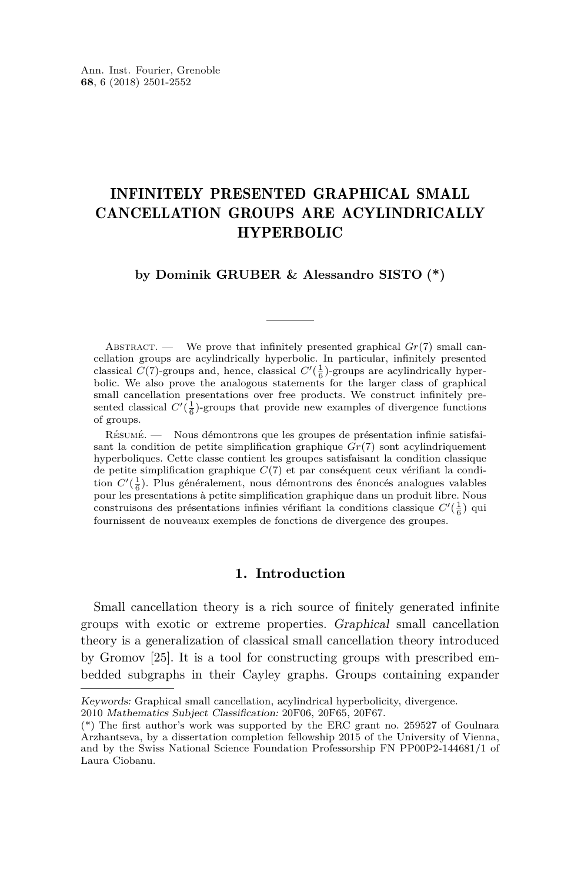Ann. Inst. Fourier, Grenoble
**68**, 6 (2018) 2501-2552

# INFINITELY PRESENTED GRAPHICAL SMALL CANCELLATION GROUPS ARE ACYLINDRICALLY HYPERBOLIC

**by Dominik GRUBER & Alessandro SISTO (*)**

Abstract. — We prove that infinitely presented graphical $Gr(7)$ small cancellation groups are acylindrically hyperbolic. In particular, infinitely presented classical $C(7)$-groups and, hence, classical $C'(\frac{1}{6})$-groups are acylindrically hyperbolic. We also prove the analogous statements for the larger class of graphical small cancellation presentations over free products. We construct infinitely presented classical $C'(\frac{1}{6})$-groups that provide new examples of divergence functions of groups.

Résumé. — Nous démontrons que les groupes de présentation infinie satisfaisant la condition de petite simplification graphique $Gr(7)$ sont acylindriquement hyperboliques. Cette classe contient les groupes satisfaisant la condition classique de petite simplification graphique $C(7)$ et par conséquent ceux vérifiant la condition $C'(\frac{1}{6})$. Plus généralement, nous démontrons des énoncés analogues valables pour les présentations à petite simplification graphique dans un produit libre. Nous construisons des présentations infinies vérifiant la conditions classique $C'(\frac{1}{6})$ qui fournissent de nouveaux exemples de fonctions de divergence des groupes.

## 1. Introduction

Small cancellation theory is a rich source of finitely generated infinite groups with exotic or extreme properties. *Graphical* small cancellation theory is a generalization of classical small cancellation theory introduced by Gromov [25]. It is a tool for constructing groups with prescribed embedded subgraphs in their Cayley graphs. Groups containing expander

*Keywords:* Graphical small cancellation, acylindrical hyperbolicity, divergence.
2010 *Mathematics Subject Classification:* 20F06, 20F65, 20F67.
(*) The first author's work was supported by the ERC grant no. 259527 of Goulnara Arzhantseva, by a dissertation completion fellowship 2015 of the University of Vienna, and by the Swiss National Science Foundation Professorship FN PP00P2-144681/1 of Laura Ciobanu.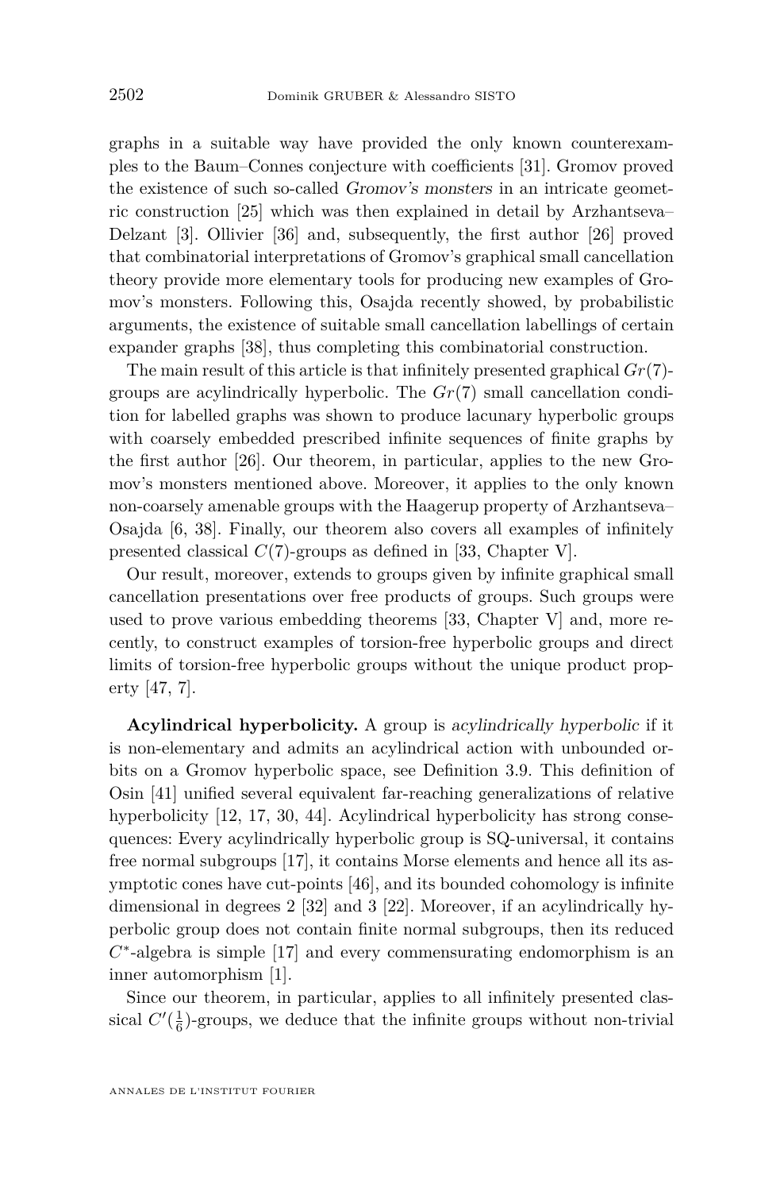graphs in a suitable way have provided the only known counterexamples to the Baum–Connes conjecture with coefficients [31]. Gromov proved the existence of such so-called *Gromov's monsters* in an intricate geometric construction [25] which was then explained in detail by Arzhantseva–Delzant [3]. Ollivier [36] and, subsequently, the first author [26] proved that combinatorial interpretations of Gromov's graphical small cancellation theory provide more elementary tools for producing new examples of Gromov's monsters. Following this, Osajda recently showed, by probabilistic arguments, the existence of suitable small cancellation labellings of certain expander graphs [38], thus completing this combinatorial construction.

The main result of this article is that infinitely presented graphical $Gr(7)$-groups are acylindrically hyperbolic. The $Gr(7)$ small cancellation condition for labelled graphs was shown to produce lacunary hyperbolic groups with coarsely embedded prescribed infinite sequences of finite graphs by the first author [26]. Our theorem, in particular, applies to the new Gromov's monsters mentioned above. Moreover, it applies to the only known non-coarsely amenable groups with the Haagerup property of Arzhantseva–Osajda [6, 38]. Finally, our theorem also covers all examples of infinitely presented classical $C(7)$-groups as defined in [33, Chapter V].

Our result, moreover, extends to groups given by infinite graphical small cancellation presentations over free products of groups. Such groups were used to prove various embedding theorems [33, Chapter V] and, more recently, to construct examples of torsion-free hyperbolic groups and direct limits of torsion-free hyperbolic groups without the unique product property [47, 7].

**Acylindrical hyperbolicity.** A group is *acylindrically hyperbolic* if it is non-elementary and admits an acylindrical action with unbounded orbits on a Gromov hyperbolic space, see Definition 3.9. This definition of Osin [41] unified several equivalent far-reaching generalizations of relative hyperbolicity [12, 17, 30, 44]. Acylindrical hyperbolicity has strong consequences: Every acylindrically hyperbolic group is SQ-universal, it contains free normal subgroups [17], it contains Morse elements and hence all its asymptotic cones have cut-points [46], and its bounded cohomology is infinite dimensional in degrees 2 [32] and 3 [22]. Moreover, if an acylindrically hyperbolic group does not contain finite normal subgroups, then its reduced $C^*$-algebra is simple [17] and every commensurating endomorphism is an inner automorphism [1].

Since our theorem, in particular, applies to all infinitely presented classical $C'(\frac{1}{6})$-groups, we deduce that the infinite groups without non-trivial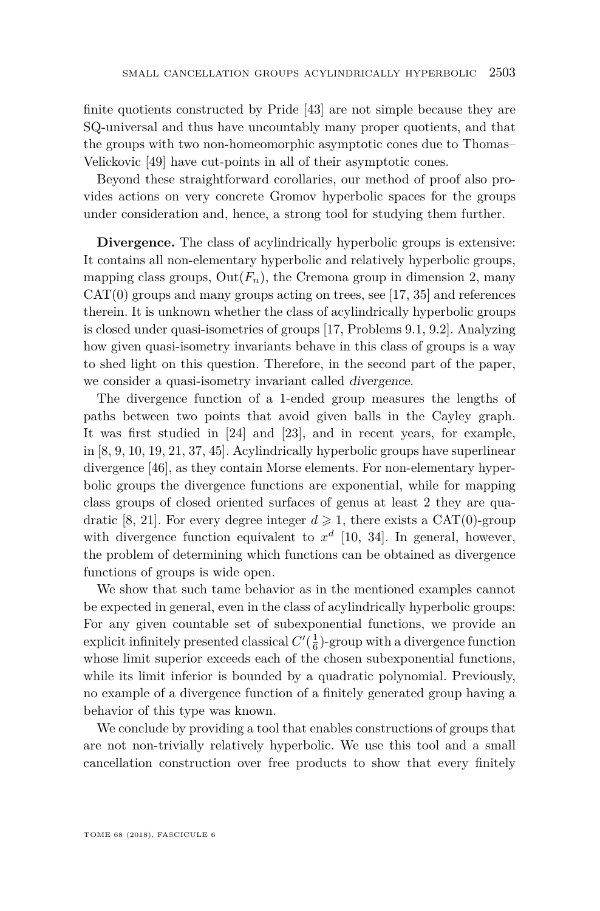finite quotients constructed by Pride [43] are not simple because they are SQ-universal and thus have uncountably many proper quotients, and that the groups with two non-homeomorphic asymptotic cones due to Thomas–Velickovic [49] have cut-points in all of their asymptotic cones.

Beyond these straightforward corollaries, our method of proof also provides actions on very concrete Gromov hyperbolic spaces for the groups under consideration and, hence, a strong tool for studying them further.

**Divergence.** The class of acylindrically hyperbolic groups is extensive: It contains all non-elementary hyperbolic and relatively hyperbolic groups, mapping class groups, $\mathrm{Out}(F_n)$, the Cremona group in dimension 2, many CAT(0) groups and many groups acting on trees, see [17, 35] and references therein. It is unknown whether the class of acylindrically hyperbolic groups is closed under quasi-isometries of groups [17, Problems 9.1, 9.2]. Analyzing how given quasi-isometry invariants behave in this class of groups is a way to shed light on this question. Therefore, in the second part of the paper, we consider a quasi-isometry invariant called *divergence*.

The divergence function of a 1-ended group measures the lengths of paths between two points that avoid given balls in the Cayley graph. It was first studied in [24] and [23], and in recent years, for example, in [8, 9, 10, 19, 21, 37, 45]. Acylindrically hyperbolic groups have superlinear divergence [46], as they contain Morse elements. For non-elementary hyperbolic groups the divergence functions are exponential, while for mapping class groups of closed oriented surfaces of genus at least 2 they are quadratic [8, 21]. For every degree integer $d \geqslant 1$, there exists a CAT(0)-group with divergence function equivalent to $x^d$ [10, 34]. In general, however, the problem of determining which functions can be obtained as divergence functions of groups is wide open.

We show that such tame behavior as in the mentioned examples cannot be expected in general, even in the class of acylindrically hyperbolic groups: For any given countable set of subexponential functions, we provide an explicit infinitely presented classical $C'(\frac{1}{6})$-group with a divergence function whose limit superior exceeds each of the chosen subexponential functions, while its limit inferior is bounded by a quadratic polynomial. Previously, no example of a divergence function of a finitely generated group having a behavior of this type was known.

We conclude by providing a tool that enables constructions of groups that are not non-trivially relatively hyperbolic. We use this tool and a small cancellation construction over free products to show that every finitely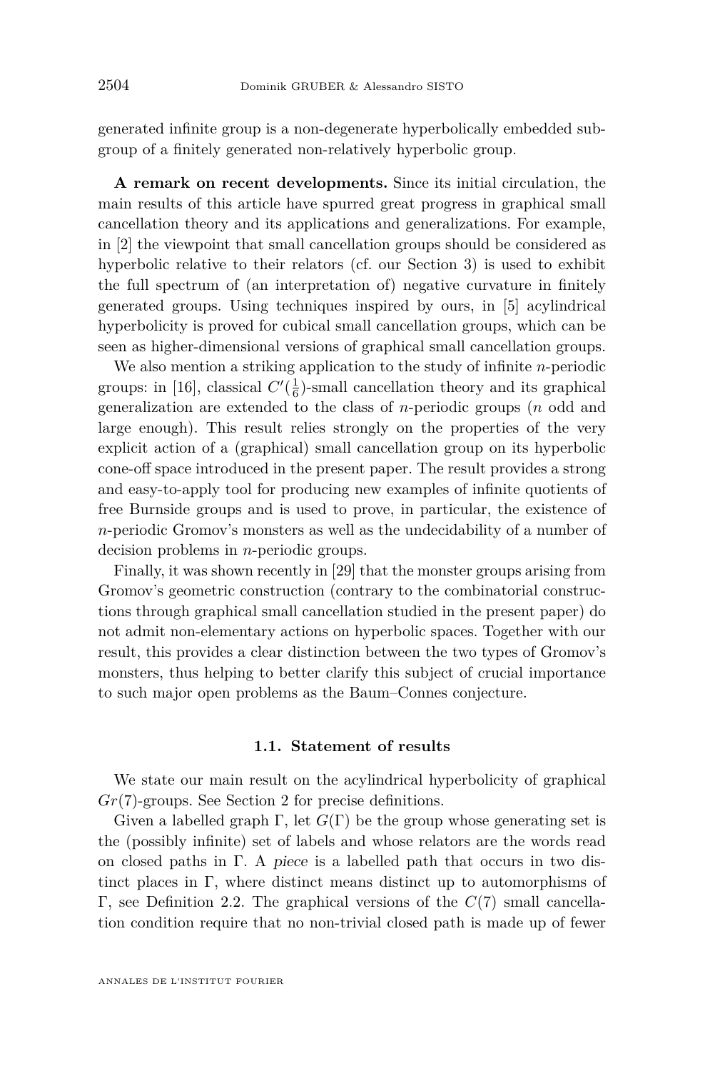generated infinite group is a non-degenerate hyperbolically embedded subgroup of a finitely generated non-relatively hyperbolic group.

**A remark on recent developments.** Since its initial circulation, the main results of this article have spurred great progress in graphical small cancellation theory and its applications and generalizations. For example, in [2] the viewpoint that small cancellation groups should be considered as hyperbolic relative to their relators (cf. our Section 3) is used to exhibit the full spectrum of (an interpretation of) negative curvature in finitely generated groups. Using techniques inspired by ours, in [5] acylindrical hyperbolicity is proved for cubical small cancellation groups, which can be seen as higher-dimensional versions of graphical small cancellation groups.

We also mention a striking application to the study of infinite $n$-periodic groups: in [16], classical $C'(\frac{1}{6})$-small cancellation theory and its graphical generalization are extended to the class of $n$-periodic groups ($n$ odd and large enough). This result relies strongly on the properties of the very explicit action of a (graphical) small cancellation group on its hyperbolic cone-off space introduced in the present paper. The result provides a strong and easy-to-apply tool for producing new examples of infinite quotients of free Burnside groups and is used to prove, in particular, the existence of $n$-periodic Gromov's monsters as well as the undecidability of a number of decision problems in $n$-periodic groups.

Finally, it was shown recently in [29] that the monster groups arising from Gromov's geometric construction (contrary to the combinatorial constructions through graphical small cancellation studied in the present paper) do not admit non-elementary actions on hyperbolic spaces. Together with our result, this provides a clear distinction between the two types of Gromov's monsters, thus helping to better clarify this subject of crucial importance to such major open problems as the Baum–Connes conjecture.

### 1.1. Statement of results

We state our main result on the acylindrical hyperbolicity of graphical $Gr(7)$-groups. See Section 2 for precise definitions.

Given a labelled graph $\Gamma$, let $G(\Gamma)$ be the group whose generating set is the (possibly infinite) set of labels and whose relators are the words read on closed paths in $\Gamma$. A *piece* is a labelled path that occurs in two distinct places in $\Gamma$, where distinct means distinct up to automorphisms of $\Gamma$, see Definition 2.2. The graphical versions of the $C(7)$ small cancellation condition require that no non-trivial closed path is made up of fewer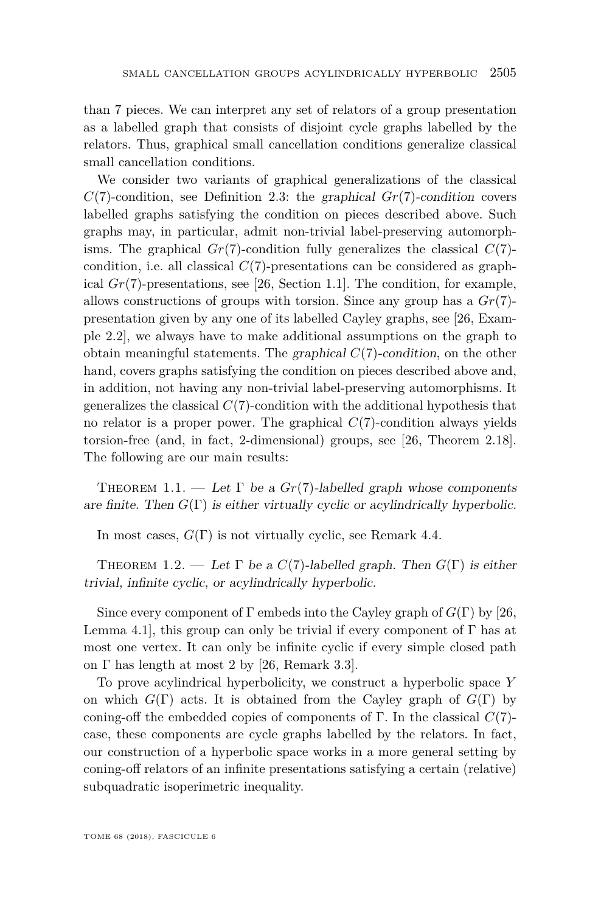than 7 pieces. We can interpret any set of relators of a group presentation as a labelled graph that consists of disjoint cycle graphs labelled by the relators. Thus, graphical small cancellation conditions generalize classical small cancellation conditions.

We consider two variants of graphical generalizations of the classical $C(7)$-condition, see Definition 2.3: the *graphical $Gr(7)$-condition* covers labelled graphs satisfying the condition on pieces described above. Such graphs may, in particular, admit non-trivial label-preserving automorphisms. The graphical $Gr(7)$-condition fully generalizes the classical $C(7)$-condition, i.e. all classical $C(7)$-presentations can be considered as graphical $Gr(7)$-presentations, see [26, Section 1.1]. The condition, for example, allows constructions of groups with torsion. Since any group has a $Gr(7)$-presentation given by any one of its labelled Cayley graphs, see [26, Example 2.2], we always have to make additional assumptions on the graph to obtain meaningful statements. The *graphical $C(7)$-condition*, on the other hand, covers graphs satisfying the condition on pieces described above and, in addition, not having any non-trivial label-preserving automorphisms. It generalizes the classical $C(7)$-condition with the additional hypothesis that no relator is a proper power. The graphical $C(7)$-condition always yields torsion-free (and, in fact, 2-dimensional) groups, see [26, Theorem 2.18]. The following are our main results:

Theorem 1.1. — *Let $\Gamma$ be a $Gr(7)$-labelled graph whose components are finite. Then $G(\Gamma)$ is either virtually cyclic or acylindrically hyperbolic.*

In most cases, $G(\Gamma)$ is not virtually cyclic, see Remark 4.4.

Theorem 1.2. — *Let $\Gamma$ be a $C(7)$-labelled graph. Then $G(\Gamma)$ is either trivial, infinite cyclic, or acylindrically hyperbolic.*

Since every component of $\Gamma$ embeds into the Cayley graph of $G(\Gamma)$ by [26, Lemma 4.1], this group can only be trivial if every component of $\Gamma$ has at most one vertex. It can only be infinite cyclic if every simple closed path on $\Gamma$ has length at most 2 by [26, Remark 3.3].

To prove acylindrical hyperbolicity, we construct a hyperbolic space $Y$ on which $G(\Gamma)$ acts. It is obtained from the Cayley graph of $G(\Gamma)$ by coning-off the embedded copies of components of $\Gamma$. In the classical $C(7)$-case, these components are cycle graphs labelled by the relators. In fact, our construction of a hyperbolic space works in a more general setting by coning-off relators of an infinite presentations satisfying a certain (relative) subquadratic isoperimetric inequality.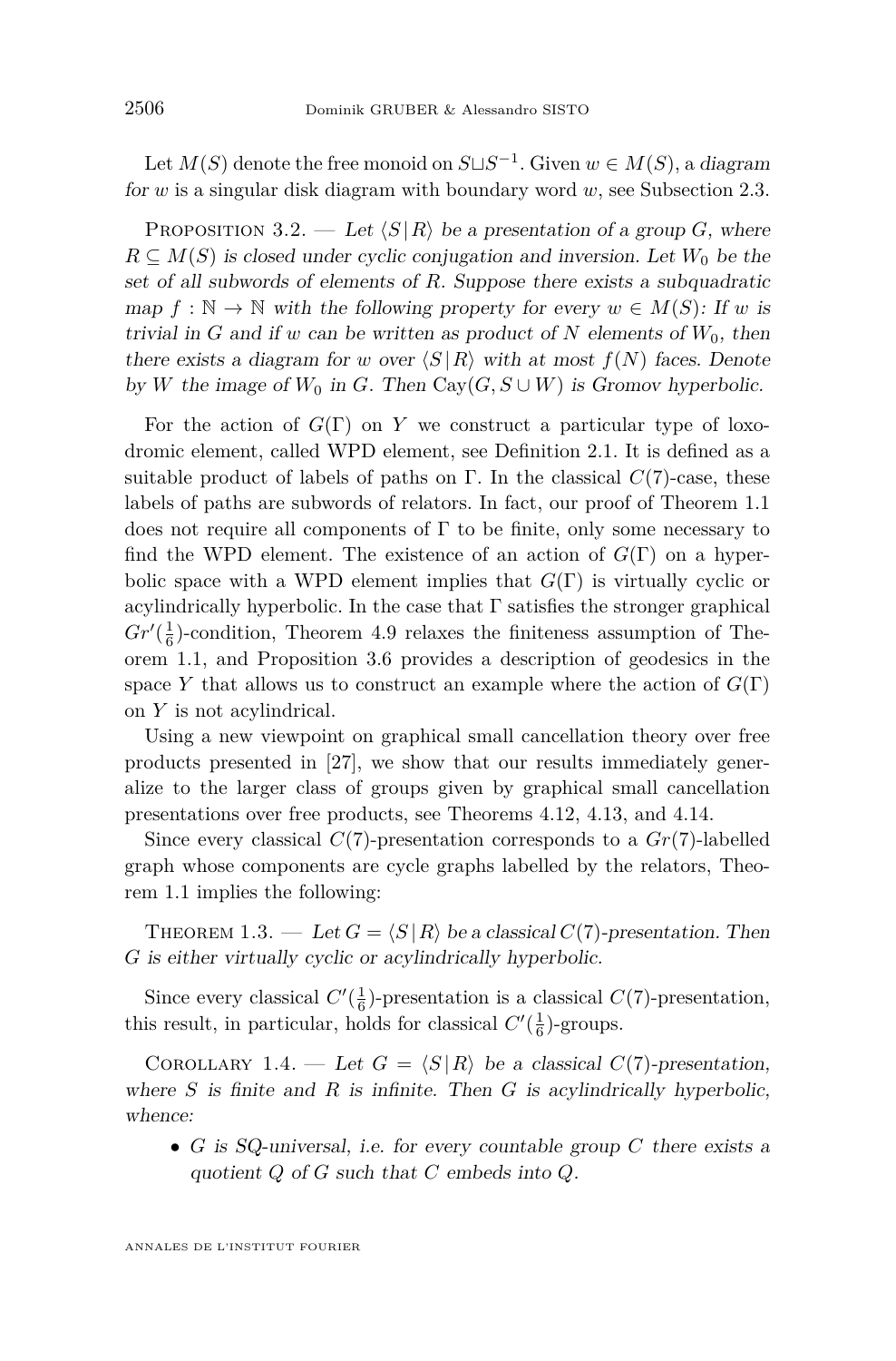Let $M(S)$ denote the free monoid on $S \sqcup S^{-1}$. Given $w \in M(S)$, a *diagram for* $w$ is a singular disk diagram with boundary word $w$, see Subsection 2.3.

Proposition 3.2. — *Let $\langle S \mid R \rangle$ be a presentation of a group $G$, where $R \subseteq M(S)$ is closed under cyclic conjugation and inversion. Let $W_0$ be the set of all subwords of elements of $R$. Suppose there exists a subquadratic map $f : \mathbb{N} \to \mathbb{N}$ with the following property for every $w \in M(S)$: If $w$ is trivial in $G$ and if $w$ can be written as product of $N$ elements of $W_0$, then there exists a diagram for $w$ over $\langle S \mid R \rangle$ with at most $f(N)$ faces. Denote by $W$ the image of $W_0$ in $G$. Then $\mathrm{Cay}(G, S \cup W)$ is Gromov hyperbolic.*

For the action of $G(\Gamma)$ on $Y$ we construct a particular type of loxodromic element, called WPD element, see Definition 2.1. It is defined as a suitable product of labels of paths on $\Gamma$. In the classical $C(7)$-case, these labels of paths are subwords of relators. In fact, our proof of Theorem 1.1 does not require all components of $\Gamma$ to be finite, only some necessary to find the WPD element. The existence of an action of $G(\Gamma)$ on a hyperbolic space with a WPD element implies that $G(\Gamma)$ is virtually cyclic or acylindrically hyperbolic. In the case that $\Gamma$ satisfies the stronger graphical $Gr'(\frac{1}{6})$-condition, Theorem 4.9 relaxes the finiteness assumption of Theorem 1.1, and Proposition 3.6 provides a description of geodesics in the space $Y$ that allows us to construct an example where the action of $G(\Gamma)$ on $Y$ is not acylindrical.

Using a new viewpoint on graphical small cancellation theory over free products presented in [27], we show that our results immediately generalize to the larger class of groups given by graphical small cancellation presentations over free products, see Theorems 4.12, 4.13, and 4.14.

Since every classical $C(7)$-presentation corresponds to a $Gr(7)$-labelled graph whose components are cycle graphs labelled by the relators, Theorem 1.1 implies the following:

Theorem 1.3. — *Let $G = \langle S \mid R \rangle$ be a classical $C(7)$-presentation. Then $G$ is either virtually cyclic or acylindrically hyperbolic.*

Since every classical $C'(\frac{1}{6})$-presentation is a classical $C(7)$-presentation, this result, in particular, holds for classical $C'(\frac{1}{6})$-groups.

Corollary 1.4. — *Let $G = \langle S \mid R \rangle$ be a classical $C(7)$-presentation, where $S$ is finite and $R$ is infinite. Then $G$ is acylindrically hyperbolic, whence:*

- *$G$ is SQ-universal, i.e. for every countable group $C$ there exists a quotient $Q$ of $G$ such that $C$ embeds into $Q$.*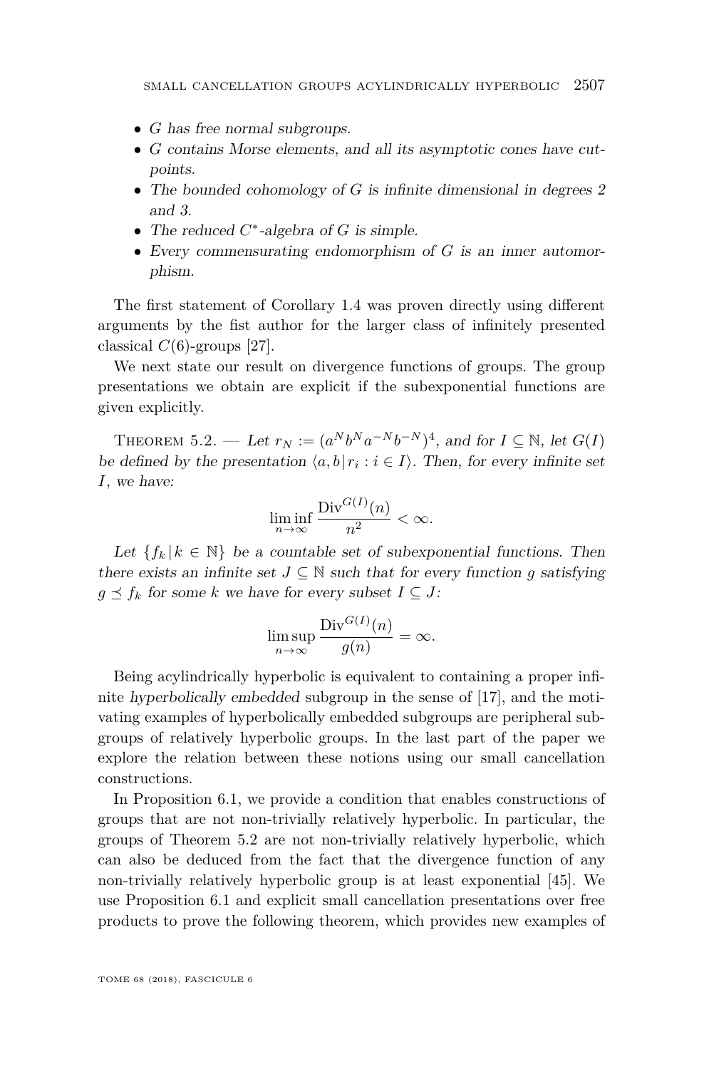- *$G$ has free normal subgroups.*
- *$G$ contains Morse elements, and all its asymptotic cones have cut-points.*
- *The bounded cohomology of $G$ is infinite dimensional in degrees 2 and 3.*
- *The reduced $C^*$-algebra of $G$ is simple.*
- *Every commensurating endomorphism of $G$ is an inner automorphism.*

The first statement of Corollary 1.4 was proven directly using different arguments by the fist author for the larger class of infinitely presented classical $C(6)$-groups [27].

We next state our result on divergence functions of groups. The group presentations we obtain are explicit if the subexponential functions are given explicitly.

Theorem 5.2. — *Let $r_N := (a^N b^N a^{-N} b^{-N})^4$, and for $I \subseteq \mathbb{N}$, let $G(I)$ be defined by the presentation $\langle a, b \,|\, r_i : i \in I\rangle$. Then, for every infinite set $I$, we have:*

$$\liminf_{n\to\infty} \frac{\mathrm{Div}^{G(I)}(n)}{n^2} < \infty.$$

*Let $\{f_k \,|\, k \in \mathbb{N}\}$ be a countable set of subexponential functions. Then there exists an infinite set $J \subseteq \mathbb{N}$ such that for every function $g$ satisfying $g \preceq f_k$ for some $k$ we have for every subset $I \subseteq J$:*

$$\limsup_{n\to\infty} \frac{\mathrm{Div}^{G(I)}(n)}{g(n)} = \infty.$$

Being acylindrically hyperbolic is equivalent to containing a proper infinite *hyperbolically embedded* subgroup in the sense of [17], and the motivating examples of hyperbolically embedded subgroups are peripheral subgroups of relatively hyperbolic groups. In the last part of the paper we explore the relation between these notions using our small cancellation constructions.

In Proposition 6.1, we provide a condition that enables constructions of groups that are not non-trivially relatively hyperbolic. In particular, the groups of Theorem 5.2 are not non-trivially relatively hyperbolic, which can also be deduced from the fact that the divergence function of any non-trivially relatively hyperbolic group is at least exponential [45]. We use Proposition 6.1 and explicit small cancellation presentations over free products to prove the following theorem, which provides new examples of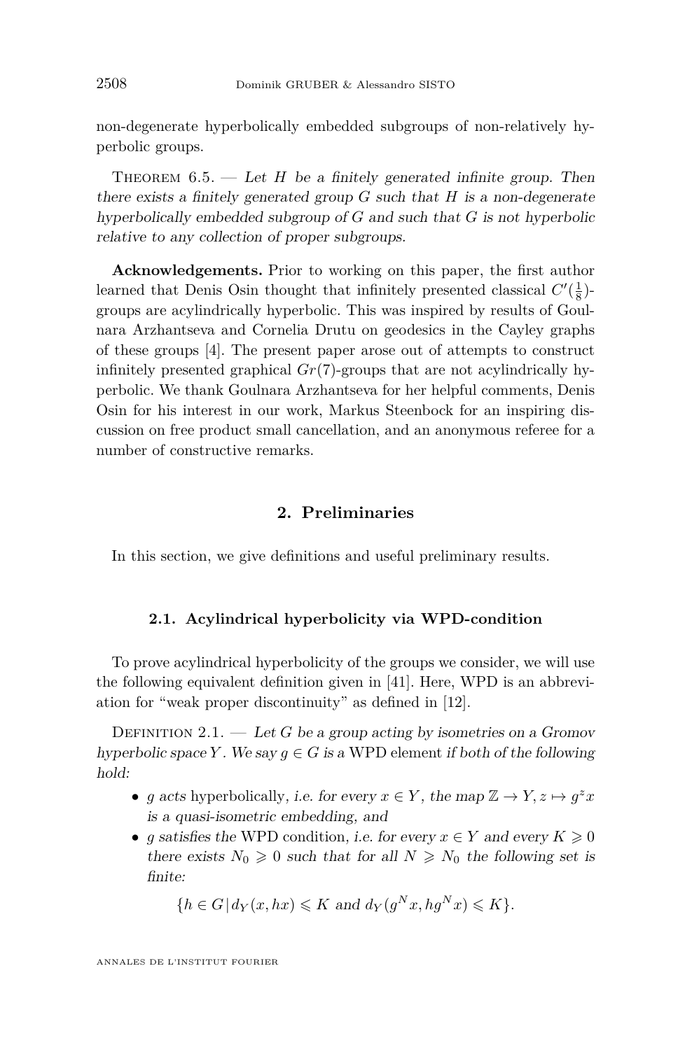non-degenerate hyperbolically embedded subgroups of non-relatively hyperbolic groups.

Theorem 6.5. — *Let $H$ be a finitely generated infinite group. Then there exists a finitely generated group $G$ such that $H$ is a non-degenerate hyperbolically embedded subgroup of $G$ and such that $G$ is not hyperbolic relative to any collection of proper subgroups.*

**Acknowledgements.** Prior to working on this paper, the first author learned that Denis Osin thought that infinitely presented classical $C'(\frac{1}{8})$-groups are acylindrically hyperbolic. This was inspired by results of Goulnara Arzhantseva and Cornelia Drutu on geodesics in the Cayley graphs of these groups [4]. The present paper arose out of attempts to construct infinitely presented graphical $Gr(7)$-groups that are not acylindrically hyperbolic. We thank Goulnara Arzhantseva for her helpful comments, Denis Osin for his interest in our work, Markus Steenbock for an inspiring discussion on free product small cancellation, and an anonymous referee for a number of constructive remarks.

## 2. Preliminaries

In this section, we give definitions and useful preliminary results.

### 2.1. Acylindrical hyperbolicity via WPD-condition

To prove acylindrical hyperbolicity of the groups we consider, we will use the following equivalent definition given in [41]. Here, WPD is an abbreviation for "weak proper discontinuity" as defined in [12].

Definition 2.1. — *Let $G$ be a group acting by isometries on a Gromov hyperbolic space $Y$. We say $g \in G$ is a* WPD element *if both of the following hold:*

- *$g$ acts* hyperbolically*, i.e. for every $x \in Y$, the map $\mathbb{Z} \to Y, z \mapsto g^z x$ is a quasi-isometric embedding, and*
- *$g$ satisfies the* WPD condition*, i.e. for every $x \in Y$ and every $K \geqslant 0$ there exists $N_0 \geqslant 0$ such that for all $N \geqslant N_0$ the following set is finite:*

$$\{h \in G \mid d_Y(x, hx) \leqslant K \text{ and } d_Y(g^N x, hg^N x) \leqslant K\}.$$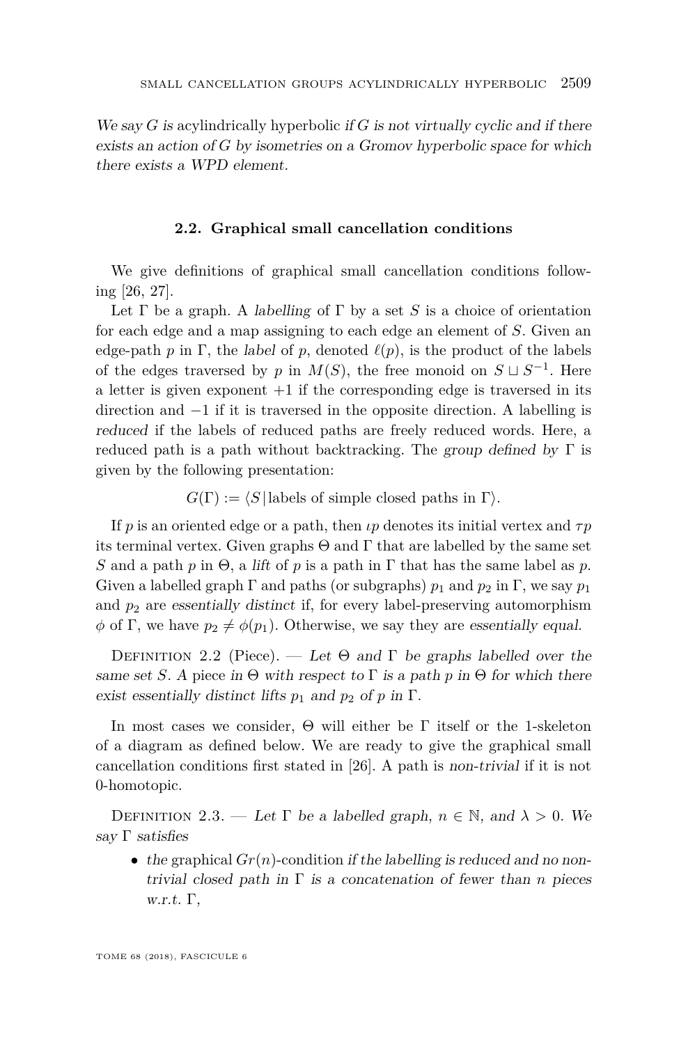*We say $G$ is* acylindrically hyperbolic *if $G$ is not virtually cyclic and if there exists an action of $G$ by isometries on a Gromov hyperbolic space for which there exists a WPD element.*

### 2.2. Graphical small cancellation conditions

We give definitions of graphical small cancellation conditions following [26, 27].

Let $\Gamma$ be a graph. A *labelling* of $\Gamma$ by a set $S$ is a choice of orientation for each edge and a map assigning to each edge an element of $S$. Given an edge-path $p$ in $\Gamma$, the *label* of $p$, denoted $\ell(p)$, is the product of the labels of the edges traversed by $p$ in $M(S)$, the free monoid on $S \sqcup S^{-1}$. Here a letter is given exponent $+1$ if the corresponding edge is traversed in its direction and $-1$ if it is traversed in the opposite direction. A labelling is *reduced* if the labels of reduced paths are freely reduced words. Here, a reduced path is a path without backtracking. The *group defined by* $\Gamma$ is given by the following presentation:

$$G(\Gamma) := \langle S \,|\, \text{labels of simple closed paths in } \Gamma \rangle.$$

If $p$ is an oriented edge or a path, then $\iota p$ denotes its initial vertex and $\tau p$ its terminal vertex. Given graphs $\Theta$ and $\Gamma$ that are labelled by the same set $S$ and a path $p$ in $\Theta$, a *lift* of $p$ is a path in $\Gamma$ that has the same label as $p$. Given a labelled graph $\Gamma$ and paths (or subgraphs) $p_1$ and $p_2$ in $\Gamma$, we say $p_1$ and $p_2$ are *essentially distinct* if, for every label-preserving automorphism $\phi$ of $\Gamma$, we have $p_2 \neq \phi(p_1)$. Otherwise, we say they are *essentially equal*.

Definition 2.2 (Piece). — *Let $\Theta$ and $\Gamma$ be graphs labelled over the same set $S$. A* piece *in $\Theta$ with respect to $\Gamma$ is a path $p$ in $\Theta$ for which there exist essentially distinct lifts $p_1$ and $p_2$ of $p$ in $\Gamma$.*

In most cases we consider, $\Theta$ will either be $\Gamma$ itself or the 1-skeleton of a diagram as defined below. We are ready to give the graphical small cancellation conditions first stated in [26]. A path is *non-trivial* if it is not 0-homotopic.

Definition 2.3. — *Let $\Gamma$ be a labelled graph, $n \in \mathbb{N}$, and $\lambda > 0$. We say $\Gamma$ satisfies*

- *the* graphical $Gr(n)$-condition *if the labelling is reduced and no non-trivial closed path in $\Gamma$ is a concatenation of fewer than $n$ pieces w.r.t. $\Gamma$,*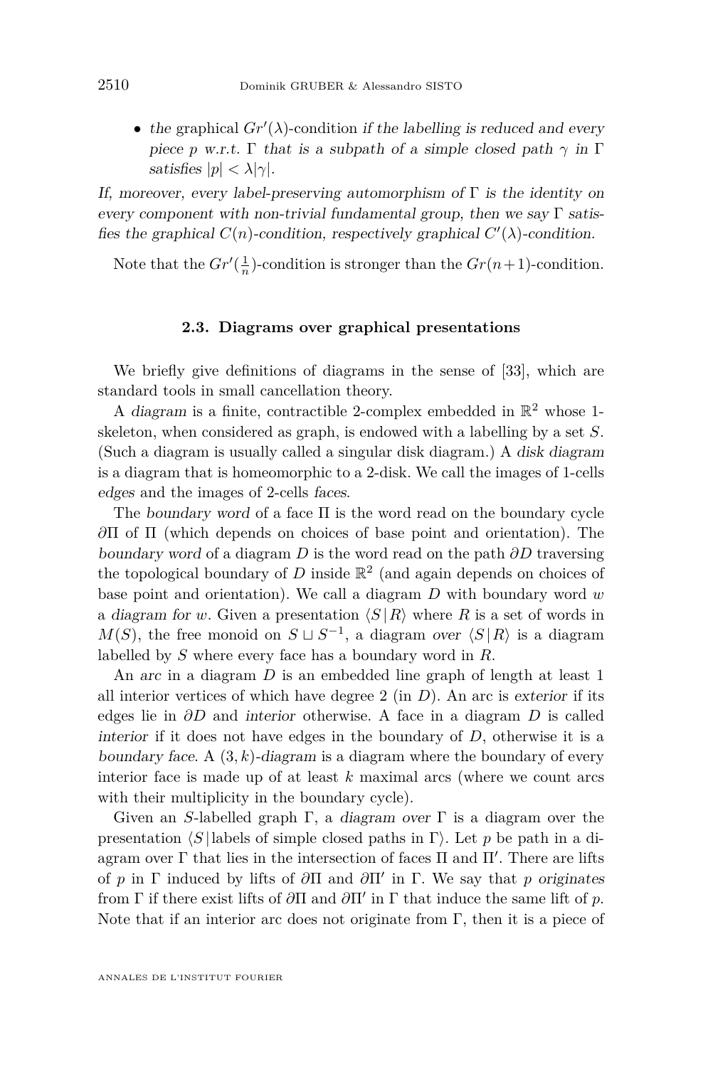- *the* graphical $Gr'(\lambda)$-condition *if the labelling is reduced and every piece $p$ w.r.t. $\Gamma$ that is a subpath of a simple closed path $\gamma$ in $\Gamma$ satisfies $|p| < \lambda|\gamma|$.*

*If, moreover, every label-preserving automorphism of $\Gamma$ is the identity on every component with non-trivial fundamental group, then we say $\Gamma$ satisfies the graphical $C(n)$-condition, respectively graphical $C'(\lambda)$-condition.*

Note that the $Gr'(\frac{1}{n})$-condition is stronger than the $Gr(n+1)$-condition.

### 2.3. Diagrams over graphical presentations

We briefly give definitions of diagrams in the sense of [33], which are standard tools in small cancellation theory.

A *diagram* is a finite, contractible 2-complex embedded in $\mathbb{R}^2$ whose 1-skeleton, when considered as graph, is endowed with a labelling by a set $S$. (Such a diagram is usually called a singular disk diagram.) A *disk diagram* is a diagram that is homeomorphic to a 2-disk. We call the images of 1-cells *edges* and the images of 2-cells *faces*.

The *boundary word* of a face $\Pi$ is the word read on the boundary cycle $\partial\Pi$ of $\Pi$ (which depends on choices of base point and orientation). The *boundary word* of a diagram $D$ is the word read on the path $\partial D$ traversing the topological boundary of $D$ inside $\mathbb{R}^2$ (and again depends on choices of base point and orientation). We call a diagram $D$ with boundary word $w$ a *diagram for* $w$. Given a presentation $\langle S \,|\, R\rangle$ where $R$ is a set of words in $M(S)$, the free monoid on $S \sqcup S^{-1}$, a diagram *over* $\langle S \,|\, R\rangle$ is a diagram labelled by $S$ where every face has a boundary word in $R$.

An *arc* in a diagram $D$ is an embedded line graph of length at least 1 all interior vertices of which have degree 2 (in $D$). An arc is *exterior* if its edges lie in $\partial D$ and *interior* otherwise. A face in a diagram $D$ is called *interior* if it does not have edges in the boundary of $D$, otherwise it is a *boundary face*. A $(3,k)$*-diagram* is a diagram where the boundary of every interior face is made up of at least $k$ maximal arcs (where we count arcs with their multiplicity in the boundary cycle).

Given an $S$-labelled graph $\Gamma$, a *diagram over* $\Gamma$ is a diagram over the presentation $\langle S \,|\, \text{labels of simple closed paths in } \Gamma\rangle$. Let $p$ be path in a diagram over $\Gamma$ that lies in the intersection of faces $\Pi$ and $\Pi'$. There are lifts of $p$ in $\Gamma$ induced by lifts of $\partial\Pi$ and $\partial\Pi'$ in $\Gamma$. We say that $p$ *originates* from $\Gamma$ if there exist lifts of $\partial\Pi$ and $\partial\Pi'$ in $\Gamma$ that induce the same lift of $p$. Note that if an interior arc does not originate from $\Gamma$, then it is a piece of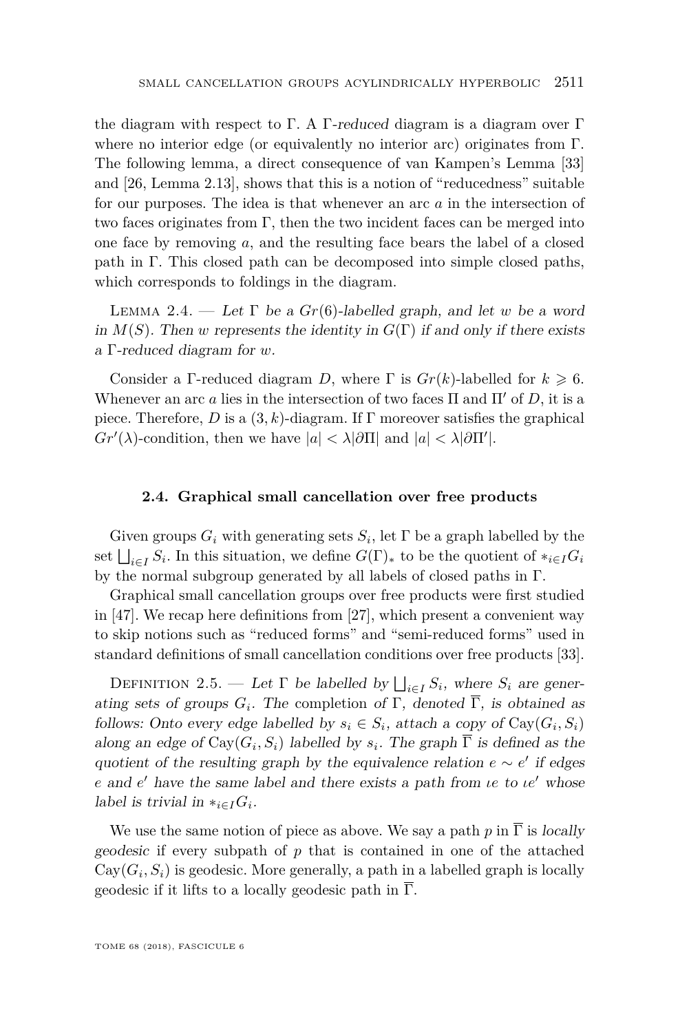the diagram with respect to $\Gamma$. A $\Gamma$-*reduced* diagram is a diagram over $\Gamma$ where no interior edge (or equivalently no interior arc) originates from $\Gamma$. The following lemma, a direct consequence of van Kampen's Lemma [33] and [26, Lemma 2.13], shows that this is a notion of "reducedness" suitable for our purposes. The idea is that whenever an arc $a$ in the intersection of two faces originates from $\Gamma$, then the two incident faces can be merged into one face by removing $a$, and the resulting face bears the label of a closed path in $\Gamma$. This closed path can be decomposed into simple closed paths, which corresponds to foldings in the diagram.

Lemma 2.4. — *Let $\Gamma$ be a $Gr(6)$-labelled graph, and let $w$ be a word in $M(S)$. Then $w$ represents the identity in $G(\Gamma)$ if and only if there exists a $\Gamma$-reduced diagram for $w$.*

Consider a $\Gamma$-reduced diagram $D$, where $\Gamma$ is $Gr(k)$-labelled for $k \geqslant 6$. Whenever an arc $a$ lies in the intersection of two faces $\Pi$ and $\Pi'$ of $D$, it is a piece. Therefore, $D$ is a $(3, k)$-diagram. If $\Gamma$ moreover satisfies the graphical $Gr'(\lambda)$-condition, then we have $|a| < \lambda|\partial\Pi|$ and $|a| < \lambda|\partial\Pi'|$.

### 2.4. Graphical small cancellation over free products

Given groups $G_i$ with generating sets $S_i$, let $\Gamma$ be a graph labelled by the set $\bigsqcup_{i\in I} S_i$. In this situation, we define $G(\Gamma)_*$ to be the quotient of $*_{i\in I}G_i$ by the normal subgroup generated by all labels of closed paths in $\Gamma$.

Graphical small cancellation groups over free products were first studied in [47]. We recap here definitions from [27], which present a convenient way to skip notions such as "reduced forms" and "semi-reduced forms" used in standard definitions of small cancellation conditions over free products [33].

Definition 2.5. — *Let $\Gamma$ be labelled by $\bigsqcup_{i\in I} S_i$, where $S_i$ are generating sets of groups $G_i$. The* completion *of $\Gamma$, denoted $\overline{\Gamma}$, is obtained as follows: Onto every edge labelled by $s_i \in S_i$, attach a copy of $\mathrm{Cay}(G_i, S_i)$ along an edge of $\mathrm{Cay}(G_i, S_i)$ labelled by $s_i$. The graph $\overline{\Gamma}$ is defined as the quotient of the resulting graph by the equivalence relation $e \sim e'$ if edges $e$ and $e'$ have the same label and there exists a path from $\iota e$ to $\iota e'$ whose label is trivial in $*_{i\in I}G_i$.*

We use the same notion of piece as above. We say a path $p$ in $\overline{\Gamma}$ is *locally geodesic* if every subpath of $p$ that is contained in one of the attached $\mathrm{Cay}(G_i, S_i)$ is geodesic. More generally, a path in a labelled graph is locally geodesic if it lifts to a locally geodesic path in $\overline{\Gamma}$.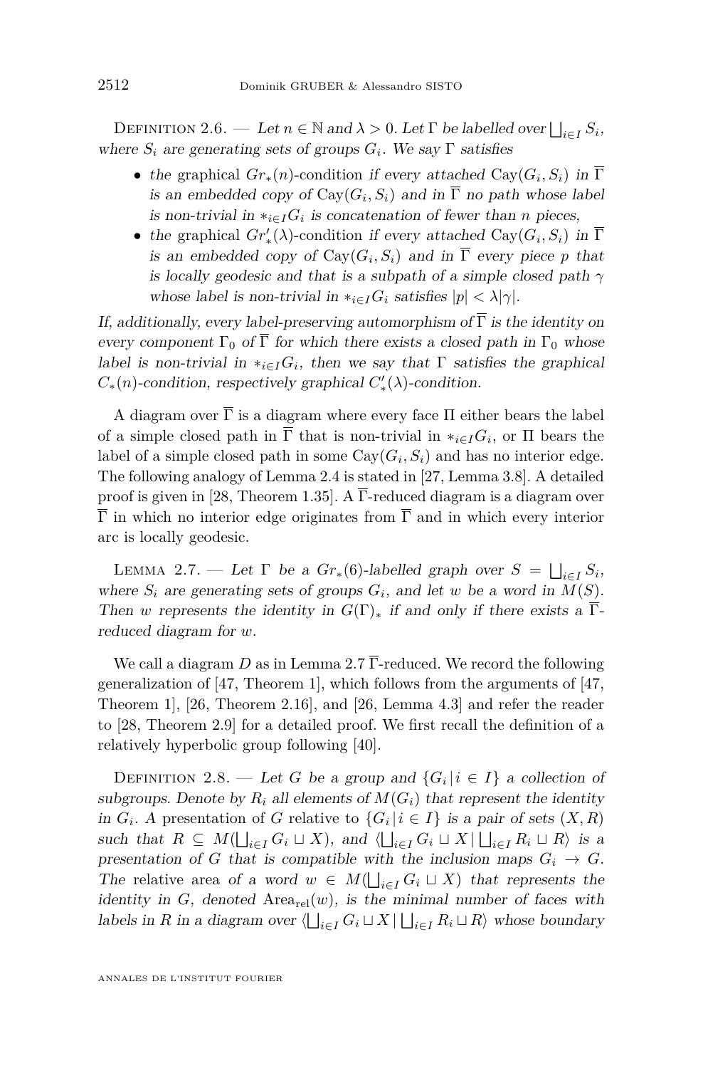Definition 2.6. — *Let $n \in \mathbb{N}$ and $\lambda > 0$. Let $\Gamma$ be labelled over $\bigsqcup_{i\in I} S_i$, where $S_i$ are generating sets of groups $G_i$. We say $\Gamma$ satisfies*

- *the* graphical $Gr_*(n)$-condition *if every attached $\mathrm{Cay}(G_i, S_i)$ in $\overline{\Gamma}$ is an embedded copy of $\mathrm{Cay}(G_i, S_i)$ and in $\overline{\Gamma}$ no path whose label is non-trivial in $*_{i\in I} G_i$ is concatenation of fewer than $n$ pieces,*
- *the* graphical $Gr'_*(\lambda)$-condition *if every attached $\mathrm{Cay}(G_i, S_i)$ in $\overline{\Gamma}$ is an embedded copy of $\mathrm{Cay}(G_i, S_i)$ and in $\overline{\Gamma}$ every piece $p$ that is locally geodesic and that is a subpath of a simple closed path $\gamma$ whose label is non-trivial in $*_{i\in I}G_i$ satisfies $|p| < \lambda|\gamma|$.*

*If, additionally, every label-preserving automorphism of $\overline{\Gamma}$ is the identity on every component $\Gamma_0$ of $\overline{\Gamma}$ for which there exists a closed path in $\Gamma_0$ whose label is non-trivial in $*_{i\in I}G_i$, then we say that $\Gamma$ satisfies the graphical $C_*(n)$-condition, respectively graphical $C'_*(\lambda)$-condition.*

A diagram over $\overline{\Gamma}$ is a diagram where every face $\Pi$ either bears the label of a simple closed path in $\overline{\Gamma}$ that is non-trivial in $*_{i\in I}G_i$, or $\Pi$ bears the label of a simple closed path in some $\mathrm{Cay}(G_i, S_i)$ and has no interior edge. The following analogy of Lemma 2.4 is stated in [27, Lemma 3.8]. A detailed proof is given in [28, Theorem 1.35]. A $\overline{\Gamma}$-reduced diagram is a diagram over $\overline{\Gamma}$ in which no interior edge originates from $\overline{\Gamma}$ and in which every interior arc is locally geodesic.

Lemma 2.7. — *Let $\Gamma$ be a $Gr_*(6)$-labelled graph over $S = \bigsqcup_{i\in I} S_i$, where $S_i$ are generating sets of groups $G_i$, and let $w$ be a word in $M(S)$. Then $w$ represents the identity in $G(\Gamma)_*$ if and only if there exists a $\overline{\Gamma}$-reduced diagram for $w$.*

We call a diagram $D$ as in Lemma 2.7 $\overline{\Gamma}$-reduced. We record the following generalization of [47, Theorem 1], which follows from the arguments of [47, Theorem 1], [26, Theorem 2.16], and [26, Lemma 4.3] and refer the reader to [28, Theorem 2.9] for a detailed proof. We first recall the definition of a relatively hyperbolic group following [40].

Definition 2.8. — *Let $G$ be a group and $\{G_i \mid i \in I\}$ a collection of subgroups. Denote by $R_i$ all elements of $M(G_i)$ that represent the identity in $G_i$. A* presentation of $G$ relative to $\{G_i \mid i \in I\}$ *is a pair of sets $(X, R)$ such that $R \subseteq M(\bigsqcup_{i\in I} G_i \sqcup X)$, and $\langle \bigsqcup_{i\in I} G_i \sqcup X \mid \bigsqcup_{i\in I} R_i \sqcup R\rangle$ is a presentation of $G$ that is compatible with the inclusion maps $G_i \to G$. The* relative area *of a word $w \in M(\bigsqcup_{i\in I} G_i \sqcup X)$ that represents the identity in $G$, denoted $\mathrm{Area}_{\mathrm{rel}}(w)$, is the minimal number of faces with labels in $R$ in a diagram over $\langle \bigsqcup_{i\in I} G_i \sqcup X \mid \bigsqcup_{i\in I} R_i \sqcup R\rangle$ whose boundary*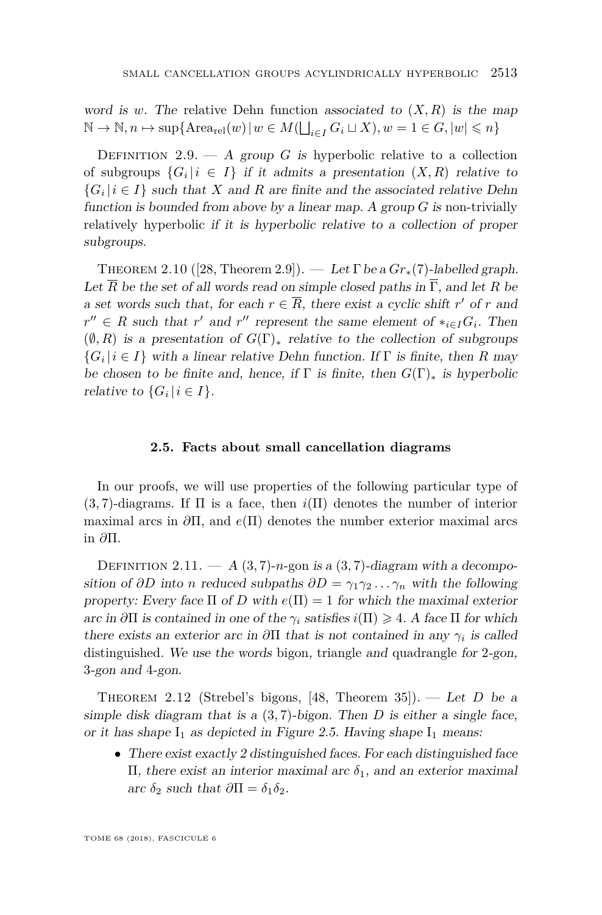word is $w$. The relative Dehn function associated to $(X, R)$ is the map $\mathbb{N} \to \mathbb{N}, n \mapsto \sup\{\mathrm{Area}_{\mathrm{rel}}(w) \,|\, w \in M(\bigsqcup_{i \in I} G_i \sqcup X), w = 1 \in G, |w| \leqslant n\}$

Definition 2.9. — *A group $G$ is* hyperbolic relative to a collection of subgroups $\{G_i \,|\, i \in I\}$ *if it admits a presentation $(X, R)$ relative to $\{G_i \,|\, i \in I\}$ such that $X$ and $R$ are finite and the associated relative Dehn function is bounded from above by a linear map. A group $G$ is* non-trivially relatively hyperbolic *if it is hyperbolic relative to a collection of proper subgroups.*

Theorem 2.10 ([28, Theorem 2.9]). — *Let $\Gamma$ be a $Gr_*(7)$-labelled graph. Let $\overline{R}$ be the set of all words read on simple closed paths in $\overline{\Gamma}$, and let $R$ be a set words such that, for each $r \in \overline{R}$, there exist a cyclic shift $r'$ of $r$ and $r'' \in R$ such that $r'$ and $r''$ represent the same element of $*_{i \in I} G_i$. Then $(\emptyset, R)$ is a presentation of $G(\Gamma)_*$ relative to the collection of subgroups $\{G_i \,|\, i \in I\}$ with a linear relative Dehn function. If $\Gamma$ is finite, then $R$ may be chosen to be finite and, hence, if $\Gamma$ is finite, then $G(\Gamma)_*$ is hyperbolic relative to $\{G_i \,|\, i \in I\}$.*

### 2.5. Facts about small cancellation diagrams

In our proofs, we will use properties of the following particular type of $(3, 7)$-diagrams. If $\Pi$ is a face, then $i(\Pi)$ denotes the number of interior maximal arcs in $\partial\Pi$, and $e(\Pi)$ denotes the number exterior maximal arcs in $\partial\Pi$.

Definition 2.11. — *A $(3, 7)$-$n$-gon is a $(3, 7)$-diagram with a decomposition of $\partial D$ into $n$ reduced subpaths $\partial D = \gamma_1 \gamma_2 \dots \gamma_n$ with the following property: Every face $\Pi$ of $D$ with $e(\Pi) = 1$ for which the maximal exterior arc in $\partial\Pi$ is contained in one of the $\gamma_i$ satisfies $i(\Pi) \geqslant 4$. A face $\Pi$ for which there exists an exterior arc in $\partial\Pi$ that is not contained in any $\gamma_i$ is called* distinguished. *We use the words* bigon, triangle *and* quadrangle *for 2-gon, 3-gon and 4-gon.*

Theorem 2.12 (Strebel's bigons, [48, Theorem 35]). — *Let $D$ be a simple disk diagram that is a $(3, 7)$-bigon. Then $D$ is either a single face, or it has shape $\mathrm{I}_1$ as depicted in Figure 2.5. Having shape $\mathrm{I}_1$ means:*

- *There exist exactly 2 distinguished faces. For each distinguished face $\Pi$, there exist an interior maximal arc $\delta_1$, and an exterior maximal arc $\delta_2$ such that $\partial\Pi = \delta_1 \delta_2$.*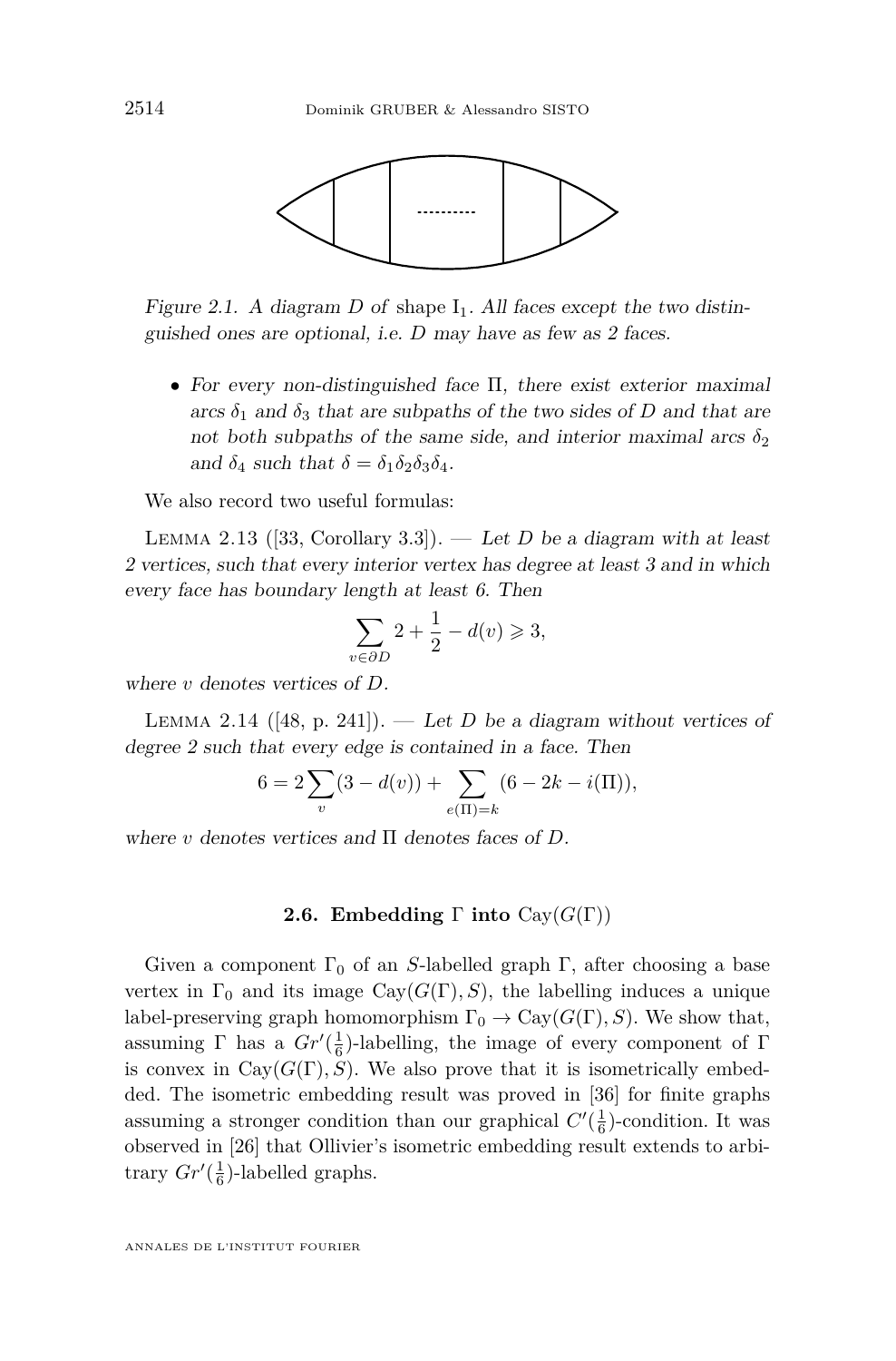Figure 2.1. A diagram $D$ of shape $\mathrm{I}_1$. All faces except the two distinguished ones are optional, i.e. $D$ may have as few as 2 faces.

- For every non-distinguished face $\Pi$, there exist exterior maximal arcs $\delta_1$ and $\delta_3$ that are subpaths of the two sides of $D$ and that are not both subpaths of the same side, and interior maximal arcs $\delta_2$ and $\delta_4$ such that $\delta = \delta_1\delta_2\delta_3\delta_4$.

We also record two useful formulas:

Lemma 2.13 ([33, Corollary 3.3]). — *Let $D$ be a diagram with at least 2 vertices, such that every interior vertex has degree at least 3 and in which every face has boundary length at least 6. Then*

$$\sum_{v\in\partial D} 2 + \frac{1}{2} - d(v) \geqslant 3,$$

*where $v$ denotes vertices of $D$.*

Lemma 2.14 ([48, p. 241]). — *Let $D$ be a diagram without vertices of degree 2 such that every edge is contained in a face. Then*

$$6 = 2\sum_{v}(3 - d(v)) + \sum_{e(\Pi)=k}(6 - 2k - i(\Pi)),$$

*where $v$ denotes vertices and $\Pi$ denotes faces of $D$.*

### 2.6. Embedding $\Gamma$ into $\mathrm{Cay}(G(\Gamma))$

Given a component $\Gamma_0$ of an $S$-labelled graph $\Gamma$, after choosing a base vertex in $\Gamma_0$ and its image $\mathrm{Cay}(G(\Gamma), S)$, the labelling induces a unique label-preserving graph homomorphism $\Gamma_0 \to \mathrm{Cay}(G(\Gamma), S)$. We show that, assuming $\Gamma$ has a $Gr'(\frac{1}{6})$-labelling, the image of every component of $\Gamma$ is convex in $\mathrm{Cay}(G(\Gamma), S)$. We also prove that it is isometrically embedded. The isometric embedding result was proved in [36] for finite graphs assuming a stronger condition than our graphical $C'(\frac{1}{6})$-condition. It was observed in [26] that Ollivier's isometric embedding result extends to arbitrary $Gr'(\frac{1}{6})$-labelled graphs.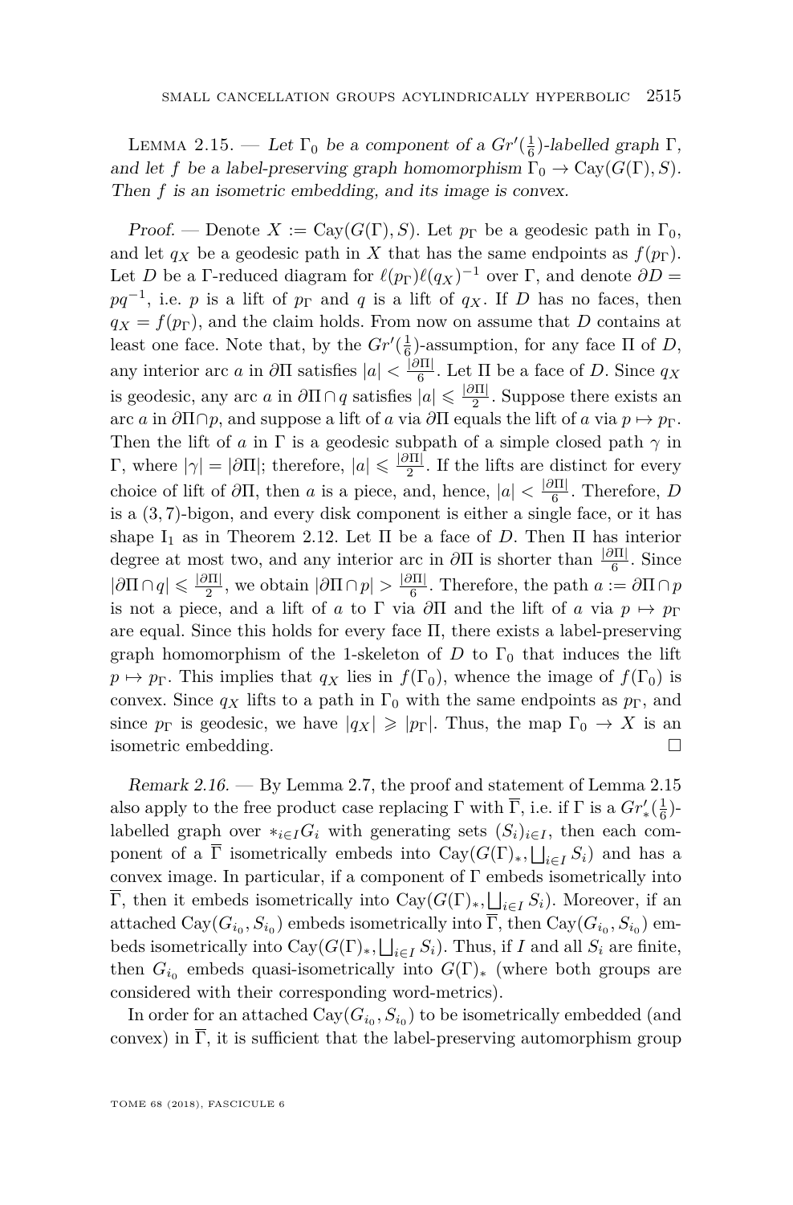Lemma 2.15. — *Let $\Gamma_0$ be a component of a $Gr'(\frac{1}{6})$-labelled graph $\Gamma$, and let $f$ be a label-preserving graph homomorphism $\Gamma_0 \to \mathrm{Cay}(G(\Gamma), S)$. Then $f$ is an isometric embedding, and its image is convex.*

*Proof.* — Denote $X := \mathrm{Cay}(G(\Gamma), S)$. Let $p_\Gamma$ be a geodesic path in $\Gamma_0$, and let $q_X$ be a geodesic path in $X$ that has the same endpoints as $f(p_\Gamma)$. Let $D$ be a $\Gamma$-reduced diagram for $\ell(p_\Gamma)\ell(q_X)^{-1}$ over $\Gamma$, and denote $\partial D = pq^{-1}$, i.e. $p$ is a lift of $p_\Gamma$ and $q$ is a lift of $q_X$. If $D$ has no faces, then $q_X = f(p_\Gamma)$, and the claim holds. From now on assume that $D$ contains at least one face. Note that, by the $Gr'(\frac{1}{6})$-assumption, for any face $\Pi$ of $D$, any interior arc $a$ in $\partial\Pi$ satisfies $|a| < \frac{|\partial\Pi|}{6}$. Let $\Pi$ be a face of $D$. Since $q_X$ is geodesic, any arc $a$ in $\partial\Pi \cap q$ satisfies $|a| \leqslant \frac{|\partial\Pi|}{2}$. Suppose there exists an arc $a$ in $\partial\Pi \cap p$, and suppose a lift of $a$ via $\partial\Pi$ equals the lift of $a$ via $p \mapsto p_\Gamma$. Then the lift of $a$ in $\Gamma$ is a geodesic subpath of a simple closed path $\gamma$ in $\Gamma$, where $|\gamma| = |\partial\Pi|$; therefore, $|a| \leqslant \frac{|\partial\Pi|}{2}$. If the lifts are distinct for every choice of lift of $\partial\Pi$, then $a$ is a piece, and, hence, $|a| < \frac{|\partial\Pi|}{6}$. Therefore, $D$ is a $(3, 7)$-bigon, and every disk component is either a single face, or it has shape $\mathrm{I}_1$ as in Theorem 2.12. Let $\Pi$ be a face of $D$. Then $\Pi$ has interior degree at most two, and any interior arc in $\partial\Pi$ is shorter than $\frac{|\partial\Pi|}{6}$. Since $|\partial\Pi \cap q| \leqslant \frac{|\partial\Pi|}{2}$, we obtain $|\partial\Pi \cap p| > \frac{|\partial\Pi|}{6}$. Therefore, the path $a := \partial\Pi \cap p$ is not a piece, and a lift of $a$ to $\Gamma$ via $\partial\Pi$ and the lift of $a$ via $p \mapsto p_\Gamma$ are equal. Since this holds for every face $\Pi$, there exists a label-preserving graph homomorphism of the 1-skeleton of $D$ to $\Gamma_0$ that induces the lift $p \mapsto p_\Gamma$. This implies that $q_X$ lies in $f(\Gamma_0)$, whence the image of $f(\Gamma_0)$ is convex. Since $q_X$ lifts to a path in $\Gamma_0$ with the same endpoints as $p_\Gamma$, and since $p_\Gamma$ is geodesic, we have $|q_X| \geqslant |p_\Gamma|$. Thus, the map $\Gamma_0 \to X$ is an isometric embedding. $\square$

*Remark 2.16.* — By Lemma 2.7, the proof and statement of Lemma 2.15 also apply to the free product case replacing $\Gamma$ with $\overline{\Gamma}$, i.e. if $\Gamma$ is a $Gr'_*(\frac{1}{6})$-labelled graph over $*_{i\in I}G_i$ with generating sets $(S_i)_{i\in I}$, then each component of a $\overline{\Gamma}$ isometrically embeds into $\mathrm{Cay}(G(\Gamma)_*, \bigsqcup_{i\in I} S_i)$ and has a convex image. In particular, if a component of $\Gamma$ embeds isometrically into $\overline{\Gamma}$, then it embeds isometrically into $\mathrm{Cay}(G(\Gamma)_*, \bigsqcup_{i\in I} S_i)$. Moreover, if an attached $\mathrm{Cay}(G_{i_0}, S_{i_0})$ embeds isometrically into $\overline{\Gamma}$, then $\mathrm{Cay}(G_{i_0}, S_{i_0})$ embeds isometrically into $\mathrm{Cay}(G(\Gamma)_*, \bigsqcup_{i\in I} S_i)$. Thus, if $I$ and all $S_i$ are finite, then $G_{i_0}$ embeds quasi-isometrically into $G(\Gamma)_*$ (where both groups are considered with their corresponding word-metrics).

In order for an attached $\mathrm{Cay}(G_{i_0}, S_{i_0})$ to be isometrically embedded (and convex) in $\overline{\Gamma}$, it is sufficient that the label-preserving automorphism group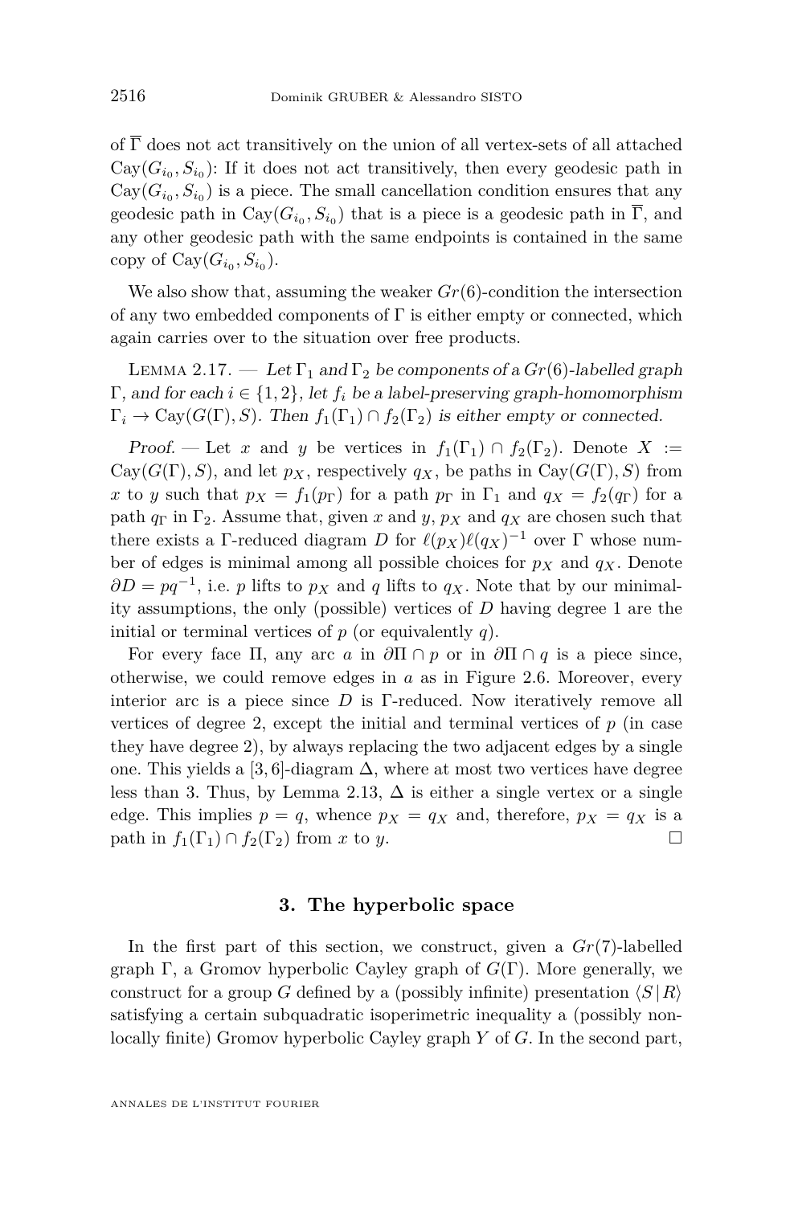of $\overline{\Gamma}$ does not act transitively on the union of all vertex-sets of all attached $\mathrm{Cay}(G_{i_0}, S_{i_0})$: If it does not act transitively, then every geodesic path in $\mathrm{Cay}(G_{i_0}, S_{i_0})$ is a piece. The small cancellation condition ensures that any geodesic path in $\mathrm{Cay}(G_{i_0}, S_{i_0})$ that is a piece is a geodesic path in $\overline{\Gamma}$, and any other geodesic path with the same endpoints is contained in the same copy of $\mathrm{Cay}(G_{i_0}, S_{i_0})$.

We also show that, assuming the weaker $Gr(6)$-condition the intersection of any two embedded components of $\Gamma$ is either empty or connected, which again carries over to the situation over free products.

Lemma 2.17. — *Let $\Gamma_1$ and $\Gamma_2$ be components of a $Gr(6)$-labelled graph $\Gamma$, and for each $i \in \{1, 2\}$, let $f_i$ be a label-preserving graph-homomorphism $\Gamma_i \to \mathrm{Cay}(G(\Gamma), S)$. Then $f_1(\Gamma_1) \cap f_2(\Gamma_2)$ is either empty or connected.*

*Proof.* — Let $x$ and $y$ be vertices in $f_1(\Gamma_1) \cap f_2(\Gamma_2)$. Denote $X := \mathrm{Cay}(G(\Gamma), S)$, and let $p_X$, respectively $q_X$, be paths in $\mathrm{Cay}(G(\Gamma), S)$ from $x$ to $y$ such that $p_X = f_1(p_\Gamma)$ for a path $p_\Gamma$ in $\Gamma_1$ and $q_X = f_2(q_\Gamma)$ for a path $q_\Gamma$ in $\Gamma_2$. Assume that, given $x$ and $y$, $p_X$ and $q_X$ are chosen such that there exists a $\Gamma$-reduced diagram $D$ for $\ell(p_X)\ell(q_X)^{-1}$ over $\Gamma$ whose number of edges is minimal among all possible choices for $p_X$ and $q_X$. Denote $\partial D = pq^{-1}$, i.e. $p$ lifts to $p_X$ and $q$ lifts to $q_X$. Note that by our minimality assumptions, the only (possible) vertices of $D$ having degree 1 are the initial or terminal vertices of $p$ (or equivalently $q$).

For every face $\Pi$, any arc $a$ in $\partial\Pi \cap p$ or in $\partial\Pi \cap q$ is a piece since, otherwise, we could remove edges in $a$ as in Figure 2.6. Moreover, every interior arc is a piece since $D$ is $\Gamma$-reduced. Now iteratively remove all vertices of degree 2, except the initial and terminal vertices of $p$ (in case they have degree 2), by always replacing the two adjacent edges by a single one. This yields a $[3, 6]$-diagram $\Delta$, where at most two vertices have degree less than 3. Thus, by Lemma 2.13, $\Delta$ is either a single vertex or a single edge. This implies $p = q$, whence $p_X = q_X$ and, therefore, $p_X = q_X$ is a path in $f_1(\Gamma_1) \cap f_2(\Gamma_2)$ from $x$ to $y$. □

## 3. The hyperbolic space

In the first part of this section, we construct, given a $Gr(7)$-labelled graph $\Gamma$, a Gromov hyperbolic Cayley graph of $G(\Gamma)$. More generally, we construct for a group $G$ defined by a (possibly infinite) presentation $\langle S \mid R \rangle$ satisfying a certain subquadratic isoperimetric inequality a (possibly non-locally finite) Gromov hyperbolic Cayley graph $Y$ of $G$. In the second part,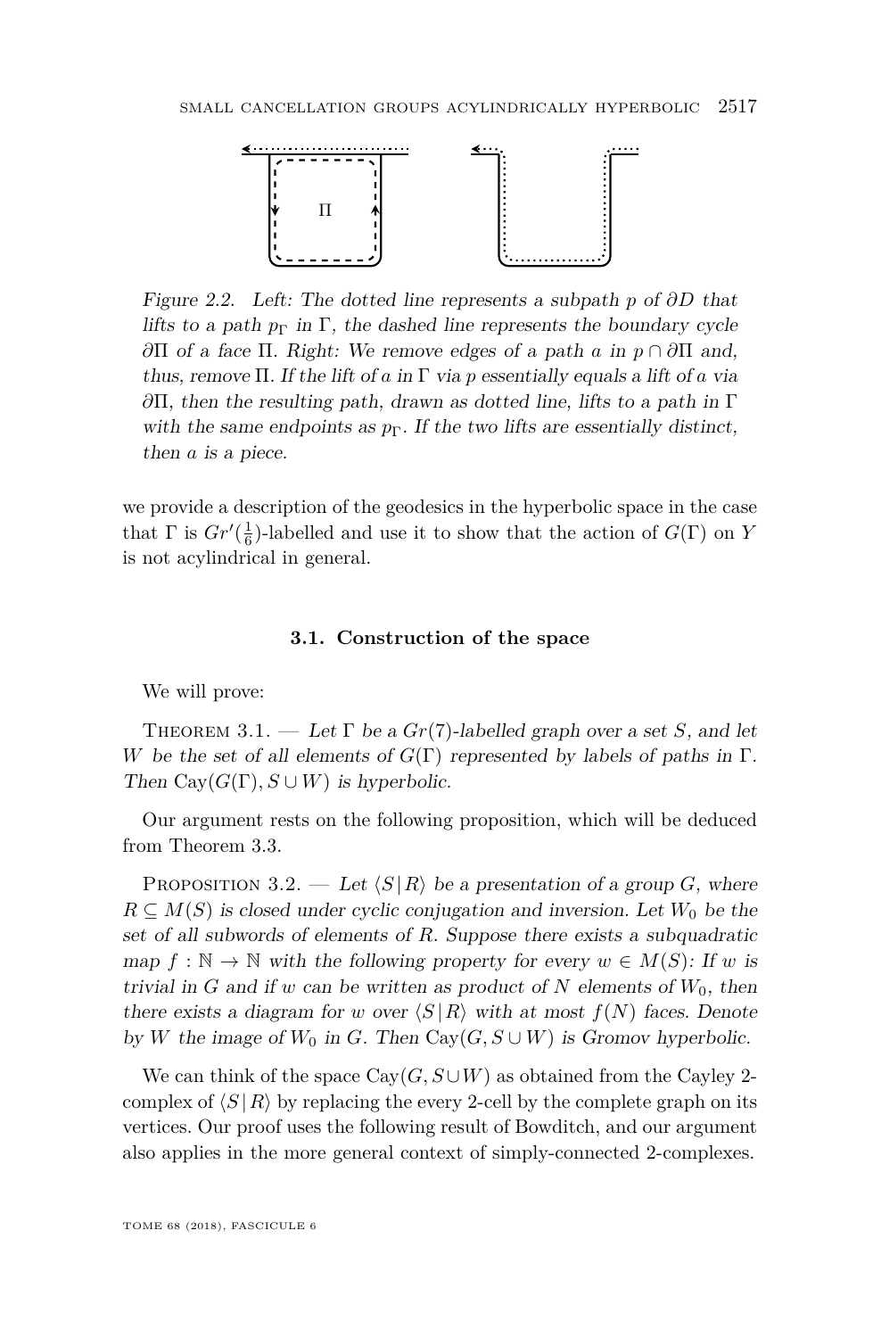*Figure 2.2.* *Left: The dotted line represents a subpath $p$ of $\partial D$ that lifts to a path $p_\Gamma$ in $\Gamma$, the dashed line represents the boundary cycle $\partial\Pi$ of a face $\Pi$. Right: We remove edges of a path $a$ in $p \cap \partial\Pi$ and, thus, remove $\Pi$. If the lift of $a$ in $\Gamma$ via $p$ essentially equals a lift of $a$ via $\partial\Pi$, then the resulting path, drawn as dotted line, lifts to a path in $\Gamma$ with the same endpoints as $p_\Gamma$. If the two lifts are essentially distinct, then $a$ is a piece.*

we provide a description of the geodesics in the hyperbolic space in the case that $\Gamma$ is $Gr'(\frac{1}{6})$-labelled and use it to show that the action of $G(\Gamma)$ on $Y$ is not acylindrical in general.

### 3.1. Construction of the space

We will prove:

Theorem 3.1. — *Let $\Gamma$ be a $Gr(7)$-labelled graph over a set $S$, and let $W$ be the set of all elements of $G(\Gamma)$ represented by labels of paths in $\Gamma$. Then $\mathrm{Cay}(G(\Gamma), S \cup W)$ is hyperbolic.*

Our argument rests on the following proposition, which will be deduced from Theorem 3.3.

Proposition 3.2. — *Let $\langle S \,|\, R\rangle$ be a presentation of a group $G$, where $R \subseteq M(S)$ is closed under cyclic conjugation and inversion. Let $W_0$ be the set of all subwords of elements of $R$. Suppose there exists a subquadratic map $f : \mathbb{N} \to \mathbb{N}$ with the following property for every $w \in M(S)$: If $w$ is trivial in $G$ and if $w$ can be written as product of $N$ elements of $W_0$, then there exists a diagram for $w$ over $\langle S \,|\, R\rangle$ with at most $f(N)$ faces. Denote by $W$ the image of $W_0$ in $G$. Then $\mathrm{Cay}(G, S \cup W)$ is Gromov hyperbolic.*

We can think of the space $\mathrm{Cay}(G, S\cup W)$ as obtained from the Cayley 2-complex of $\langle S \,|\, R\rangle$ by replacing the every 2-cell by the complete graph on its vertices. Our proof uses the following result of Bowditch, and our argument also applies in the more general context of simply-connected 2-complexes.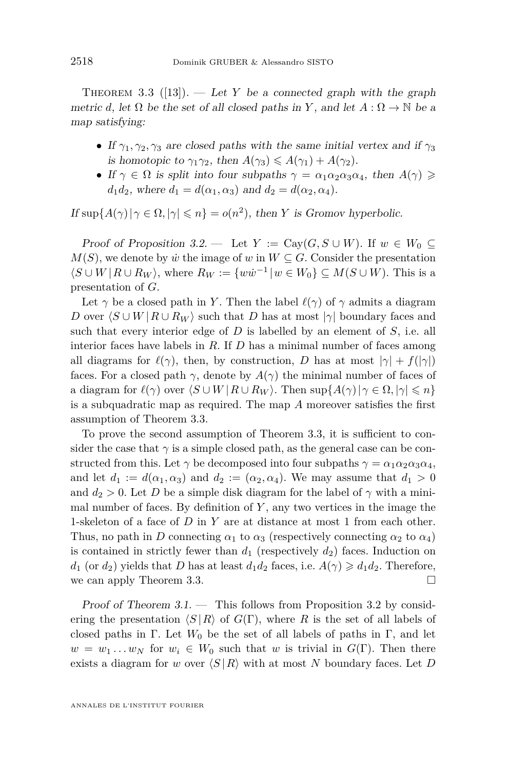Theorem 3.3 ([13]). — *Let $Y$ be a connected graph with the graph metric $d$, let $\Omega$ be the set of all closed paths in $Y$, and let $A : \Omega \to \mathbb{N}$ be a map satisfying:*

- *If $\gamma_1, \gamma_2, \gamma_3$ are closed paths with the same initial vertex and if $\gamma_3$ is homotopic to $\gamma_1\gamma_2$, then $A(\gamma_3) \leqslant A(\gamma_1) + A(\gamma_2)$.*
- *If $\gamma \in \Omega$ is split into four subpaths $\gamma = \alpha_1\alpha_2\alpha_3\alpha_4$, then $A(\gamma) \geqslant d_1 d_2$, where $d_1 = d(\alpha_1, \alpha_3)$ and $d_2 = d(\alpha_2, \alpha_4)$.*

*If $\sup\{A(\gamma) \mid \gamma \in \Omega, |\gamma| \leqslant n\} = o(n^2)$, then $Y$ is Gromov hyperbolic.*

*Proof of Proposition 3.2.* — Let $Y := \mathrm{Cay}(G, S \cup W)$. If $w \in W_0 \subseteq M(S)$, we denote by $\dot{w}$ the image of $w$ in $W \subseteq G$. Consider the presentation $\langle S \cup W \mid R \cup R_W \rangle$, where $R_W := \{w\dot{w}^{-1} \mid w \in W_0\} \subseteq M(S \cup W)$. This is a presentation of $G$.

Let $\gamma$ be a closed path in $Y$. Then the label $\ell(\gamma)$ of $\gamma$ admits a diagram $D$ over $\langle S \cup W \mid R \cup R_W \rangle$ such that $D$ has at most $|\gamma|$ boundary faces and such that every interior edge of $D$ is labelled by an element of $S$, i.e. all interior faces have labels in $R$. If $D$ has a minimal number of faces among all diagrams for $\ell(\gamma)$, then, by construction, $D$ has at most $|\gamma| + f(|\gamma|)$ faces. For a closed path $\gamma$, denote by $A(\gamma)$ the minimal number of faces of a diagram for $\ell(\gamma)$ over $\langle S \cup W \mid R \cup R_W \rangle$. Then $\sup\{A(\gamma) \mid \gamma \in \Omega, |\gamma| \leqslant n\}$ is a subquadratic map as required. The map $A$ moreover satisfies the first assumption of Theorem 3.3.

To prove the second assumption of Theorem 3.3, it is sufficient to consider the case that $\gamma$ is a simple closed path, as the general case can be constructed from this. Let $\gamma$ be decomposed into four subpaths $\gamma = \alpha_1\alpha_2\alpha_3\alpha_4$, and let $d_1 := d(\alpha_1, \alpha_3)$ and $d_2 := (\alpha_2, \alpha_4)$. We may assume that $d_1 > 0$ and $d_2 > 0$. Let $D$ be a simple disk diagram for the label of $\gamma$ with a minimal number of faces. By definition of $Y$, any two vertices in the image the 1-skeleton of a face of $D$ in $Y$ are at distance at most 1 from each other. Thus, no path in $D$ connecting $\alpha_1$ to $\alpha_3$ (respectively connecting $\alpha_2$ to $\alpha_4$) is contained in strictly fewer than $d_1$ (respectively $d_2$) faces. Induction on $d_1$ (or $d_2$) yields that $D$ has at least $d_1 d_2$ faces, i.e. $A(\gamma) \geqslant d_1 d_2$. Therefore, we can apply Theorem 3.3. $\square$

*Proof of Theorem 3.1.* — This follows from Proposition 3.2 by considering the presentation $\langle S \mid R \rangle$ of $G(\Gamma)$, where $R$ is the set of all labels of closed paths in $\Gamma$. Let $W_0$ be the set of all labels of paths in $\Gamma$, and let $w = w_1 \ldots w_N$ for $w_i \in W_0$ such that $w$ is trivial in $G(\Gamma)$. Then there exists a diagram for $w$ over $\langle S \mid R \rangle$ with at most $N$ boundary faces. Let $D$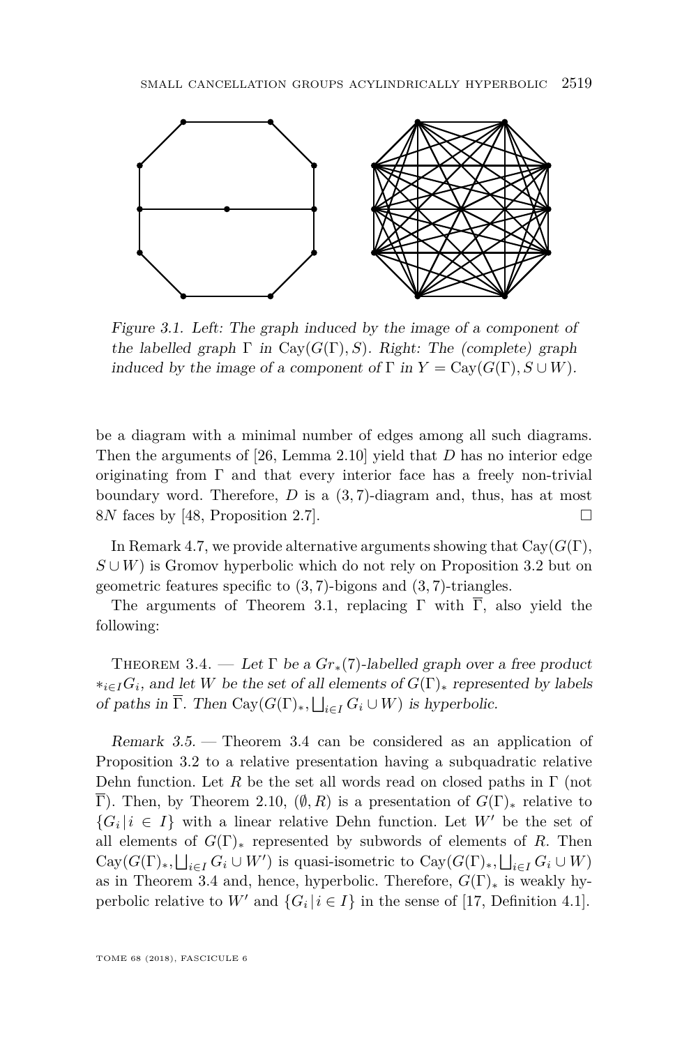Figure 3.1. Left: The graph induced by the image of a component of the labelled graph $\Gamma$ in $\mathrm{Cay}(G(\Gamma), S)$. Right: The (complete) graph induced by the image of a component of $\Gamma$ in $Y = \mathrm{Cay}(G(\Gamma), S \cup W)$.

be a diagram with a minimal number of edges among all such diagrams. Then the arguments of [26, Lemma 2.10] yield that $D$ has no interior edge originating from $\Gamma$ and that every interior face has a freely non-trivial boundary word. Therefore, $D$ is a $(3, 7)$-diagram and, thus, has at most $8N$ faces by [48, Proposition 2.7]. □

In Remark 4.7, we provide alternative arguments showing that $\mathrm{Cay}(G(\Gamma), S \cup W)$ is Gromov hyperbolic which do not rely on Proposition 3.2 but on geometric features specific to $(3, 7)$-bigons and $(3, 7)$-triangles.

The arguments of Theorem 3.1, replacing $\Gamma$ with $\overline{\Gamma}$, also yield the following:

Theorem 3.4. — *Let $\Gamma$ be a $Gr_*(7)$-labelled graph over a free product $*_{i \in I} G_i$, and let $W$ be the set of all elements of $G(\Gamma)_*$ represented by labels of paths in $\overline{\Gamma}$. Then $\mathrm{Cay}(G(\Gamma)_*, \bigsqcup_{i \in I} G_i \cup W)$ is hyperbolic.*

*Remark 3.5.* — Theorem 3.4 can be considered as an application of Proposition 3.2 to a relative presentation having a subquadratic relative Dehn function. Let $R$ be the set all words read on closed paths in $\Gamma$ (not $\overline{\Gamma}$). Then, by Theorem 2.10, $(\emptyset, R)$ is a presentation of $G(\Gamma)_*$ relative to $\{G_i \,|\, i \in I\}$ with a linear relative Dehn function. Let $W'$ be the set of all elements of $G(\Gamma)_*$ represented by subwords of elements of $R$. Then $\mathrm{Cay}(G(\Gamma)_*, \bigsqcup_{i \in I} G_i \cup W')$ is quasi-isometric to $\mathrm{Cay}(G(\Gamma)_*, \bigsqcup_{i \in I} G_i \cup W)$ as in Theorem 3.4 and, hence, hyperbolic. Therefore, $G(\Gamma)_*$ is weakly hyperbolic relative to $W'$ and $\{G_i \,|\, i \in I\}$ in the sense of [17, Definition 4.1].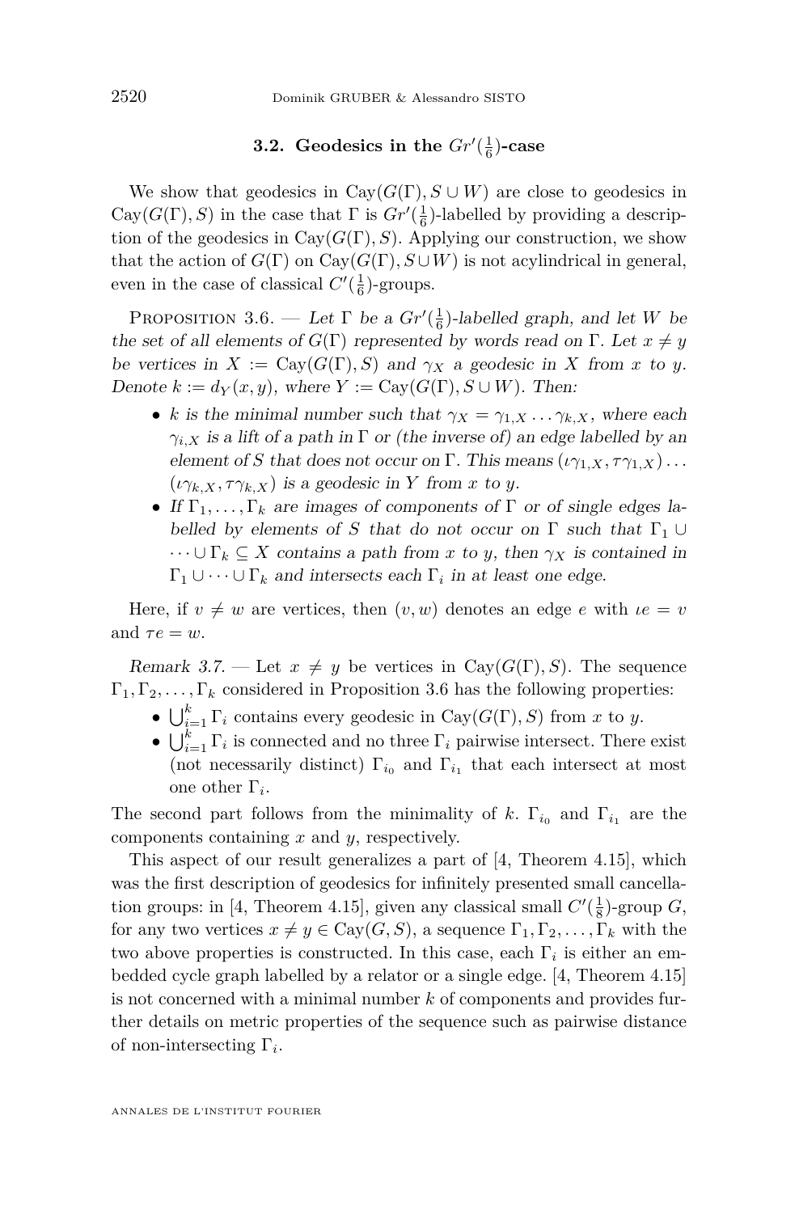### 3.2. Geodesics in the $Gr'(\frac{1}{6})$-case

We show that geodesics in $\mathrm{Cay}(G(\Gamma), S \cup W)$ are close to geodesics in $\mathrm{Cay}(G(\Gamma), S)$ in the case that $\Gamma$ is $Gr'(\frac{1}{6})$-labelled by providing a description of the geodesics in $\mathrm{Cay}(G(\Gamma), S)$. Applying our construction, we show that the action of $G(\Gamma)$ on $\mathrm{Cay}(G(\Gamma), S \cup W)$ is not acylindrical in general, even in the case of classical $C'(\frac{1}{6})$-groups.

Proposition 3.6. — *Let $\Gamma$ be a $Gr'(\frac{1}{6})$-labelled graph, and let $W$ be the set of all elements of $G(\Gamma)$ represented by words read on $\Gamma$. Let $x \neq y$ be vertices in $X := \mathrm{Cay}(G(\Gamma), S)$ and $\gamma_X$ a geodesic in $X$ from $x$ to $y$. Denote $k := d_Y(x, y)$, where $Y := \mathrm{Cay}(G(\Gamma), S \cup W)$. Then:*

- *$k$ is the minimal number such that $\gamma_X = \gamma_{1,X} \dots \gamma_{k,X}$, where each $\gamma_{i,X}$ is a lift of a path in $\Gamma$ or (the inverse of) an edge labelled by an element of $S$ that does not occur on $\Gamma$. This means $(\iota\gamma_{1,X}, \tau\gamma_{1,X}) \dots (\iota\gamma_{k,X}, \tau\gamma_{k,X})$ is a geodesic in $Y$ from $x$ to $y$.*
- *If $\Gamma_1, \dots, \Gamma_k$ are images of components of $\Gamma$ or of single edges labelled by elements of $S$ that do not occur on $\Gamma$ such that $\Gamma_1 \cup \dots \cup \Gamma_k \subseteq X$ contains a path from $x$ to $y$, then $\gamma_X$ is contained in $\Gamma_1 \cup \dots \cup \Gamma_k$ and intersects each $\Gamma_i$ in at least one edge.*

Here, if $v \neq w$ are vertices, then $(v, w)$ denotes an edge $e$ with $\iota e = v$ and $\tau e = w$.

*Remark 3.7.* — Let $x \neq y$ be vertices in $\mathrm{Cay}(G(\Gamma), S)$. The sequence $\Gamma_1, \Gamma_2, \dots, \Gamma_k$ considered in Proposition 3.6 has the following properties:

- $\bigcup_{i=1}^k \Gamma_i$ contains every geodesic in $\mathrm{Cay}(G(\Gamma), S)$ from $x$ to $y$.
- $\bigcup_{i=1}^k \Gamma_i$ is connected and no three $\Gamma_i$ pairwise intersect. There exist (not necessarily distinct) $\Gamma_{i_0}$ and $\Gamma_{i_1}$ that each intersect at most one other $\Gamma_i$.

The second part follows from the minimality of $k$. $\Gamma_{i_0}$ and $\Gamma_{i_1}$ are the components containing $x$ and $y$, respectively.

This aspect of our result generalizes a part of [4, Theorem 4.15], which was the first description of geodesics for infinitely presented small cancellation groups: in [4, Theorem 4.15], given any classical small $C'(\frac{1}{8})$-group $G$, for any two vertices $x \neq y \in \mathrm{Cay}(G, S)$, a sequence $\Gamma_1, \Gamma_2, \dots, \Gamma_k$ with the two above properties is constructed. In this case, each $\Gamma_i$ is either an embedded cycle graph labelled by a relator or a single edge. [4, Theorem 4.15] is not concerned with a minimal number $k$ of components and provides further details on metric properties of the sequence such as pairwise distance of non-intersecting $\Gamma_i$.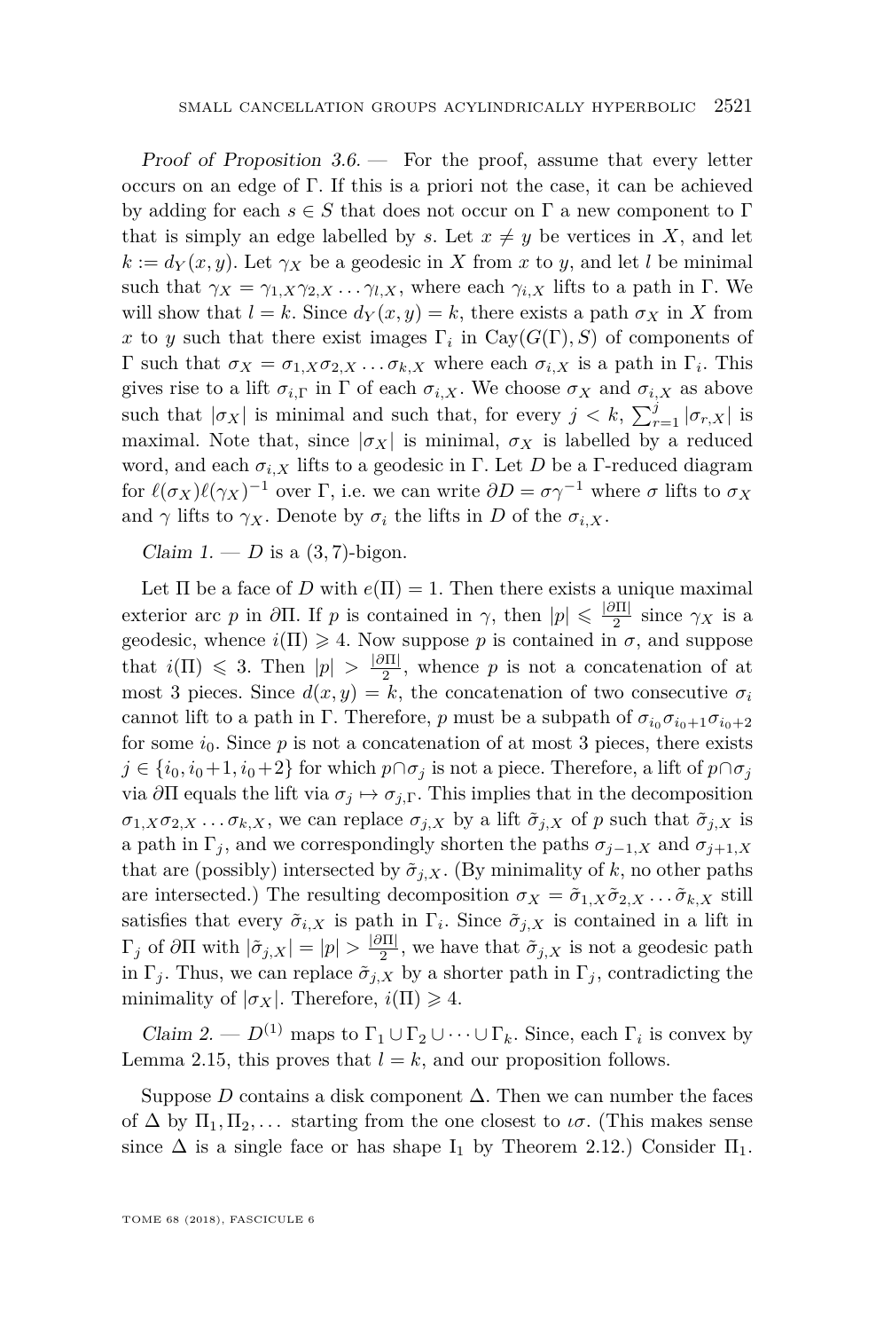*Proof of Proposition 3.6.* — For the proof, assume that every letter occurs on an edge of $\Gamma$. If this is a priori not the case, it can be achieved by adding for each $s \in S$ that does not occur on $\Gamma$ a new component to $\Gamma$ that is simply an edge labelled by $s$. Let $x \neq y$ be vertices in $X$, and let $k := d_Y(x, y)$. Let $\gamma_X$ be a geodesic in $X$ from $x$ to $y$, and let $l$ be minimal such that $\gamma_X = \gamma_{1,X}\gamma_{2,X} \ldots \gamma_{l,X}$, where each $\gamma_{i,X}$ lifts to a path in $\Gamma$. We will show that $l = k$. Since $d_Y(x, y) = k$, there exists a path $\sigma_X$ in $X$ from $x$ to $y$ such that there exist images $\Gamma_i$ in $\mathrm{Cay}(G(\Gamma), S)$ of components of $\Gamma$ such that $\sigma_X = \sigma_{1,X}\sigma_{2,X} \ldots \sigma_{k,X}$ where each $\sigma_{i,X}$ is a path in $\Gamma_i$. This gives rise to a lift $\sigma_{i,\Gamma}$ in $\Gamma$ of each $\sigma_{i,X}$. We choose $\sigma_X$ and $\sigma_{i,X}$ as above such that $|\sigma_X|$ is minimal and such that, for every $j < k$, $\sum_{r=1}^{j} |\sigma_{r,X}|$ is maximal. Note that, since $|\sigma_X|$ is minimal, $\sigma_X$ is labelled by a reduced word, and each $\sigma_{i,X}$ lifts to a geodesic in $\Gamma$. Let $D$ be a $\Gamma$-reduced diagram for $\ell(\sigma_X)\ell(\gamma_X)^{-1}$ over $\Gamma$, i.e. we can write $\partial D = \sigma\gamma^{-1}$ where $\sigma$ lifts to $\sigma_X$ and $\gamma$ lifts to $\gamma_X$. Denote by $\sigma_i$ the lifts in $D$ of the $\sigma_{i,X}$.

*Claim 1.* — $D$ is a $(3, 7)$-bigon.

Let $\Pi$ be a face of $D$ with $e(\Pi) = 1$. Then there exists a unique maximal exterior arc $p$ in $\partial\Pi$. If $p$ is contained in $\gamma$, then $|p| \leqslant \frac{|\partial\Pi|}{2}$ since $\gamma_X$ is a geodesic, whence $i(\Pi) \geqslant 4$. Now suppose $p$ is contained in $\sigma$, and suppose that $i(\Pi) \leqslant 3$. Then $|p| > \frac{|\partial\Pi|}{2}$, whence $p$ is not a concatenation of at most 3 pieces. Since $d(x, y) = k$, the concatenation of two consecutive $\sigma_i$ cannot lift to a path in $\Gamma$. Therefore, $p$ must be a subpath of $\sigma_{i_0}\sigma_{i_0+1}\sigma_{i_0+2}$ for some $i_0$. Since $p$ is not a concatenation of at most 3 pieces, there exists $j \in \{i_0, i_0+1, i_0+2\}$ for which $p \cap \sigma_j$ is not a piece. Therefore, a lift of $p \cap \sigma_j$ via $\partial\Pi$ equals the lift via $\sigma_j \mapsto \sigma_{j,\Gamma}$. This implies that in the decomposition $\sigma_{1,X}\sigma_{2,X} \ldots \sigma_{k,X}$, we can replace $\sigma_{j,X}$ by a lift $\tilde{\sigma}_{j,X}$ of $p$ such that $\tilde{\sigma}_{j,X}$ is a path in $\Gamma_j$, and we correspondingly shorten the paths $\sigma_{j-1,X}$ and $\sigma_{j+1,X}$ that are (possibly) intersected by $\tilde{\sigma}_{j,X}$. (By minimality of $k$, no other paths are intersected.) The resulting decomposition $\sigma_X = \tilde{\sigma}_{1,X}\tilde{\sigma}_{2,X} \ldots \tilde{\sigma}_{k,X}$ still satisfies that every $\tilde{\sigma}_{i,X}$ is path in $\Gamma_i$. Since $\tilde{\sigma}_{j,X}$ is contained in a lift in $\Gamma_j$ of $\partial\Pi$ with $|\tilde{\sigma}_{j,X}| = |p| > \frac{|\partial\Pi|}{2}$, we have that $\tilde{\sigma}_{j,X}$ is not a geodesic path in $\Gamma_j$. Thus, we can replace $\tilde{\sigma}_{j,X}$ by a shorter path in $\Gamma_j$, contradicting the minimality of $|\sigma_X|$. Therefore, $i(\Pi) \geqslant 4$.

*Claim 2.* — $D^{(1)}$ maps to $\Gamma_1 \cup \Gamma_2 \cup \cdots \cup \Gamma_k$. Since, each $\Gamma_i$ is convex by Lemma 2.15, this proves that $l = k$, and our proposition follows.

Suppose $D$ contains a disk component $\Delta$. Then we can number the faces of $\Delta$ by $\Pi_1, \Pi_2, \ldots$ starting from the one closest to $\iota\sigma$. (This makes sense since $\Delta$ is a single face or has shape $\mathrm{I}_1$ by Theorem 2.12.) Consider $\Pi_1$.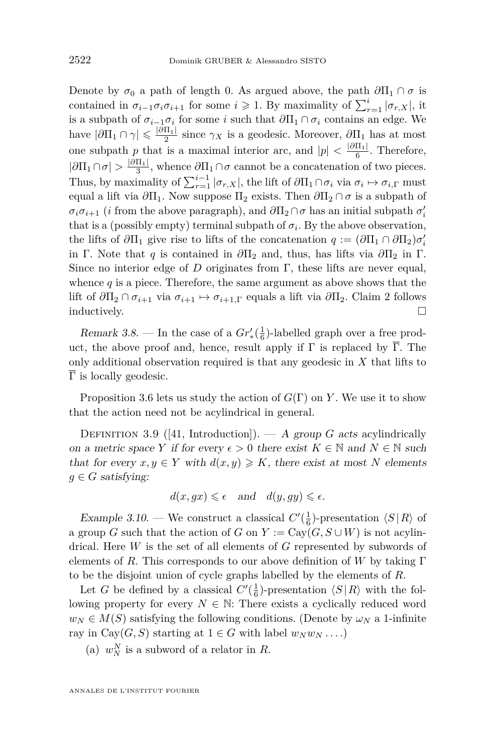Denote by $\sigma_0$ a path of length 0. As argued above, the path $\partial\Pi_1 \cap \sigma$ is contained in $\sigma_{i-1}\sigma_i\sigma_{i+1}$ for some $i \geqslant 1$. By maximality of $\sum_{r=1}^{i} |\sigma_{r,X}|$, it is a subpath of $\sigma_{i-1}\sigma_i$ for some $i$ such that $\partial\Pi_1 \cap \sigma_i$ contains an edge. We have $|\partial\Pi_1 \cap \gamma| \leqslant \frac{|\partial\Pi_1|}{2}$ since $\gamma_X$ is a geodesic. Moreover, $\partial\Pi_1$ has at most one subpath $p$ that is a maximal interior arc, and $|p| < \frac{|\partial\Pi_1|}{6}$. Therefore, $|\partial\Pi_1 \cap \sigma| > \frac{|\partial\Pi_1|}{3}$, whence $\partial\Pi_1 \cap \sigma$ cannot be a concatenation of two pieces. Thus, by maximality of $\sum_{r=1}^{i-1} |\sigma_{r,X}|$, the lift of $\partial\Pi_1 \cap \sigma_i$ via $\sigma_i \mapsto \sigma_{i,\Gamma}$ must equal a lift via $\partial\Pi_1$. Now suppose $\Pi_2$ exists. Then $\partial\Pi_2 \cap \sigma$ is a subpath of $\sigma_i\sigma_{i+1}$ ($i$ from the above paragraph), and $\partial\Pi_2 \cap \sigma$ has an initial subpath $\sigma_i'$ that is a (possibly empty) terminal subpath of $\sigma_i$. By the above observation, the lifts of $\partial\Pi_1$ give rise to lifts of the concatenation $q := (\partial\Pi_1 \cap \partial\Pi_2)\sigma_i'$ in $\Gamma$. Note that $q$ is contained in $\partial\Pi_2$ and, thus, has lifts via $\partial\Pi_2$ in $\Gamma$. Since no interior edge of $D$ originates from $\Gamma$, these lifts are never equal, whence $q$ is a piece. Therefore, the same argument as above shows that the lift of $\partial\Pi_2 \cap \sigma_{i+1}$ via $\sigma_{i+1} \mapsto \sigma_{i+1,\Gamma}$ equals a lift via $\partial\Pi_2$. Claim 2 follows inductively. ∎

*Remark 3.8.* — In the case of a $Gr'_*(\frac{1}{6})$-labelled graph over a free product, the above proof and, hence, result apply if $\Gamma$ is replaced by $\overline{\Gamma}$. The only additional observation required is that any geodesic in $X$ that lifts to $\overline{\Gamma}$ is locally geodesic.

Proposition 3.6 lets us study the action of $G(\Gamma)$ on $Y$. We use it to show that the action need not be acylindrical in general.

Definition 3.9 ([41, Introduction]). — *A group $G$ acts* acylindrically *on a metric space $Y$ if for every $\epsilon > 0$ there exist $K \in \mathbb{N}$ and $N \in \mathbb{N}$ such that for every $x, y \in Y$ with $d(x,y) \geqslant K$, there exist at most $N$ elements $g \in G$ satisfying:*

$$d(x, gx) \leqslant \epsilon \quad \textit{and} \quad d(y, gy) \leqslant \epsilon.$$

*Example 3.10.* — We construct a classical $C'(\frac{1}{6})$-presentation $\langle S \,|\, R\rangle$ of a group $G$ such that the action of $G$ on $Y := \mathrm{Cay}(G, S \cup W)$ is not acylindrical. Here $W$ is the set of all elements of $G$ represented by subwords of elements of $R$. This corresponds to our above definition of $W$ by taking $\Gamma$ to be the disjoint union of cycle graphs labelled by the elements of $R$.

Let $G$ be defined by a classical $C'(\frac{1}{6})$-presentation $\langle S \,|\, R\rangle$ with the following property for every $N \in \mathbb{N}$: There exists a cyclically reduced word $w_N \in M(S)$ satisfying the following conditions. (Denote by $\omega_N$ a 1-infinite ray in $\mathrm{Cay}(G, S)$ starting at $1 \in G$ with label $w_N w_N \ldots$.)

(a) $w_N^N$ is a subword of a relator in $R$.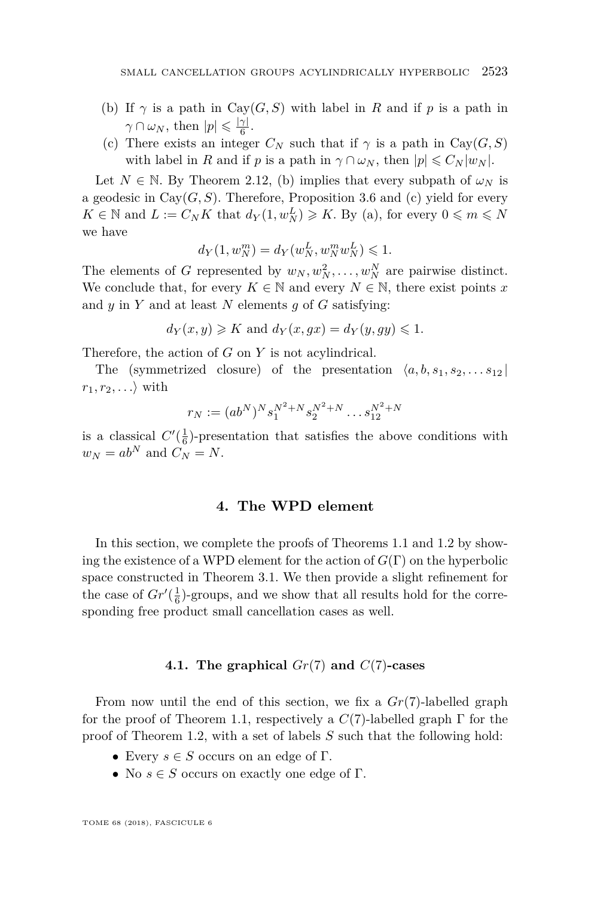(b) If $\gamma$ is a path in $\mathrm{Cay}(G,S)$ with label in $R$ and if $p$ is a path in $\gamma \cap \omega_N$, then $|p| \leqslant \frac{|\gamma|}{6}$.

(c) There exists an integer $C_N$ such that if $\gamma$ is a path in $\mathrm{Cay}(G,S)$ with label in $R$ and if $p$ is a path in $\gamma \cap \omega_N$, then $|p| \leqslant C_N |w_N|$.

Let $N \in \mathbb{N}$. By Theorem 2.12, (b) implies that every subpath of $\omega_N$ is a geodesic in $\mathrm{Cay}(G,S)$. Therefore, Proposition 3.6 and (c) yield for every $K \in \mathbb{N}$ and $L := C_N K$ that $d_Y(1, w_N^L) \geqslant K$. By (a), for every $0 \leqslant m \leqslant N$ we have

$$d_Y(1, w_N^m) = d_Y(w_N^L, w_N^m w_N^L) \leqslant 1.$$

The elements of $G$ represented by $w_N, w_N^2, \ldots, w_N^N$ are pairwise distinct. We conclude that, for every $K \in \mathbb{N}$ and every $N \in \mathbb{N}$, there exist points $x$ and $y$ in $Y$ and at least $N$ elements $g$ of $G$ satisfying:

$$d_Y(x,y) \geqslant K \text{ and } d_Y(x,gx) = d_Y(y,gy) \leqslant 1.$$

Therefore, the action of $G$ on $Y$ is not acylindrical.

The (symmetrized closure) of the presentation $\langle a, b, s_1, s_2, \ldots s_{12} \mid r_1, r_2, \ldots \rangle$ with

$$r_N := (ab^N)^N s_1^{N^2+N} s_2^{N^2+N} \ldots s_{12}^{N^2+N}$$

is a classical $C'(\frac{1}{6})$-presentation that satisfies the above conditions with $w_N = ab^N$ and $C_N = N$.

## 4. The WPD element

In this section, we complete the proofs of Theorems 1.1 and 1.2 by showing the existence of a WPD element for the action of $G(\Gamma)$ on the hyperbolic space constructed in Theorem 3.1. We then provide a slight refinement for the case of $Gr'(\frac{1}{6})$-groups, and we show that all results hold for the corresponding free product small cancellation cases as well.

### 4.1. The graphical $Gr(7)$ and $C(7)$-cases

From now until the end of this section, we fix a $Gr(7)$-labelled graph for the proof of Theorem 1.1, respectively a $C(7)$-labelled graph $\Gamma$ for the proof of Theorem 1.2, with a set of labels $S$ such that the following hold:

- Every $s \in S$ occurs on an edge of $\Gamma$.
- No $s \in S$ occurs on exactly one edge of $\Gamma$.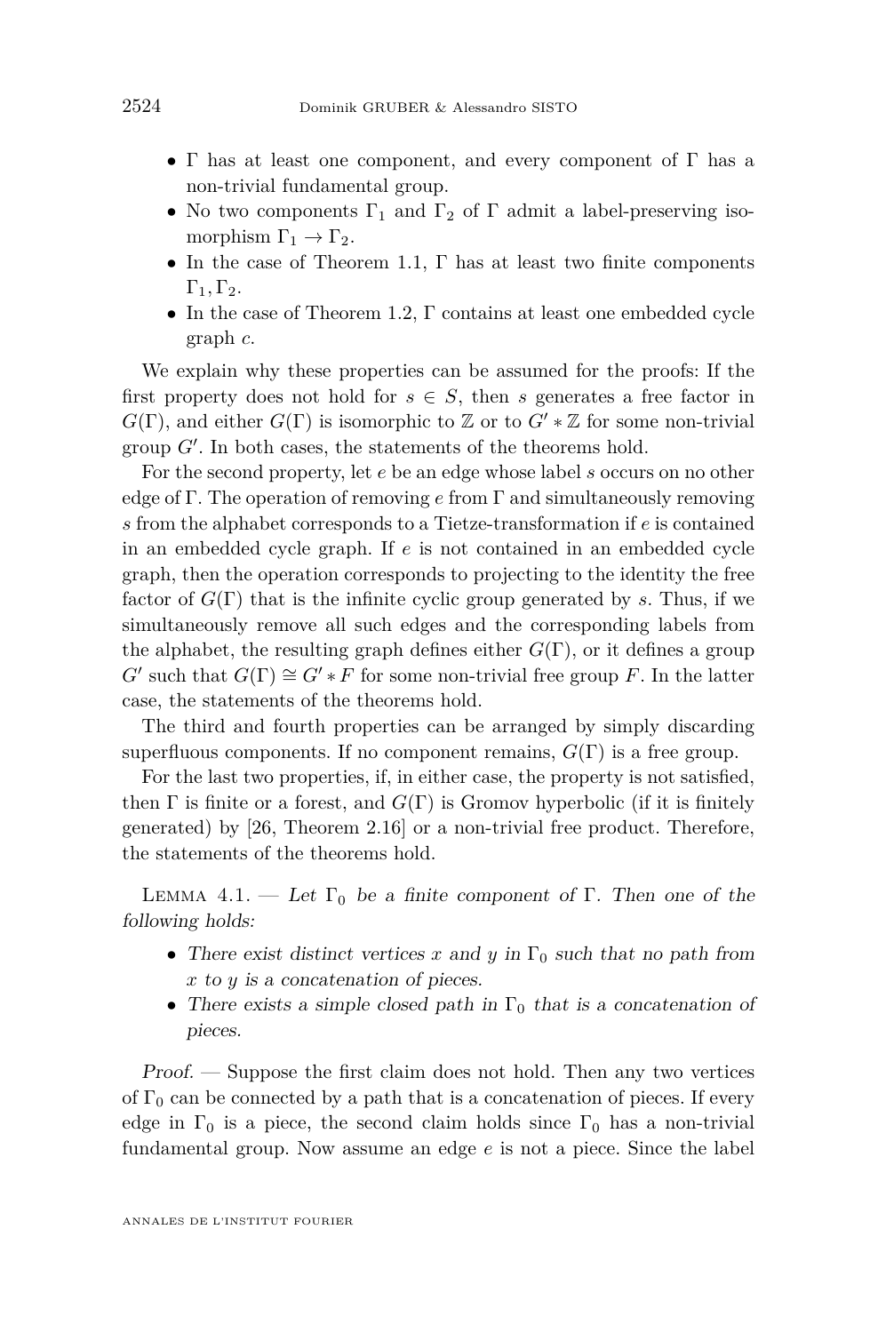- $\Gamma$ has at least one component, and every component of $\Gamma$ has a non-trivial fundamental group.
- No two components $\Gamma_1$ and $\Gamma_2$ of $\Gamma$ admit a label-preserving isomorphism $\Gamma_1 \to \Gamma_2$.
- In the case of Theorem 1.1, $\Gamma$ has at least two finite components $\Gamma_1, \Gamma_2$.
- In the case of Theorem 1.2, $\Gamma$ contains at least one embedded cycle graph $c$.

We explain why these properties can be assumed for the proofs: If the first property does not hold for $s \in S$, then $s$ generates a free factor in $G(\Gamma)$, and either $G(\Gamma)$ is isomorphic to $\mathbb{Z}$ or to $G' * \mathbb{Z}$ for some non-trivial group $G'$. In both cases, the statements of the theorems hold.

For the second property, let $e$ be an edge whose label $s$ occurs on no other edge of $\Gamma$. The operation of removing $e$ from $\Gamma$ and simultaneously removing $s$ from the alphabet corresponds to a Tietze-transformation if $e$ is contained in an embedded cycle graph. If $e$ is not contained in an embedded cycle graph, then the operation corresponds to projecting to the identity the free factor of $G(\Gamma)$ that is the infinite cyclic group generated by $s$. Thus, if we simultaneously remove all such edges and the corresponding labels from the alphabet, the resulting graph defines either $G(\Gamma)$, or it defines a group $G'$ such that $G(\Gamma) \cong G' * F$ for some non-trivial free group $F$. In the latter case, the statements of the theorems hold.

The third and fourth properties can be arranged by simply discarding superfluous components. If no component remains, $G(\Gamma)$ is a free group.

For the last two properties, if, in either case, the property is not satisfied, then $\Gamma$ is finite or a forest, and $G(\Gamma)$ is Gromov hyperbolic (if it is finitely generated) by [26, Theorem 2.16] or a non-trivial free product. Therefore, the statements of the theorems hold.

Lemma 4.1. — *Let $\Gamma_0$ be a finite component of $\Gamma$. Then one of the following holds:*

- *There exist distinct vertices $x$ and $y$ in $\Gamma_0$ such that no path from $x$ to $y$ is a concatenation of pieces.*
- *There exists a simple closed path in $\Gamma_0$ that is a concatenation of pieces.*

*Proof.* — Suppose the first claim does not hold. Then any two vertices of $\Gamma_0$ can be connected by a path that is a concatenation of pieces. If every edge in $\Gamma_0$ is a piece, the second claim holds since $\Gamma_0$ has a non-trivial fundamental group. Now assume an edge $e$ is not a piece. Since the label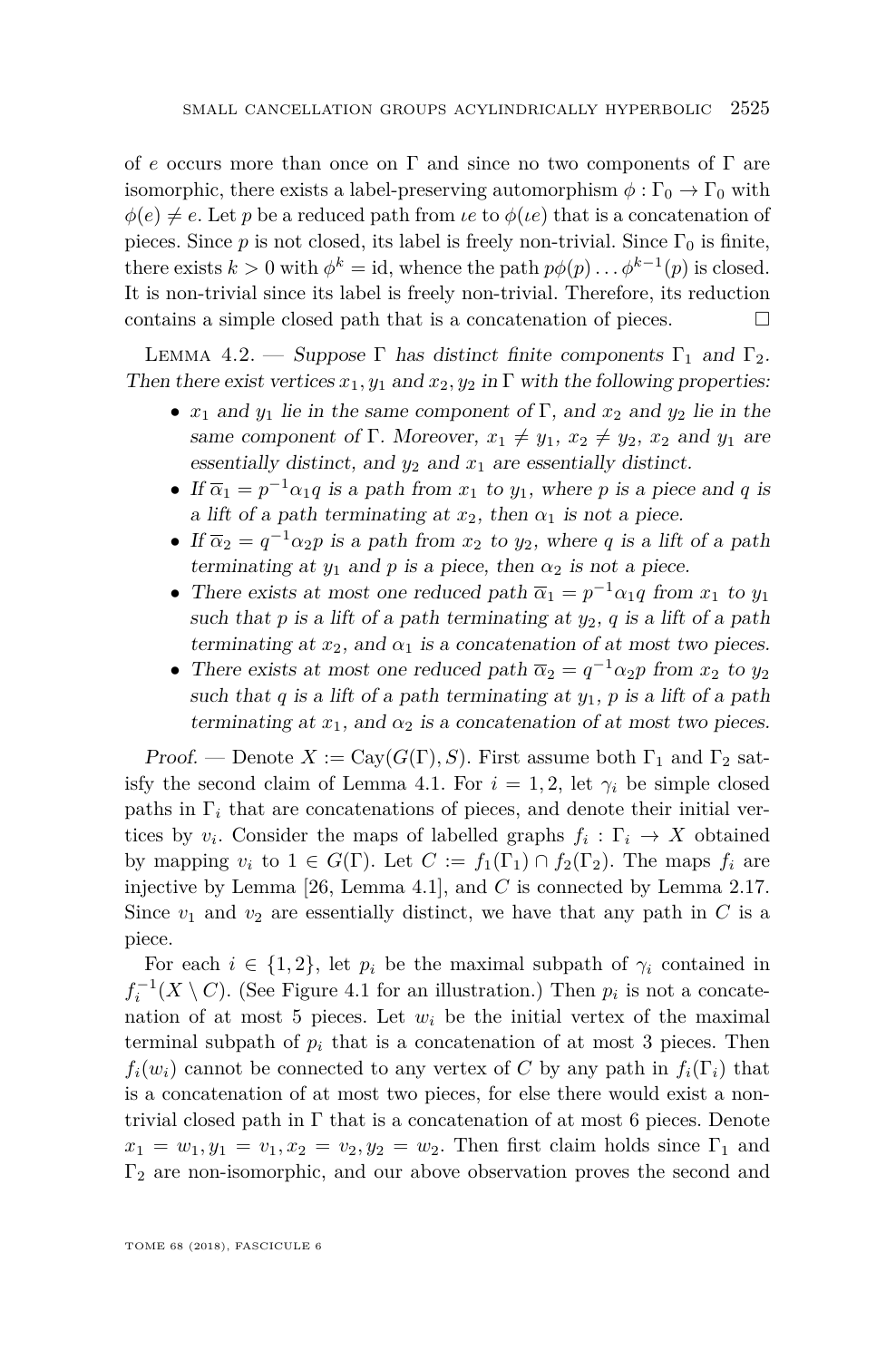of $e$ occurs more than once on $\Gamma$ and since no two components of $\Gamma$ are isomorphic, there exists a label-preserving automorphism $\phi : \Gamma_0 \to \Gamma_0$ with $\phi(e) \neq e$. Let $p$ be a reduced path from $\iota e$ to $\phi(\iota e)$ that is a concatenation of pieces. Since $p$ is not closed, its label is freely non-trivial. Since $\Gamma_0$ is finite, there exists $k > 0$ with $\phi^k = \mathrm{id}$, whence the path $p\phi(p) \ldots \phi^{k-1}(p)$ is closed. It is non-trivial since its label is freely non-trivial. Therefore, its reduction contains a simple closed path that is a concatenation of pieces. □

Lemma 4.2. — *Suppose $\Gamma$ has distinct finite components $\Gamma_1$ and $\Gamma_2$. Then there exist vertices $x_1, y_1$ and $x_2, y_2$ in $\Gamma$ with the following properties:*

- *$x_1$ and $y_1$ lie in the same component of $\Gamma$, and $x_2$ and $y_2$ lie in the same component of $\Gamma$. Moreover, $x_1 \neq y_1$, $x_2 \neq y_2$, $x_2$ and $y_1$ are essentially distinct, and $y_2$ and $x_1$ are essentially distinct.*
- *If $\overline{\alpha}_1 = p^{-1}\alpha_1 q$ is a path from $x_1$ to $y_1$, where $p$ is a piece and $q$ is a lift of a path terminating at $x_2$, then $\alpha_1$ is not a piece.*
- *If $\overline{\alpha}_2 = q^{-1}\alpha_2 p$ is a path from $x_2$ to $y_2$, where $q$ is a lift of a path terminating at $y_1$ and $p$ is a piece, then $\alpha_2$ is not a piece.*
- *There exists at most one reduced path $\overline{\alpha}_1 = p^{-1}\alpha_1 q$ from $x_1$ to $y_1$ such that $p$ is a lift of a path terminating at $y_2$, $q$ is a lift of a path terminating at $x_2$, and $\alpha_1$ is a concatenation of at most two pieces.*
- *There exists at most one reduced path $\overline{\alpha}_2 = q^{-1}\alpha_2 p$ from $x_2$ to $y_2$ such that $q$ is a lift of a path terminating at $y_1$, $p$ is a lift of a path terminating at $x_1$, and $\alpha_2$ is a concatenation of at most two pieces.*

*Proof.* — Denote $X := \mathrm{Cay}(G(\Gamma), S)$. First assume both $\Gamma_1$ and $\Gamma_2$ satisfy the second claim of Lemma 4.1. For $i = 1, 2$, let $\gamma_i$ be simple closed paths in $\Gamma_i$ that are concatenations of pieces, and denote their initial vertices by $v_i$. Consider the maps of labelled graphs $f_i : \Gamma_i \to X$ obtained by mapping $v_i$ to $1 \in G(\Gamma)$. Let $C := f_1(\Gamma_1) \cap f_2(\Gamma_2)$. The maps $f_i$ are injective by Lemma [26, Lemma 4.1], and $C$ is connected by Lemma 2.17. Since $v_1$ and $v_2$ are essentially distinct, we have that any path in $C$ is a piece.

For each $i \in \{1, 2\}$, let $p_i$ be the maximal subpath of $\gamma_i$ contained in $f_i^{-1}(X \setminus C)$. (See Figure 4.1 for an illustration.) Then $p_i$ is not a concatenation of at most 5 pieces. Let $w_i$ be the initial vertex of the maximal terminal subpath of $p_i$ that is a concatenation of at most 3 pieces. Then $f_i(w_i)$ cannot be connected to any vertex of $C$ by any path in $f_i(\Gamma_i)$ that is a concatenation of at most two pieces, for else there would exist a non-trivial closed path in $\Gamma$ that is a concatenation of at most 6 pieces. Denote $x_1 = w_1, y_1 = v_1, x_2 = v_2, y_2 = w_2$. Then first claim holds since $\Gamma_1$ and $\Gamma_2$ are non-isomorphic, and our above observation proves the second and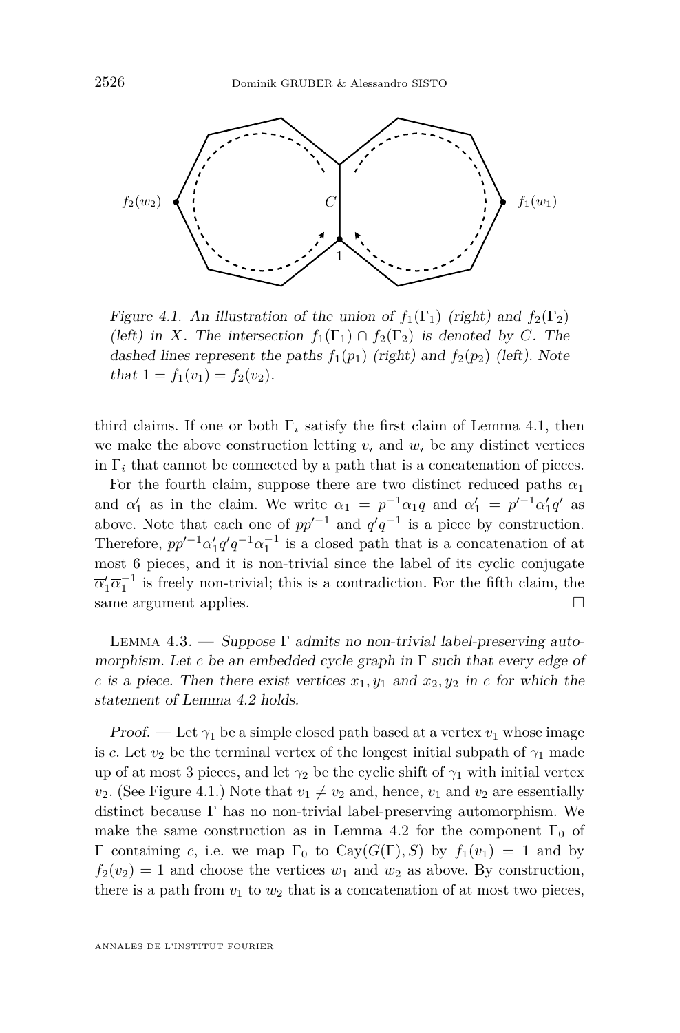Figure 4.1. An illustration of the union of $f_1(\Gamma_1)$ (right) and $f_2(\Gamma_2)$ (left) in $X$. The intersection $f_1(\Gamma_1) \cap f_2(\Gamma_2)$ is denoted by $C$. The dashed lines represent the paths $f_1(p_1)$ (right) and $f_2(p_2)$ (left). Note that $1 = f_1(v_1) = f_2(v_2)$.

third claims. If one or both $\Gamma_i$ satisfy the first claim of Lemma 4.1, then we make the above construction letting $v_i$ and $w_i$ be any distinct vertices in $\Gamma_i$ that cannot be connected by a path that is a concatenation of pieces.

For the fourth claim, suppose there are two distinct reduced paths $\overline{\alpha}_1$ and $\overline{\alpha}'_1$ as in the claim. We write $\overline{\alpha}_1 = p^{-1}\alpha_1 q$ and $\overline{\alpha}'_1 = p'^{-1}\alpha'_1 q'$ as above. Note that each one of $pp'^{-1}$ and $q'q^{-1}$ is a piece by construction. Therefore, $pp'^{-1}\alpha'_1 q' q^{-1}\alpha_1^{-1}$ is a closed path that is a concatenation of at most 6 pieces, and it is non-trivial since the label of its cyclic conjugate $\overline{\alpha}'_1\overline{\alpha}_1^{-1}$ is freely non-trivial; this is a contradiction. For the fifth claim, the same argument applies. $\square$

Lemma 4.3. — *Suppose $\Gamma$ admits no non-trivial label-preserving automorphism. Let $c$ be an embedded cycle graph in $\Gamma$ such that every edge of $c$ is a piece. Then there exist vertices $x_1, y_1$ and $x_2, y_2$ in $c$ for which the statement of Lemma 4.2 holds.*

*Proof.* — Let $\gamma_1$ be a simple closed path based at a vertex $v_1$ whose image is $c$. Let $v_2$ be the terminal vertex of the longest initial subpath of $\gamma_1$ made up of at most 3 pieces, and let $\gamma_2$ be the cyclic shift of $\gamma_1$ with initial vertex $v_2$. (See Figure 4.1.) Note that $v_1 \neq v_2$ and, hence, $v_1$ and $v_2$ are essentially distinct because $\Gamma$ has no non-trivial label-preserving automorphism. We make the same construction as in Lemma 4.2 for the component $\Gamma_0$ of $\Gamma$ containing $c$, i.e. we map $\Gamma_0$ to $\mathrm{Cay}(G(\Gamma), S)$ by $f_1(v_1) = 1$ and by $f_2(v_2) = 1$ and choose the vertices $w_1$ and $w_2$ as above. By construction, there is a path from $v_1$ to $w_2$ that is a concatenation of at most two pieces,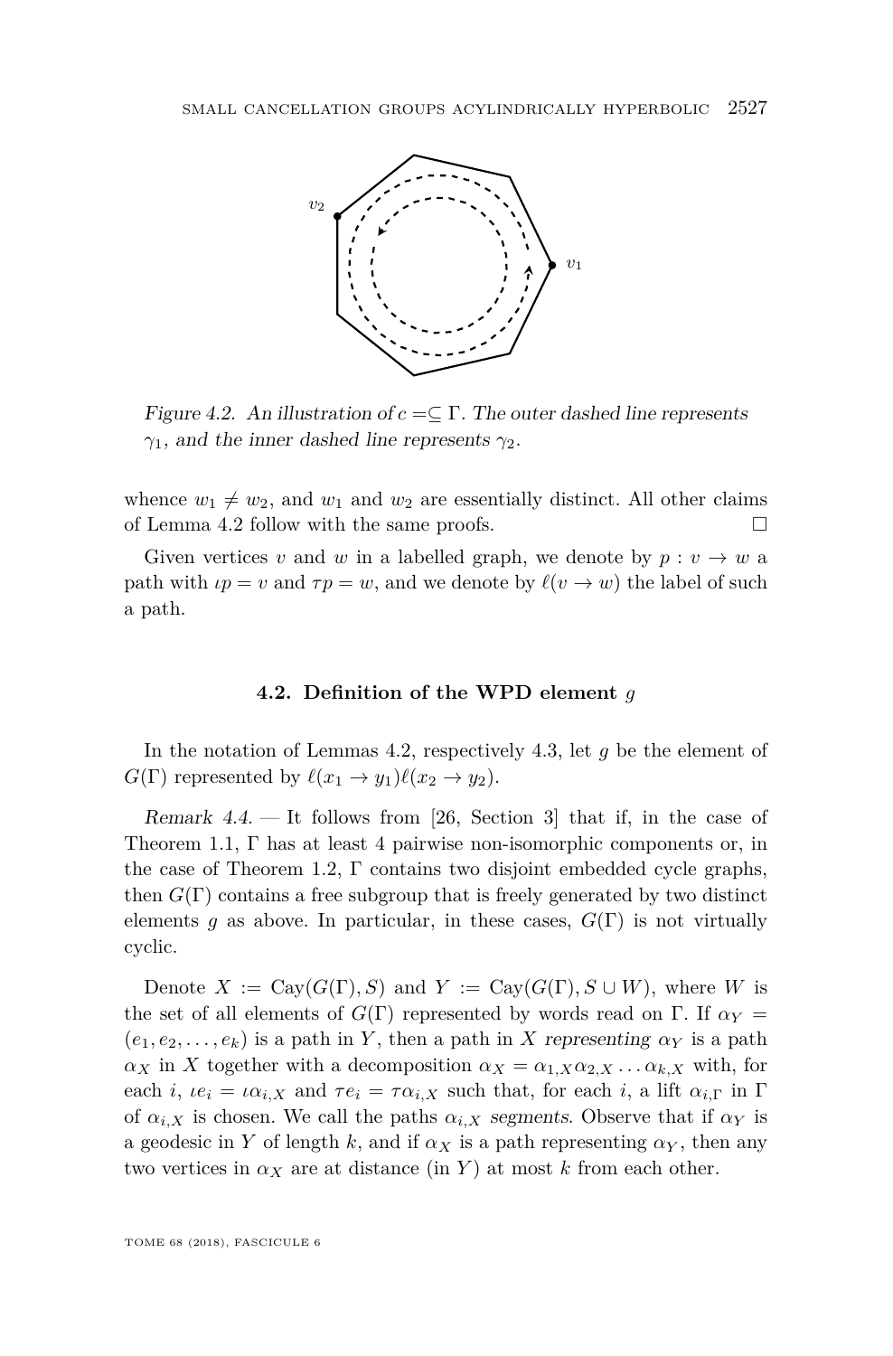*Figure 4.2. An illustration of $c = \subseteq \Gamma$. The outer dashed line represents $\gamma_1$, and the inner dashed line represents $\gamma_2$.*

whence $w_1 \neq w_2$, and $w_1$ and $w_2$ are essentially distinct. All other claims of Lemma 4.2 follow with the same proofs. □

Given vertices $v$ and $w$ in a labelled graph, we denote by $p : v \to w$ a path with $\iota p = v$ and $\tau p = w$, and we denote by $\ell(v \to w)$ the label of such a path.

### 4.2. Definition of the WPD element $g$

In the notation of Lemmas 4.2, respectively 4.3, let $g$ be the element of $G(\Gamma)$ represented by $\ell(x_1 \to y_1)\ell(x_2 \to y_2)$.

*Remark 4.4.* — It follows from [26, Section 3] that if, in the case of Theorem 1.1, $\Gamma$ has at least 4 pairwise non-isomorphic components or, in the case of Theorem 1.2, $\Gamma$ contains two disjoint embedded cycle graphs, then $G(\Gamma)$ contains a free subgroup that is freely generated by two distinct elements $g$ as above. In particular, in these cases, $G(\Gamma)$ is not virtually cyclic.

Denote $X := \mathrm{Cay}(G(\Gamma), S)$ and $Y := \mathrm{Cay}(G(\Gamma), S \cup W)$, where $W$ is the set of all elements of $G(\Gamma)$ represented by words read on $\Gamma$. If $\alpha_Y = (e_1, e_2, \ldots, e_k)$ is a path in $Y$, then a path in $X$ *representing* $\alpha_Y$ is a path $\alpha_X$ in $X$ together with a decomposition $\alpha_X = \alpha_{1,X}\alpha_{2,X} \ldots \alpha_{k,X}$ with, for each $i$, $\iota e_i = \iota\alpha_{i,X}$ and $\tau e_i = \tau\alpha_{i,X}$ such that, for each $i$, a lift $\alpha_{i,\Gamma}$ in $\Gamma$ of $\alpha_{i,X}$ is chosen. We call the paths $\alpha_{i,X}$ *segments*. Observe that if $\alpha_Y$ is a geodesic in $Y$ of length $k$, and if $\alpha_X$ is a path representing $\alpha_Y$, then any two vertices in $\alpha_X$ are at distance (in $Y$) at most $k$ from each other.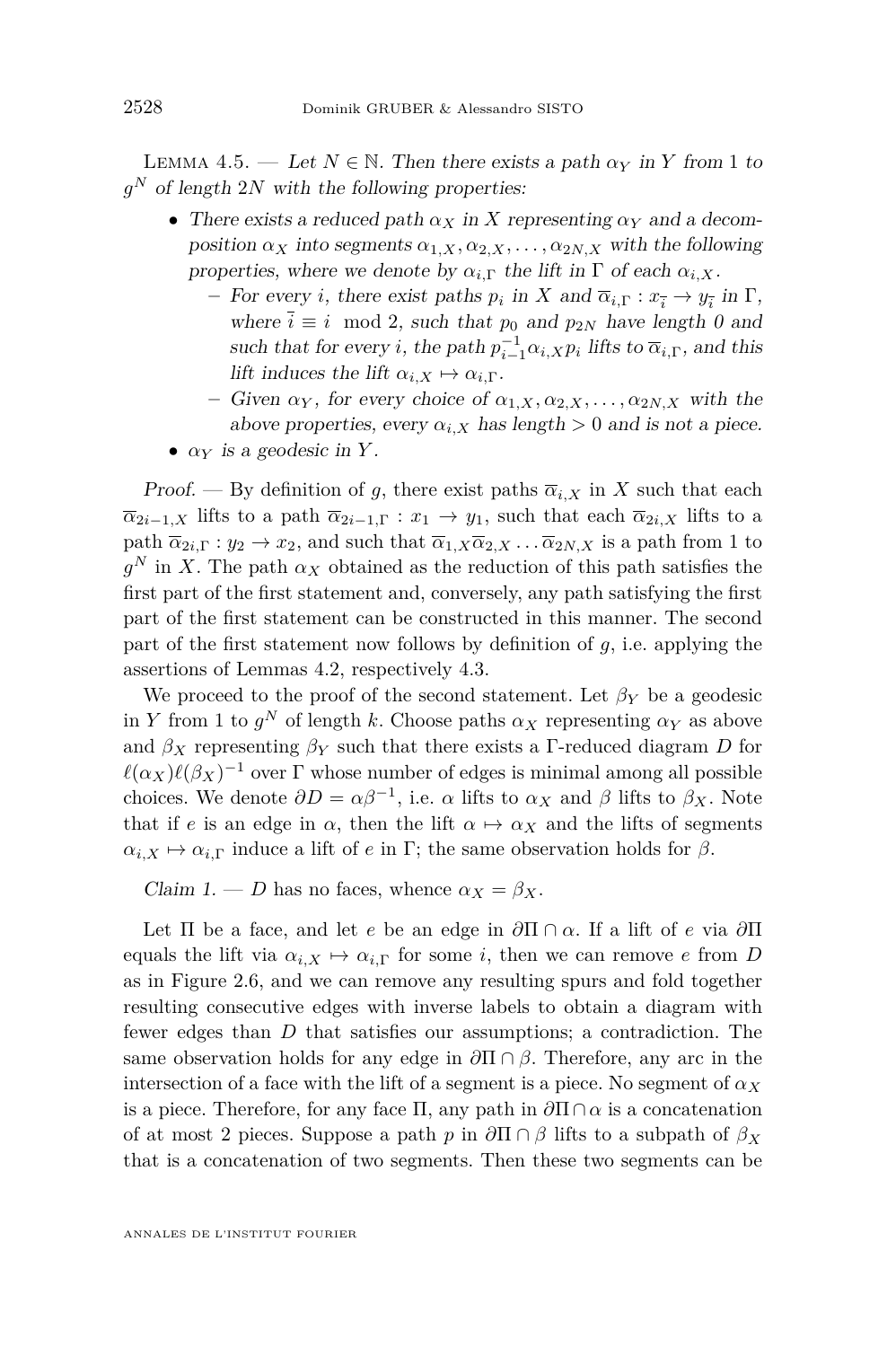Lemma 4.5. — *Let $N \in \mathbb{N}$. Then there exists a path $\alpha_Y$ in $Y$ from 1 to $g^N$ of length $2N$ with the following properties:*

- *There exists a reduced path $\alpha_X$ in $X$ representing $\alpha_Y$ and a decomposition $\alpha_X$ into segments $\alpha_{1,X}, \alpha_{2,X}, \ldots, \alpha_{2N,X}$ with the following properties, where we denote by $\alpha_{i,\Gamma}$ the lift in $\Gamma$ of each $\alpha_{i,X}$.*
  - *For every $i$, there exist paths $p_i$ in $X$ and $\overline{\alpha}_{i,\Gamma} : x_{\overline{i}} \to y_{\overline{i}}$ in $\Gamma$, where $\overline{i} \equiv i \mod 2$, such that $p_0$ and $p_{2N}$ have length 0 and such that for every $i$, the path $p_{i-1}^{-1}\alpha_{i,X}p_i$ lifts to $\overline{\alpha}_{i,\Gamma}$, and this lift induces the lift $\alpha_{i,X} \mapsto \alpha_{i,\Gamma}$.*
  - *Given $\alpha_Y$, for every choice of $\alpha_{1,X}, \alpha_{2,X}, \ldots, \alpha_{2N,X}$ with the above properties, every $\alpha_{i,X}$ has length $> 0$ and is not a piece.*
- *$\alpha_Y$ is a geodesic in $Y$.*

*Proof.* — By definition of $g$, there exist paths $\overline{\alpha}_{i,X}$ in $X$ such that each $\overline{\alpha}_{2i-1,X}$ lifts to a path $\overline{\alpha}_{2i-1,\Gamma} : x_1 \to y_1$, such that each $\overline{\alpha}_{2i,X}$ lifts to a path $\overline{\alpha}_{2i,\Gamma} : y_2 \to x_2$, and such that $\overline{\alpha}_{1,X}\overline{\alpha}_{2,X} \ldots \overline{\alpha}_{2N,X}$ is a path from 1 to $g^N$ in $X$. The path $\alpha_X$ obtained as the reduction of this path satisfies the first part of the first statement and, conversely, any path satisfying the first part of the first statement can be constructed in this manner. The second part of the first statement now follows by definition of $g$, i.e. applying the assertions of Lemmas 4.2, respectively 4.3.

We proceed to the proof of the second statement. Let $\beta_Y$ be a geodesic in $Y$ from 1 to $g^N$ of length $k$. Choose paths $\alpha_X$ representing $\alpha_Y$ as above and $\beta_X$ representing $\beta_Y$ such that there exists a $\Gamma$-reduced diagram $D$ for $\ell(\alpha_X)\ell(\beta_X)^{-1}$ over $\Gamma$ whose number of edges is minimal among all possible choices. We denote $\partial D = \alpha\beta^{-1}$, i.e. $\alpha$ lifts to $\alpha_X$ and $\beta$ lifts to $\beta_X$. Note that if $e$ is an edge in $\alpha$, then the lift $\alpha \mapsto \alpha_X$ and the lifts of segments $\alpha_{i,X} \mapsto \alpha_{i,\Gamma}$ induce a lift of $e$ in $\Gamma$; the same observation holds for $\beta$.

*Claim 1.* — $D$ has no faces, whence $\alpha_X = \beta_X$.

Let $\Pi$ be a face, and let $e$ be an edge in $\partial\Pi \cap \alpha$. If a lift of $e$ via $\partial\Pi$ equals the lift via $\alpha_{i,X} \mapsto \alpha_{i,\Gamma}$ for some $i$, then we can remove $e$ from $D$ as in Figure 2.6, and we can remove any resulting spurs and fold together resulting consecutive edges with inverse labels to obtain a diagram with fewer edges than $D$ that satisfies our assumptions; a contradiction. The same observation holds for any edge in $\partial\Pi \cap \beta$. Therefore, any arc in the intersection of a face with the lift of a segment is a piece. No segment of $\alpha_X$ is a piece. Therefore, for any face $\Pi$, any path in $\partial\Pi \cap \alpha$ is a concatenation of at most 2 pieces. Suppose a path $p$ in $\partial\Pi \cap \beta$ lifts to a subpath of $\beta_X$ that is a concatenation of two segments. Then these two segments can be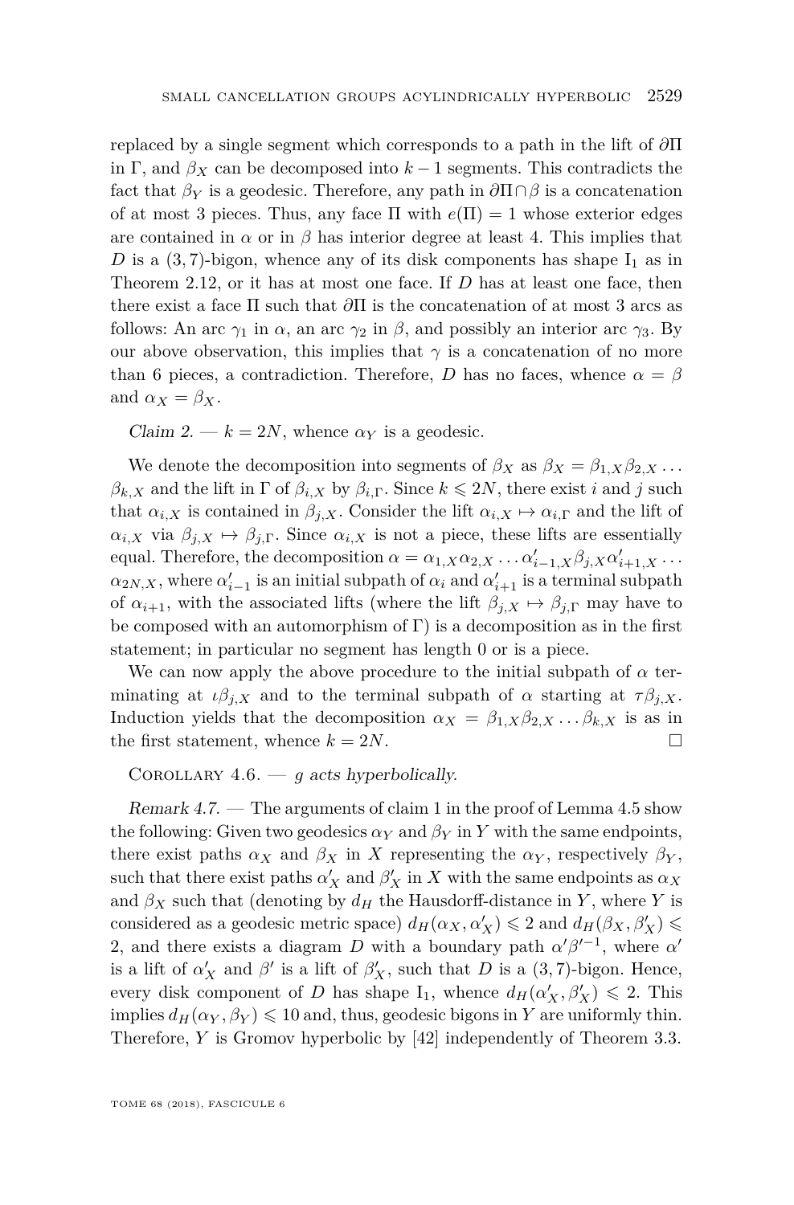replaced by a single segment which corresponds to a path in the lift of $\partial\Pi$ in $\Gamma$, and $\beta_X$ can be decomposed into $k-1$ segments. This contradicts the fact that $\beta_Y$ is a geodesic. Therefore, any path in $\partial\Pi\cap\beta$ is a concatenation of at most 3 pieces. Thus, any face $\Pi$ with $e(\Pi)=1$ whose exterior edges are contained in $\alpha$ or in $\beta$ has interior degree at least 4. This implies that $D$ is a $(3,7)$-bigon, whence any of its disk components has shape $\mathrm{I}_1$ as in Theorem 2.12, or it has at most one face. If $D$ has at least one face, then there exist a face $\Pi$ such that $\partial\Pi$ is the concatenation of at most 3 arcs as follows: An arc $\gamma_1$ in $\alpha$, an arc $\gamma_2$ in $\beta$, and possibly an interior arc $\gamma_3$. By our above observation, this implies that $\gamma$ is a concatenation of no more than 6 pieces, a contradiction. Therefore, $D$ has no faces, whence $\alpha=\beta$ and $\alpha_X=\beta_X$.

*Claim 2.* — $k=2N$, whence $\alpha_Y$ is a geodesic.

We denote the decomposition into segments of $\beta_X$ as $\beta_X=\beta_{1,X}\beta_{2,X}\dots\beta_{k,X}$ and the lift in $\Gamma$ of $\beta_{i,X}$ by $\beta_{i,\Gamma}$. Since $k\leqslant 2N$, there exist $i$ and $j$ such that $\alpha_{i,X}$ is contained in $\beta_{j,X}$. Consider the lift $\alpha_{i,X}\mapsto\alpha_{i,\Gamma}$ and the lift of $\alpha_{i,X}$ via $\beta_{j,X}\mapsto\beta_{j,\Gamma}$. Since $\alpha_{i,X}$ is not a piece, these lifts are essentially equal. Therefore, the decomposition $\alpha=\alpha_{1,X}\alpha_{2,X}\dots\alpha'_{i-1,X}\beta_{j,X}\alpha'_{i+1,X}\dots\alpha_{2N,X}$, where $\alpha'_{i-1}$ is an initial subpath of $\alpha_i$ and $\alpha'_{i+1}$ is a terminal subpath of $\alpha_{i+1}$, with the associated lifts (where the lift $\beta_{j,X}\mapsto\beta_{j,\Gamma}$ may have to be composed with an automorphism of $\Gamma$) is a decomposition as in the first statement; in particular no segment has length 0 or is a piece.

We can now apply the above procedure to the initial subpath of $\alpha$ terminating at $\iota\beta_{j,X}$ and to the terminal subpath of $\alpha$ starting at $\tau\beta_{j,X}$. Induction yields that the decomposition $\alpha_X=\beta_{1,X}\beta_{2,X}\dots\beta_{k,X}$ is as in the first statement, whence $k=2N$. □

Corollary 4.6. — *$g$ acts hyperbolically.*

*Remark 4.7.* — The arguments of claim 1 in the proof of Lemma 4.5 show the following: Given two geodesics $\alpha_Y$ and $\beta_Y$ in $Y$ with the same endpoints, there exist paths $\alpha_X$ and $\beta_X$ in $X$ representing the $\alpha_Y$, respectively $\beta_Y$, such that there exist paths $\alpha'_X$ and $\beta'_X$ in $X$ with the same endpoints as $\alpha_X$ and $\beta_X$ such that (denoting by $d_H$ the Hausdorff-distance in $Y$, where $Y$ is considered as a geodesic metric space) $d_H(\alpha_X,\alpha'_X)\leqslant 2$ and $d_H(\beta_X,\beta'_X)\leqslant 2$, and there exists a diagram $D$ with a boundary path $\alpha'\beta'^{-1}$, where $\alpha'$ is a lift of $\alpha'_X$ and $\beta'$ is a lift of $\beta'_X$, such that $D$ is a $(3,7)$-bigon. Hence, every disk component of $D$ has shape $\mathrm{I}_1$, whence $d_H(\alpha'_X,\beta'_X)\leqslant 2$. This implies $d_H(\alpha_Y,\beta_Y)\leqslant 10$ and, thus, geodesic bigons in $Y$ are uniformly thin. Therefore, $Y$ is Gromov hyperbolic by [42] independently of Theorem 3.3.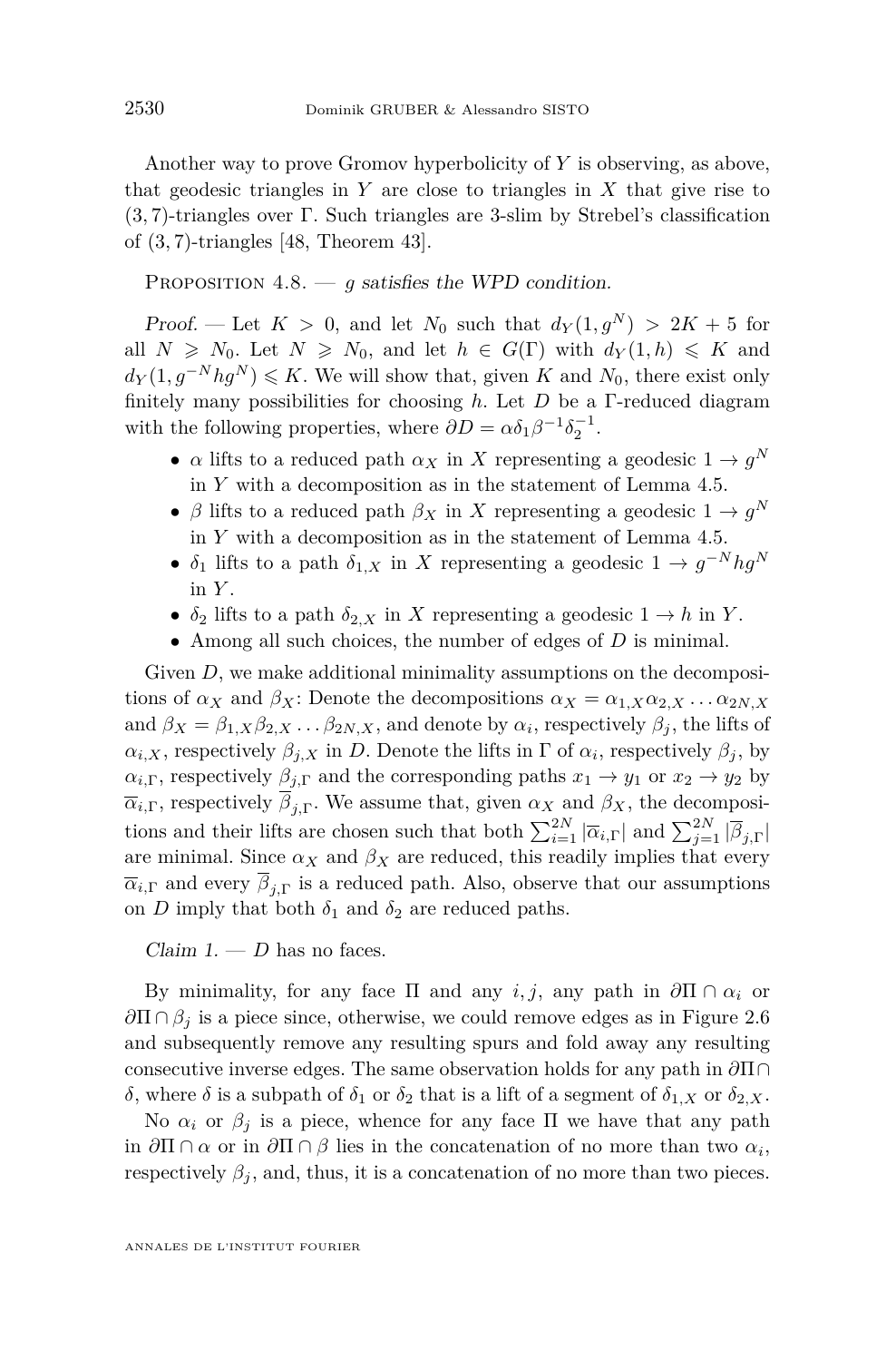Another way to prove Gromov hyperbolicity of $Y$ is observing, as above, that geodesic triangles in $Y$ are close to triangles in $X$ that give rise to $(3,7)$-triangles over $\Gamma$. Such triangles are 3-slim by Strebel's classification of $(3,7)$-triangles [48, Theorem 43].

Proposition 4.8. — *$g$ satisfies the WPD condition.*

*Proof.* — Let $K > 0$, and let $N_0$ such that $d_Y(1, g^N) > 2K + 5$ for all $N \geqslant N_0$. Let $N \geqslant N_0$, and let $h \in G(\Gamma)$ with $d_Y(1,h) \leqslant K$ and $d_Y(1, g^{-N}hg^N) \leqslant K$. We will show that, given $K$ and $N_0$, there exist only finitely many possibilities for choosing $h$. Let $D$ be a $\Gamma$-reduced diagram with the following properties, where $\partial D = \alpha\delta_1\beta^{-1}\delta_2^{-1}$.

- $\alpha$ lifts to a reduced path $\alpha_X$ in $X$ representing a geodesic $1 \to g^N$ in $Y$ with a decomposition as in the statement of Lemma 4.5.
- $\beta$ lifts to a reduced path $\beta_X$ in $X$ representing a geodesic $1 \to g^N$ in $Y$ with a decomposition as in the statement of Lemma 4.5.
- $\delta_1$ lifts to a path $\delta_{1,X}$ in $X$ representing a geodesic $1 \to g^{-N}hg^N$ in $Y$.
- $\delta_2$ lifts to a path $\delta_{2,X}$ in $X$ representing a geodesic $1 \to h$ in $Y$.
- Among all such choices, the number of edges of $D$ is minimal.

Given $D$, we make additional minimality assumptions on the decompositions of $\alpha_X$ and $\beta_X$: Denote the decompositions $\alpha_X = \alpha_{1,X}\alpha_{2,X}\dots\alpha_{2N,X}$ and $\beta_X = \beta_{1,X}\beta_{2,X}\dots\beta_{2N,X}$, and denote by $\alpha_i$, respectively $\beta_j$, the lifts of $\alpha_{i,X}$, respectively $\beta_{j,X}$ in $D$. Denote the lifts in $\Gamma$ of $\alpha_i$, respectively $\beta_j$, by $\alpha_{i,\Gamma}$, respectively $\beta_{j,\Gamma}$ and the corresponding paths $x_1 \to y_1$ or $x_2 \to y_2$ by $\overline{\alpha}_{i,\Gamma}$, respectively $\overline{\beta}_{j,\Gamma}$. We assume that, given $\alpha_X$ and $\beta_X$, the decompositions and their lifts are chosen such that both $\sum_{i=1}^{2N} |\overline{\alpha}_{i,\Gamma}|$ and $\sum_{j=1}^{2N} |\overline{\beta}_{j,\Gamma}|$ are minimal. Since $\alpha_X$ and $\beta_X$ are reduced, this readily implies that every $\overline{\alpha}_{i,\Gamma}$ and every $\overline{\beta}_{j,\Gamma}$ is a reduced path. Also, observe that our assumptions on $D$ imply that both $\delta_1$ and $\delta_2$ are reduced paths.

*Claim 1.* — $D$ has no faces.

By minimality, for any face $\Pi$ and any $i, j$, any path in $\partial\Pi \cap \alpha_i$ or $\partial\Pi \cap \beta_j$ is a piece since, otherwise, we could remove edges as in Figure 2.6 and subsequently remove any resulting spurs and fold away any resulting consecutive inverse edges. The same observation holds for any path in $\partial\Pi \cap \delta$, where $\delta$ is a subpath of $\delta_1$ or $\delta_2$ that is a lift of a segment of $\delta_{1,X}$ or $\delta_{2,X}$.

No $\alpha_i$ or $\beta_j$ is a piece, whence for any face $\Pi$ we have that any path in $\partial\Pi \cap \alpha$ or in $\partial\Pi \cap \beta$ lies in the concatenation of no more than two $\alpha_i$, respectively $\beta_j$, and, thus, it is a concatenation of no more than two pieces.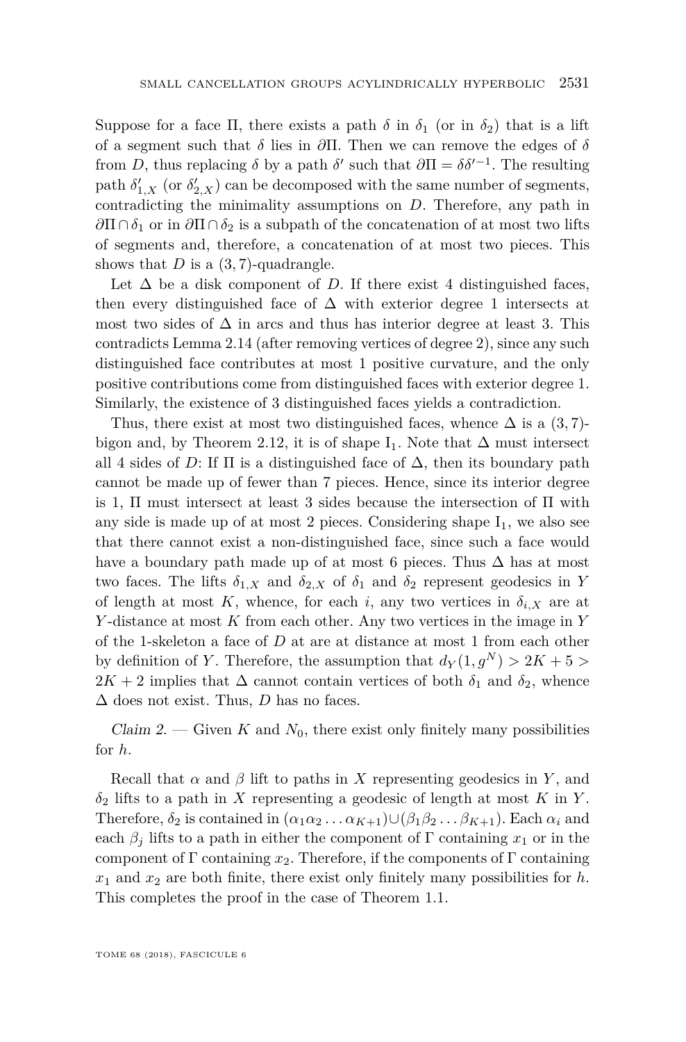Suppose for a face $\Pi$, there exists a path $\delta$ in $\delta_1$ (or in $\delta_2$) that is a lift of a segment such that $\delta$ lies in $\partial\Pi$. Then we can remove the edges of $\delta$ from $D$, thus replacing $\delta$ by a path $\delta'$ such that $\partial\Pi = \delta\delta'^{-1}$. The resulting path $\delta'_{1,X}$ (or $\delta'_{2,X}$) can be decomposed with the same number of segments, contradicting the minimality assumptions on $D$. Therefore, any path in $\partial\Pi \cap \delta_1$ or in $\partial\Pi \cap \delta_2$ is a subpath of the concatenation of at most two lifts of segments and, therefore, a concatenation of at most two pieces. This shows that $D$ is a $(3,7)$-quadrangle.

Let $\Delta$ be a disk component of $D$. If there exist 4 distinguished faces, then every distinguished face of $\Delta$ with exterior degree 1 intersects at most two sides of $\Delta$ in arcs and thus has interior degree at least 3. This contradicts Lemma 2.14 (after removing vertices of degree 2), since any such distinguished face contributes at most 1 positive curvature, and the only positive contributions come from distinguished faces with exterior degree 1. Similarly, the existence of 3 distinguished faces yields a contradiction.

Thus, there exist at most two distinguished faces, whence $\Delta$ is a $(3,7)$-bigon and, by Theorem 2.12, it is of shape $\mathrm{I}_1$. Note that $\Delta$ must intersect all 4 sides of $D$: If $\Pi$ is a distinguished face of $\Delta$, then its boundary path cannot be made up of fewer than 7 pieces. Hence, since its interior degree is 1, $\Pi$ must intersect at least 3 sides because the intersection of $\Pi$ with any side is made up of at most 2 pieces. Considering shape $\mathrm{I}_1$, we also see that there cannot exist a non-distinguished face, since such a face would have a boundary path made up of at most 6 pieces. Thus $\Delta$ has at most two faces. The lifts $\delta_{1,X}$ and $\delta_{2,X}$ of $\delta_1$ and $\delta_2$ represent geodesics in $Y$ of length at most $K$, whence, for each $i$, any two vertices in $\delta_{i,X}$ are at $Y$-distance at most $K$ from each other. Any two vertices in the image in $Y$ of the 1-skeleton a face of $D$ at are at distance at most 1 from each other by definition of $Y$. Therefore, the assumption that $d_Y(1, g^N) > 2K+5 > 2K+2$ implies that $\Delta$ cannot contain vertices of both $\delta_1$ and $\delta_2$, whence $\Delta$ does not exist. Thus, $D$ has no faces.

*Claim 2.* — Given $K$ and $N_0$, there exist only finitely many possibilities for $h$.

Recall that $\alpha$ and $\beta$ lift to paths in $X$ representing geodesics in $Y$, and $\delta_2$ lifts to a path in $X$ representing a geodesic of length at most $K$ in $Y$. Therefore, $\delta_2$ is contained in $(\alpha_1\alpha_2\dots\alpha_{K+1}) \cup (\beta_1\beta_2\dots\beta_{K+1})$. Each $\alpha_i$ and each $\beta_j$ lifts to a path in either the component of $\Gamma$ containing $x_1$ or in the component of $\Gamma$ containing $x_2$. Therefore, if the components of $\Gamma$ containing $x_1$ and $x_2$ are both finite, there exist only finitely many possibilities for $h$. This completes the proof in the case of Theorem 1.1.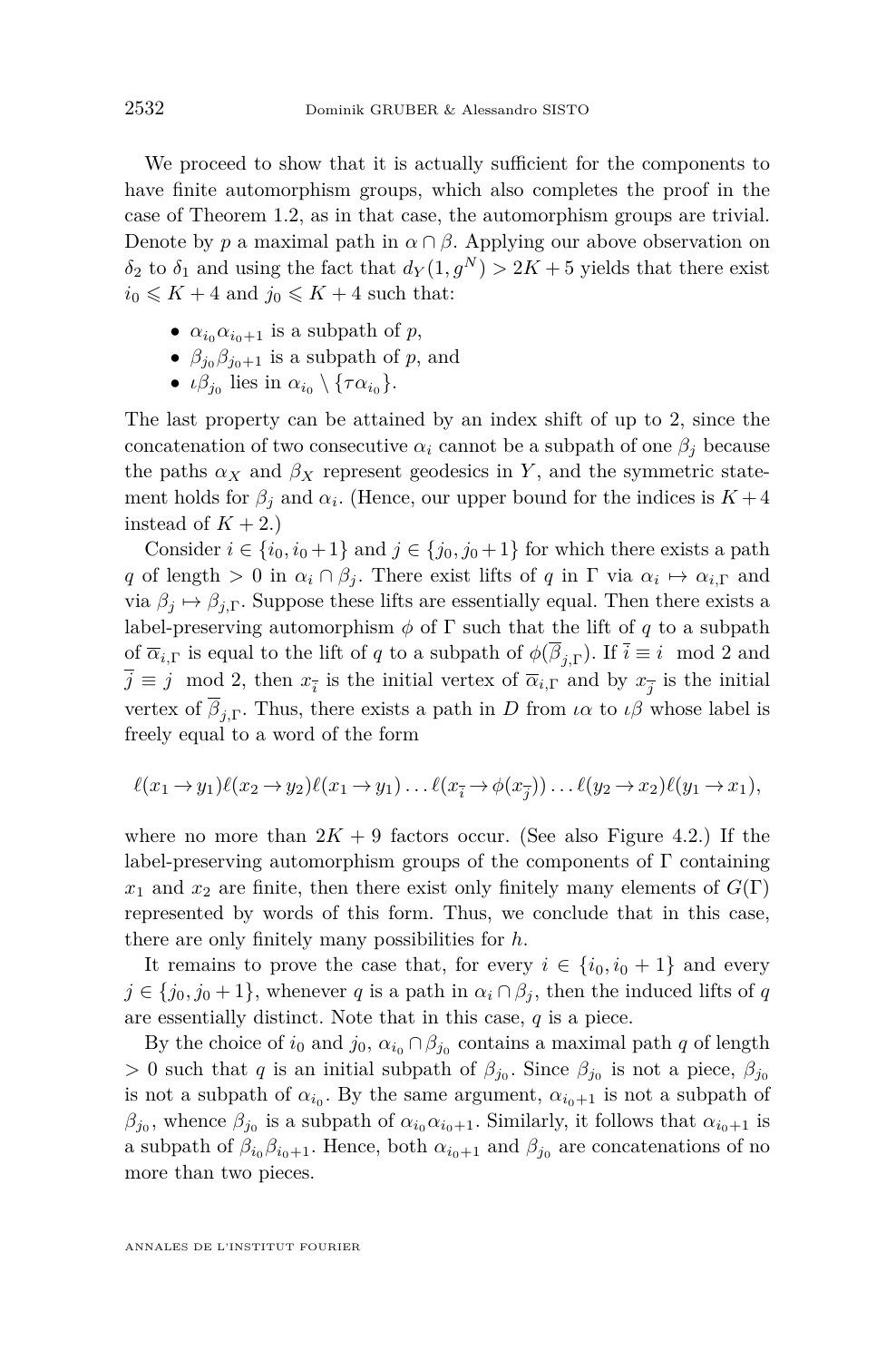We proceed to show that it is actually sufficient for the components to have finite automorphism groups, which also completes the proof in the case of Theorem 1.2, as in that case, the automorphism groups are trivial. Denote by $p$ a maximal path in $\alpha \cap \beta$. Applying our above observation on $\delta_2$ to $\delta_1$ and using the fact that $d_Y(1, g^N) > 2K + 5$ yields that there exist $i_0 \leqslant K + 4$ and $j_0 \leqslant K + 4$ such that:

- $\alpha_{i_0}\alpha_{i_0+1}$ is a subpath of $p$,
- $\beta_{j_0}\beta_{j_0+1}$ is a subpath of $p$, and
- $\iota\beta_{j_0}$ lies in $\alpha_{i_0} \setminus \{\tau\alpha_{i_0}\}$.

The last property can be attained by an index shift of up to 2, since the concatenation of two consecutive $\alpha_i$ cannot be a subpath of one $\beta_j$ because the paths $\alpha_X$ and $\beta_X$ represent geodesics in $Y$, and the symmetric statement holds for $\beta_j$ and $\alpha_i$. (Hence, our upper bound for the indices is $K+4$ instead of $K+2$.)

Consider $i \in \{i_0, i_0+1\}$ and $j \in \{j_0, j_0+1\}$ for which there exists a path $q$ of length $> 0$ in $\alpha_i \cap \beta_j$. There exist lifts of $q$ in $\Gamma$ via $\alpha_i \mapsto \alpha_{i,\Gamma}$ and via $\beta_j \mapsto \beta_{j,\Gamma}$. Suppose these lifts are essentially equal. Then there exists a label-preserving automorphism $\phi$ of $\Gamma$ such that the lift of $q$ to a subpath of $\overline{\alpha}_{i,\Gamma}$ is equal to the lift of $q$ to a subpath of $\phi(\overline{\beta}_{j,\Gamma})$. If $\overline{i} \equiv i \mod 2$ and $\overline{j} \equiv j \mod 2$, then $x_{\overline{i}}$ is the initial vertex of $\overline{\alpha}_{i,\Gamma}$ and by $x_{\overline{j}}$ is the initial vertex of $\overline{\beta}_{j,\Gamma}$. Thus, there exists a path in $D$ from $\iota\alpha$ to $\iota\beta$ whose label is freely equal to a word of the form

$$\ell(x_1 \to y_1)\ell(x_2 \to y_2)\ell(x_1 \to y_1)\dots\ell(x_{\overline{i}} \to \phi(x_{\overline{j}}))\dots\ell(y_2 \to x_2)\ell(y_1 \to x_1),$$

where no more than $2K + 9$ factors occur. (See also Figure 4.2.) If the label-preserving automorphism groups of the components of $\Gamma$ containing $x_1$ and $x_2$ are finite, then there exist only finitely many elements of $G(\Gamma)$ represented by words of this form. Thus, we conclude that in this case, there are only finitely many possibilities for $h$.

It remains to prove the case that, for every $i \in \{i_0, i_0 + 1\}$ and every $j \in \{j_0, j_0+1\}$, whenever $q$ is a path in $\alpha_i \cap \beta_j$, then the induced lifts of $q$ are essentially distinct. Note that in this case, $q$ is a piece.

By the choice of $i_0$ and $j_0$, $\alpha_{i_0} \cap \beta_{j_0}$ contains a maximal path $q$ of length $> 0$ such that $q$ is an initial subpath of $\beta_{j_0}$. Since $\beta_{j_0}$ is not a piece, $\beta_{j_0}$ is not a subpath of $\alpha_{i_0}$. By the same argument, $\alpha_{i_0+1}$ is not a subpath of $\beta_{j_0}$, whence $\beta_{j_0}$ is a subpath of $\alpha_{i_0}\alpha_{i_0+1}$. Similarly, it follows that $\alpha_{i_0+1}$ is a subpath of $\beta_{i_0}\beta_{i_0+1}$. Hence, both $\alpha_{i_0+1}$ and $\beta_{j_0}$ are concatenations of no more than two pieces.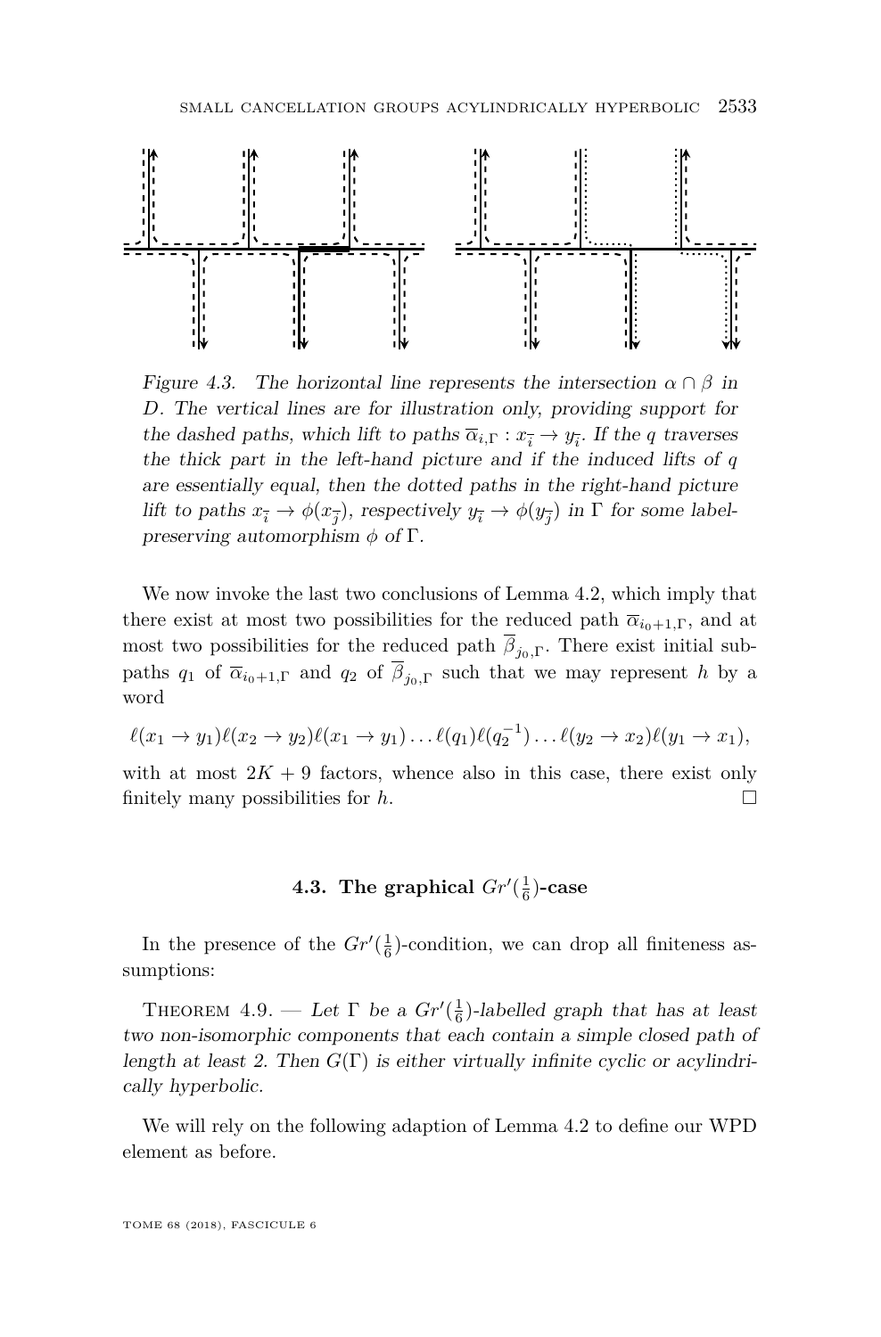Figure 4.3. The horizontal line represents the intersection $\alpha \cap \beta$ in $D$. The vertical lines are for illustration only, providing support for the dashed paths, which lift to paths $\overline{\alpha}_{i,\Gamma} : x_{\overline{i}} \to y_{\overline{i}}$. If the $q$ traverses the thick part in the left-hand picture and if the induced lifts of $q$ are essentially equal, then the dotted paths in the right-hand picture lift to paths $x_{\overline{i}} \to \phi(x_{\overline{j}})$, respectively $y_{\overline{i}} \to \phi(y_{\overline{j}})$ in $\Gamma$ for some label-preserving automorphism $\phi$ of $\Gamma$.

We now invoke the last two conclusions of Lemma 4.2, which imply that there exist at most two possibilities for the reduced path $\overline{\alpha}_{i_0+1,\Gamma}$, and at most two possibilities for the reduced path $\overline{\beta}_{j_0,\Gamma}$. There exist initial subpaths $q_1$ of $\overline{\alpha}_{i_0+1,\Gamma}$ and $q_2$ of $\overline{\beta}_{j_0,\Gamma}$ such that we may represent $h$ by a word

$$\ell(x_1 \to y_1)\ell(x_2 \to y_2)\ell(x_1 \to y_1)\ldots\ell(q_1)\ell(q_2^{-1})\ldots\ell(y_2 \to x_2)\ell(y_1 \to x_1),$$

with at most $2K+9$ factors, whence also in this case, there exist only finitely many possibilities for $h$. $\square$

### 4.3. The graphical $Gr'(\frac{1}{6})$-case

In the presence of the $Gr'(\frac{1}{6})$-condition, we can drop all finiteness assumptions:

Theorem 4.9. — *Let $\Gamma$ be a $Gr'(\frac{1}{6})$-labelled graph that has at least two non-isomorphic components that each contain a simple closed path of length at least 2. Then $G(\Gamma)$ is either virtually infinite cyclic or acylindrically hyperbolic.*

We will rely on the following adaption of Lemma 4.2 to define our WPD element as before.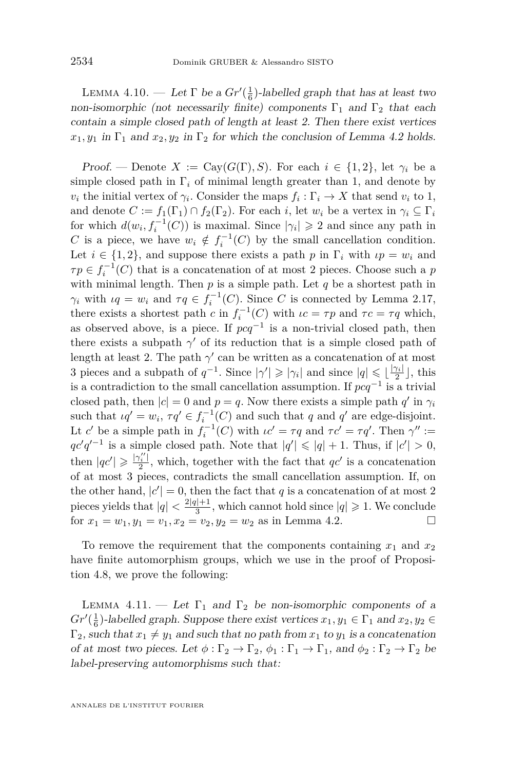LEMMA 4.10. — *Let $\Gamma$ be a $Gr'(\frac{1}{6})$-labelled graph that has at least two non-isomorphic (not necessarily finite) components $\Gamma_1$ and $\Gamma_2$ that each contain a simple closed path of length at least 2. Then there exist vertices $x_1, y_1$ in $\Gamma_1$ and $x_2, y_2$ in $\Gamma_2$ for which the conclusion of Lemma 4.2 holds.*

*Proof.* — Denote $X := \mathrm{Cay}(G(\Gamma), S)$. For each $i \in \{1, 2\}$, let $\gamma_i$ be a simple closed path in $\Gamma_i$ of minimal length greater than 1, and denote by $v_i$ the initial vertex of $\gamma_i$. Consider the maps $f_i : \Gamma_i \to X$ that send $v_i$ to 1, and denote $C := f_1(\Gamma_1) \cap f_2(\Gamma_2)$. For each $i$, let $w_i$ be a vertex in $\gamma_i \subseteq \Gamma_i$ for which $d(w_i, f_i^{-1}(C))$ is maximal. Since $|\gamma_i| \geqslant 2$ and since any path in $C$ is a piece, we have $w_i \notin f_i^{-1}(C)$ by the small cancellation condition. Let $i \in \{1, 2\}$, and suppose there exists a path $p$ in $\Gamma_i$ with $\iota p = w_i$ and $\tau p \in f_i^{-1}(C)$ that is a concatenation of at most 2 pieces. Choose such a $p$ with minimal length. Then $p$ is a simple path. Let $q$ be a shortest path in $\gamma_i$ with $\iota q = w_i$ and $\tau q \in f_i^{-1}(C)$. Since $C$ is connected by Lemma 2.17, there exists a shortest path $c$ in $f_i^{-1}(C)$ with $\iota c = \tau p$ and $\tau c = \tau q$ which, as observed above, is a piece. If $pcq^{-1}$ is a non-trivial closed path, then there exists a subpath $\gamma'$ of its reduction that is a simple closed path of length at least 2. The path $\gamma'$ can be written as a concatenation of at most 3 pieces and a subpath of $q^{-1}$. Since $|\gamma'| \geqslant |\gamma_i|$ and since $|q| \leqslant \lfloor \frac{|\gamma_i|}{2} \rfloor$, this is a contradiction to the small cancellation assumption. If $pcq^{-1}$ is a trivial closed path, then $|c| = 0$ and $p = q$. Now there exists a simple path $q'$ in $\gamma_i$ such that $\iota q' = w_i$, $\tau q' \in f_i^{-1}(C)$ and such that $q$ and $q'$ are edge-disjoint. Lt $c'$ be a simple path in $f_i^{-1}(C)$ with $\iota c' = \tau q$ and $\tau c' = \tau q'$. Then $\gamma'' := qc'q'^{-1}$ is a simple closed path. Note that $|q'| \leqslant |q| + 1$. Thus, if $|c'| > 0$, then $|qc'| \geqslant \frac{|\gamma_i''|}{2}$, which, together with the fact that $qc'$ is a concatenation of at most 3 pieces, contradicts the small cancellation assumption. If, on the other hand, $|c'| = 0$, then the fact that $q$ is a concatenation of at most 2 pieces yields that $|q| < \frac{2|q|+1}{3}$, which cannot hold since $|q| \geqslant 1$. We conclude for $x_1 = w_1, y_1 = v_1, x_2 = v_2, y_2 = w_2$ as in Lemma 4.2. $\square$

To remove the requirement that the components containing $x_1$ and $x_2$ have finite automorphism groups, which we use in the proof of Proposition 4.8, we prove the following:

LEMMA 4.11. — *Let $\Gamma_1$ and $\Gamma_2$ be non-isomorphic components of a $Gr'(\frac{1}{6})$-labelled graph. Suppose there exist vertices $x_1, y_1 \in \Gamma_1$ and $x_2, y_2 \in \Gamma_2$, such that $x_1 \neq y_1$ and such that no path from $x_1$ to $y_1$ is a concatenation of at most two pieces. Let $\phi : \Gamma_2 \to \Gamma_2$, $\phi_1 : \Gamma_1 \to \Gamma_1$, and $\phi_2 : \Gamma_2 \to \Gamma_2$ be label-preserving automorphisms such that:*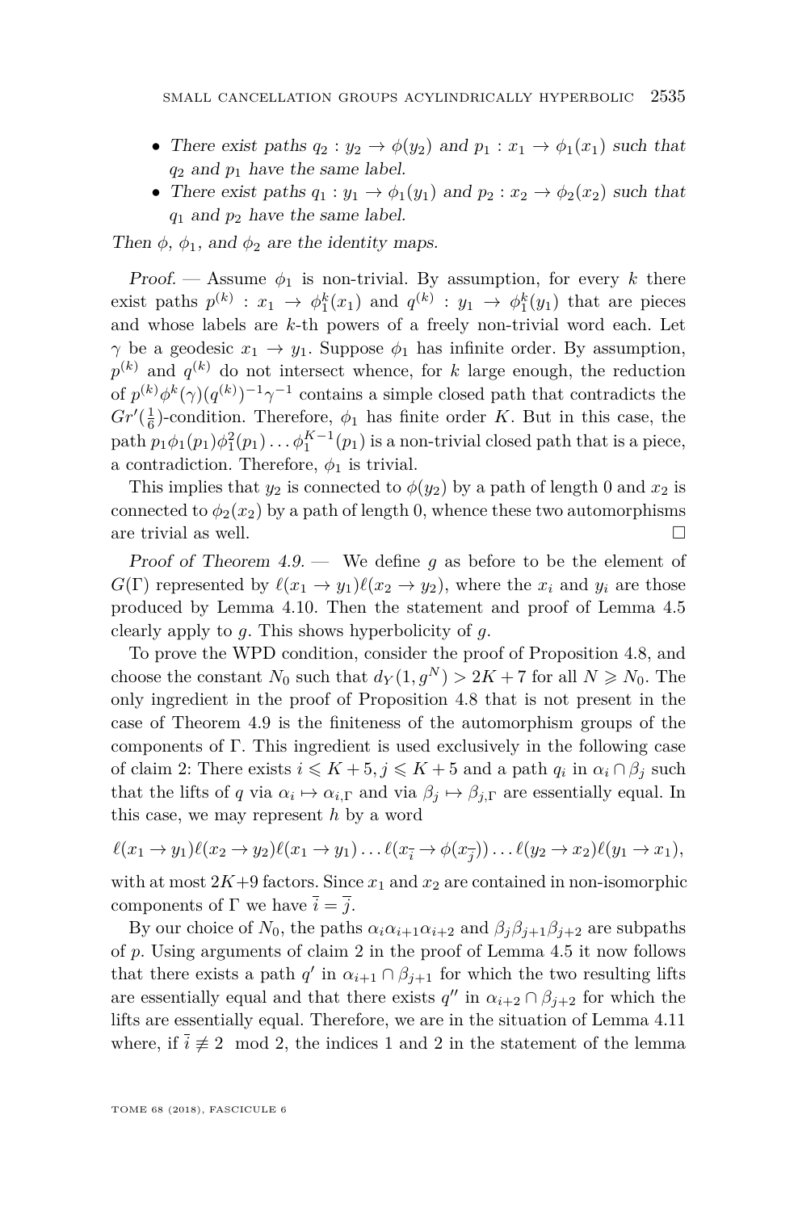- *There exist paths $q_2 : y_2 \to \phi(y_2)$ and $p_1 : x_1 \to \phi_1(x_1)$ such that $q_2$ and $p_1$ have the same label.*
- *There exist paths $q_1 : y_1 \to \phi_1(y_1)$ and $p_2 : x_2 \to \phi_2(x_2)$ such that $q_1$ and $p_2$ have the same label.*

*Then $\phi$, $\phi_1$, and $\phi_2$ are the identity maps.*

*Proof.* — Assume $\phi_1$ is non-trivial. By assumption, for every $k$ there exist paths $p^{(k)} : x_1 \to \phi_1^k(x_1)$ and $q^{(k)} : y_1 \to \phi_1^k(y_1)$ that are pieces and whose labels are $k$-th powers of a freely non-trivial word each. Let $\gamma$ be a geodesic $x_1 \to y_1$. Suppose $\phi_1$ has infinite order. By assumption, $p^{(k)}$ and $q^{(k)}$ do not intersect whence, for $k$ large enough, the reduction of $p^{(k)}\phi^k(\gamma)(q^{(k)})^{-1}\gamma^{-1}$ contains a simple closed path that contradicts the $Gr'(\frac{1}{6})$-condition. Therefore, $\phi_1$ has finite order $K$. But in this case, the path $p_1\phi_1(p_1)\phi_1^2(p_1)\dots\phi_1^{K-1}(p_1)$ is a non-trivial closed path that is a piece, a contradiction. Therefore, $\phi_1$ is trivial.

This implies that $y_2$ is connected to $\phi(y_2)$ by a path of length 0 and $x_2$ is connected to $\phi_2(x_2)$ by a path of length 0, whence these two automorphisms are trivial as well. □

*Proof of Theorem 4.9.* — We define $g$ as before to be the element of $G(\Gamma)$ represented by $\ell(x_1 \to y_1)\ell(x_2 \to y_2)$, where the $x_i$ and $y_i$ are those produced by Lemma 4.10. Then the statement and proof of Lemma 4.5 clearly apply to $g$. This shows hyperbolicity of $g$.

To prove the WPD condition, consider the proof of Proposition 4.8, and choose the constant $N_0$ such that $d_Y(1, g^N) > 2K + 7$ for all $N \geqslant N_0$. The only ingredient in the proof of Proposition 4.8 that is not present in the case of Theorem 4.9 is the finiteness of the automorphism groups of the components of $\Gamma$. This ingredient is used exclusively in the following case of claim 2: There exists $i \leqslant K + 5, j \leqslant K + 5$ and a path $q_i$ in $\alpha_i \cap \beta_j$ such that the lifts of $q$ via $\alpha_i \mapsto \alpha_{i,\Gamma}$ and via $\beta_j \mapsto \beta_{j,\Gamma}$ are essentially equal. In this case, we may represent $h$ by a word

$$\ell(x_1 \to y_1)\ell(x_2 \to y_2)\ell(x_1 \to y_1)\dots\ell(x_{\bar{i}} \to \phi(x_{\bar{j}}))\dots\ell(y_2 \to x_2)\ell(y_1 \to x_1),$$

with at most $2K+9$ factors. Since $x_1$ and $x_2$ are contained in non-isomorphic components of $\Gamma$ we have $\bar{i} = \bar{j}$.

By our choice of $N_0$, the paths $\alpha_i\alpha_{i+1}\alpha_{i+2}$ and $\beta_j\beta_{j+1}\beta_{j+2}$ are subpaths of $p$. Using arguments of claim 2 in the proof of Lemma 4.5 it now follows that there exists a path $q'$ in $\alpha_{i+1} \cap \beta_{j+1}$ for which the two resulting lifts are essentially equal and that there exists $q''$ in $\alpha_{i+2} \cap \beta_{j+2}$ for which the lifts are essentially equal. Therefore, we are in the situation of Lemma 4.11 where, if $\bar{i} \not\equiv 2 \mod 2$, the indices 1 and 2 in the statement of the lemma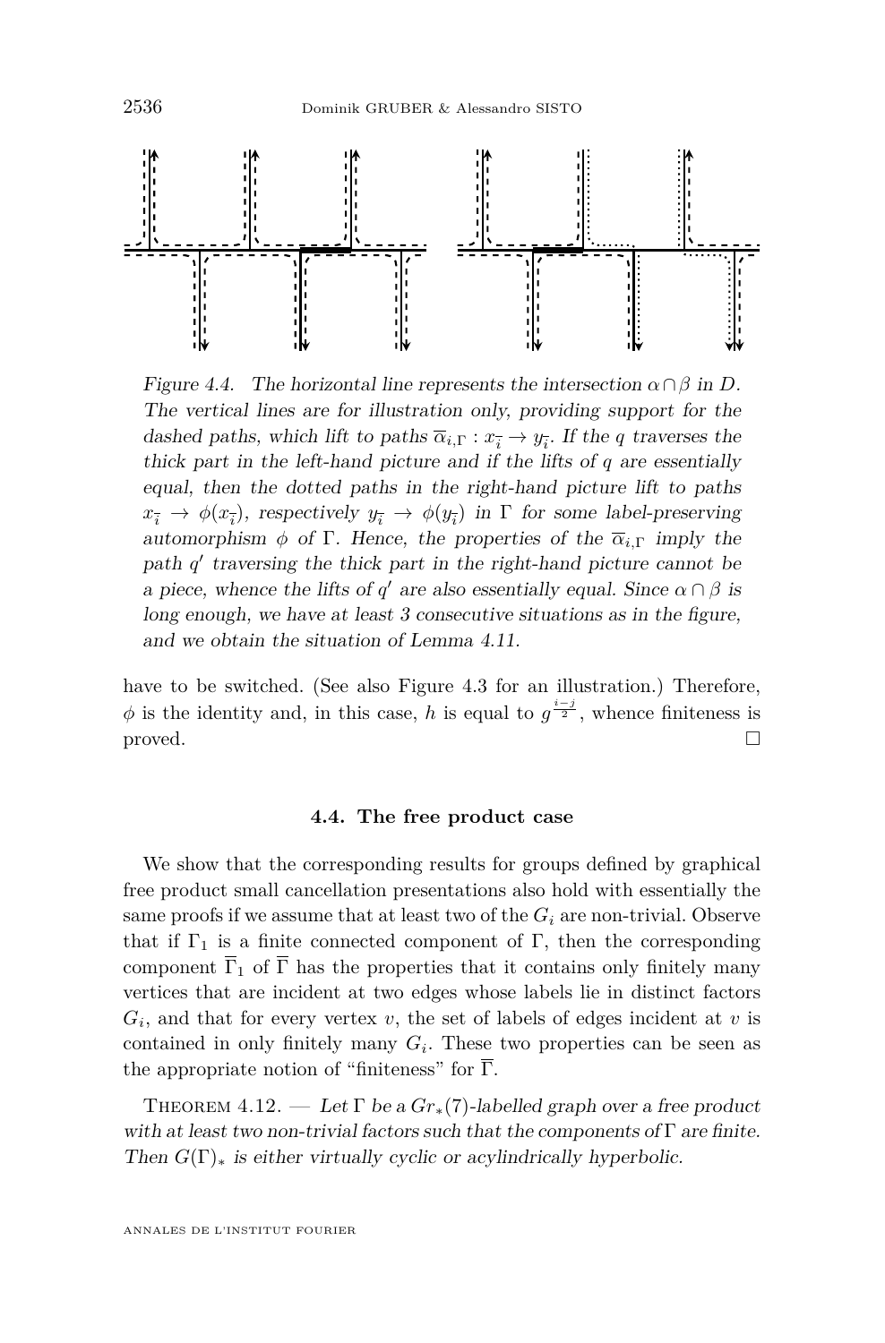*Figure 4.4. The horizontal line represents the intersection $\alpha \cap \beta$ in $D$. The vertical lines are for illustration only, providing support for the dashed paths, which lift to paths $\overline{\alpha}_{i,\Gamma} : x_{\overline{i}} \to y_{\overline{i}}$. If the $q$ traverses the thick part in the left-hand picture and if the lifts of $q$ are essentially equal, then the dotted paths in the right-hand picture lift to paths $x_{\overline{i}} \to \phi(x_{\overline{i}})$, respectively $y_{\overline{i}} \to \phi(y_{\overline{i}})$ in $\Gamma$ for some label-preserving automorphism $\phi$ of $\Gamma$. Hence, the properties of the $\overline{\alpha}_{i,\Gamma}$ imply the path $q'$ traversing the thick part in the right-hand picture cannot be a piece, whence the lifts of $q'$ are also essentially equal. Since $\alpha \cap \beta$ is long enough, we have at least 3 consecutive situations as in the figure, and we obtain the situation of Lemma 4.11.*

have to be switched. (See also Figure 4.3 for an illustration.) Therefore, $\phi$ is the identity and, in this case, $h$ is equal to $g^{\frac{i-j}{2}}$, whence finiteness is proved. $\square$

### 4.4. The free product case

We show that the corresponding results for groups defined by graphical free product small cancellation presentations also hold with essentially the same proofs if we assume that at least two of the $G_i$ are non-trivial. Observe that if $\Gamma_1$ is a finite connected component of $\Gamma$, then the corresponding component $\overline{\Gamma}_1$ of $\overline{\Gamma}$ has the properties that it contains only finitely many vertices that are incident at two edges whose labels lie in distinct factors $G_i$, and that for every vertex $v$, the set of labels of edges incident at $v$ is contained in only finitely many $G_i$. These two properties can be seen as the appropriate notion of "finiteness" for $\overline{\Gamma}$.

Theorem 4.12. — *Let $\Gamma$ be a $Gr_*(7)$-labelled graph over a free product with at least two non-trivial factors such that the components of $\Gamma$ are finite. Then $G(\Gamma)_*$ is either virtually cyclic or acylindrically hyperbolic.*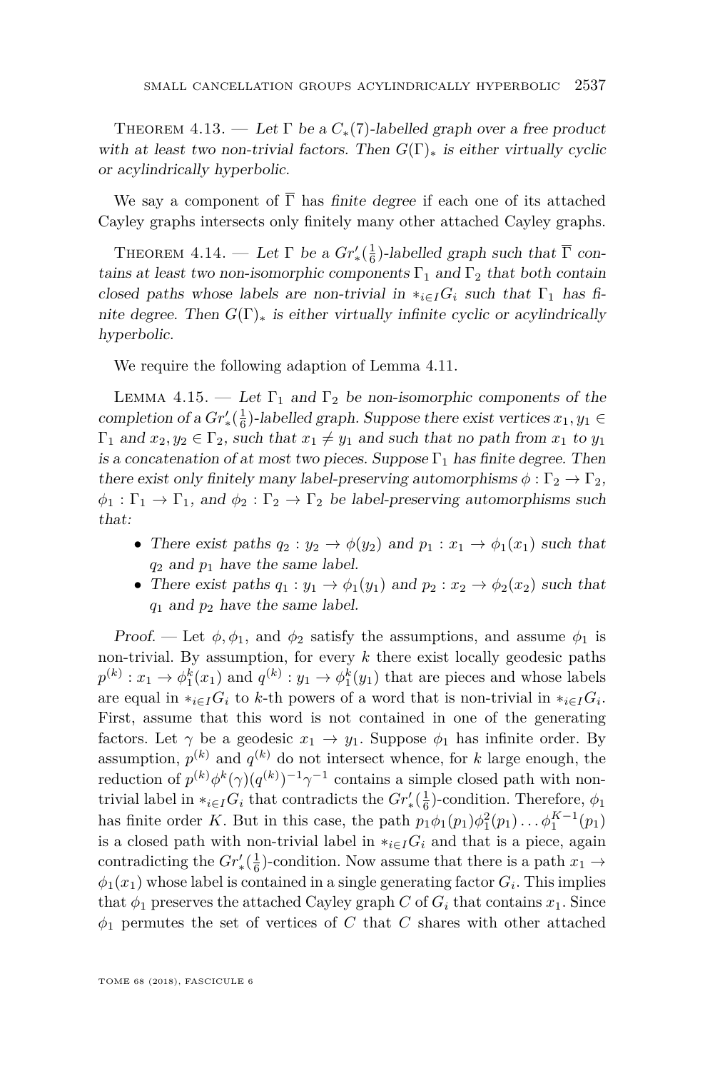Theorem 4.13. — *Let $\Gamma$ be a $C_*(7)$-labelled graph over a free product with at least two non-trivial factors. Then $G(\Gamma)_*$ is either virtually cyclic or acylindrically hyperbolic.*

We say a component of $\overline{\Gamma}$ has *finite degree* if each one of its attached Cayley graphs intersects only finitely many other attached Cayley graphs.

Theorem 4.14. — *Let $\Gamma$ be a $Gr'_*(\frac{1}{6})$-labelled graph such that $\overline{\Gamma}$ contains at least two non-isomorphic components $\Gamma_1$ and $\Gamma_2$ that both contain closed paths whose labels are non-trivial in $*_{i\in I}G_i$ such that $\Gamma_1$ has finite degree. Then $G(\Gamma)_*$ is either virtually infinite cyclic or acylindrically hyperbolic.*

We require the following adaption of Lemma 4.11.

Lemma 4.15. — *Let $\Gamma_1$ and $\Gamma_2$ be non-isomorphic components of the completion of a $Gr'_*(\frac{1}{6})$-labelled graph. Suppose there exist vertices $x_1, y_1 \in \Gamma_1$ and $x_2, y_2 \in \Gamma_2$, such that $x_1 \neq y_1$ and such that no path from $x_1$ to $y_1$ is a concatenation of at most two pieces. Suppose $\Gamma_1$ has finite degree. Then there exist only finitely many label-preserving automorphisms $\phi : \Gamma_2 \to \Gamma_2$, $\phi_1 : \Gamma_1 \to \Gamma_1$, and $\phi_2 : \Gamma_2 \to \Gamma_2$ be label-preserving automorphisms such that:*

- *There exist paths $q_2 : y_2 \to \phi(y_2)$ and $p_1 : x_1 \to \phi_1(x_1)$ such that $q_2$ and $p_1$ have the same label.*
- *There exist paths $q_1 : y_1 \to \phi_1(y_1)$ and $p_2 : x_2 \to \phi_2(x_2)$ such that $q_1$ and $p_2$ have the same label.*

*Proof.* — Let $\phi, \phi_1$, and $\phi_2$ satisfy the assumptions, and assume $\phi_1$ is non-trivial. By assumption, for every $k$ there exist locally geodesic paths $p^{(k)} : x_1 \to \phi_1^k(x_1)$ and $q^{(k)} : y_1 \to \phi_1^k(y_1)$ that are pieces and whose labels are equal in $*_{i\in I}G_i$ to $k$-th powers of a word that is non-trivial in $*_{i\in I}G_i$. First, assume that this word is not contained in one of the generating factors. Let $\gamma$ be a geodesic $x_1 \to y_1$. Suppose $\phi_1$ has infinite order. By assumption, $p^{(k)}$ and $q^{(k)}$ do not intersect whence, for $k$ large enough, the reduction of $p^{(k)}\phi^k(\gamma)(q^{(k)})^{-1}\gamma^{-1}$ contains a simple closed path with non-trivial label in $*_{i\in I}G_i$ that contradicts the $Gr'_*(\frac{1}{6})$-condition. Therefore, $\phi_1$ has finite order $K$. But in this case, the path $p_1\phi_1(p_1)\phi_1^2(p_1)\dots\phi_1^{K-1}(p_1)$ is a closed path with non-trivial label in $*_{i\in I}G_i$ and that is a piece, again contradicting the $Gr'_*(\frac{1}{6})$-condition. Now assume that there is a path $x_1 \to \phi_1(x_1)$ whose label is contained in a single generating factor $G_i$. This implies that $\phi_1$ preserves the attached Cayley graph $C$ of $G_i$ that contains $x_1$. Since $\phi_1$ permutes the set of vertices of $C$ that $C$ shares with other attached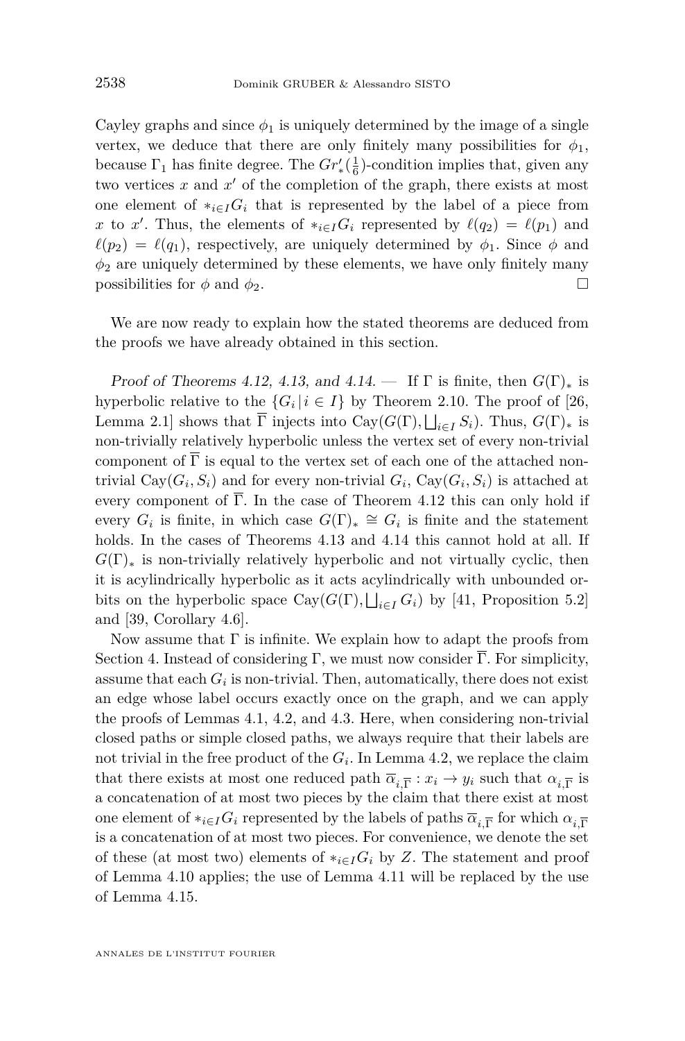Cayley graphs and since $\phi_1$ is uniquely determined by the image of a single vertex, we deduce that there are only finitely many possibilities for $\phi_1$, because $\Gamma_1$ has finite degree. The $Gr'_*(\frac{1}{6})$-condition implies that, given any two vertices $x$ and $x'$ of the completion of the graph, there exists at most one element of $*_{i\in I}G_i$ that is represented by the label of a piece from $x$ to $x'$. Thus, the elements of $*_{i\in I}G_i$ represented by $\ell(q_2) = \ell(p_1)$ and $\ell(p_2) = \ell(q_1)$, respectively, are uniquely determined by $\phi_1$. Since $\phi$ and $\phi_2$ are uniquely determined by these elements, we have only finitely many possibilities for $\phi$ and $\phi_2$. □

We are now ready to explain how the stated theorems are deduced from the proofs we have already obtained in this section.

*Proof of Theorems 4.12, 4.13, and 4.14.* — If $\Gamma$ is finite, then $G(\Gamma)_*$ is hyperbolic relative to the $\{G_i \mid i \in I\}$ by Theorem 2.10. The proof of [26, Lemma 2.1] shows that $\overline{\Gamma}$ injects into $\mathrm{Cay}(G(\Gamma), \bigsqcup_{i\in I} S_i)$. Thus, $G(\Gamma)_*$ is non-trivially relatively hyperbolic unless the vertex set of every non-trivial component of $\overline{\Gamma}$ is equal to the vertex set of each one of the attached non-trivial $\mathrm{Cay}(G_i, S_i)$ and for every non-trivial $G_i$, $\mathrm{Cay}(G_i, S_i)$ is attached at every component of $\overline{\Gamma}$. In the case of Theorem 4.12 this can only hold if every $G_i$ is finite, in which case $G(\Gamma)_* \cong G_i$ is finite and the statement holds. In the cases of Theorems 4.13 and 4.14 this cannot hold at all. If $G(\Gamma)_*$ is non-trivially relatively hyperbolic and not virtually cyclic, then it is acylindrically hyperbolic as it acts acylindrically with unbounded orbits on the hyperbolic space $\mathrm{Cay}(G(\Gamma), \bigsqcup_{i\in I} G_i)$ by [41, Proposition 5.2] and [39, Corollary 4.6].

Now assume that $\Gamma$ is infinite. We explain how to adapt the proofs from Section 4. Instead of considering $\Gamma$, we must now consider $\overline{\Gamma}$. For simplicity, assume that each $G_i$ is non-trivial. Then, automatically, there does not exist an edge whose label occurs exactly once on the graph, and we can apply the proofs of Lemmas 4.1, 4.2, and 4.3. Here, when considering non-trivial closed paths or simple closed paths, we always require that their labels are not trivial in the free product of the $G_i$. In Lemma 4.2, we replace the claim that there exists at most one reduced path $\overline{\alpha}_{i,\overline{\Gamma}} : x_i \to y_i$ such that $\alpha_{i,\overline{\Gamma}}$ is a concatenation of at most two pieces by the claim that there exist at most one element of $*_{i\in I}G_i$ represented by the labels of paths $\overline{\alpha}_{i,\overline{\Gamma}}$ for which $\alpha_{i,\overline{\Gamma}}$ is a concatenation of at most two pieces. For convenience, we denote the set of these (at most two) elements of $*_{i\in I}G_i$ by $Z$. The statement and proof of Lemma 4.10 applies; the use of Lemma 4.11 will be replaced by the use of Lemma 4.15.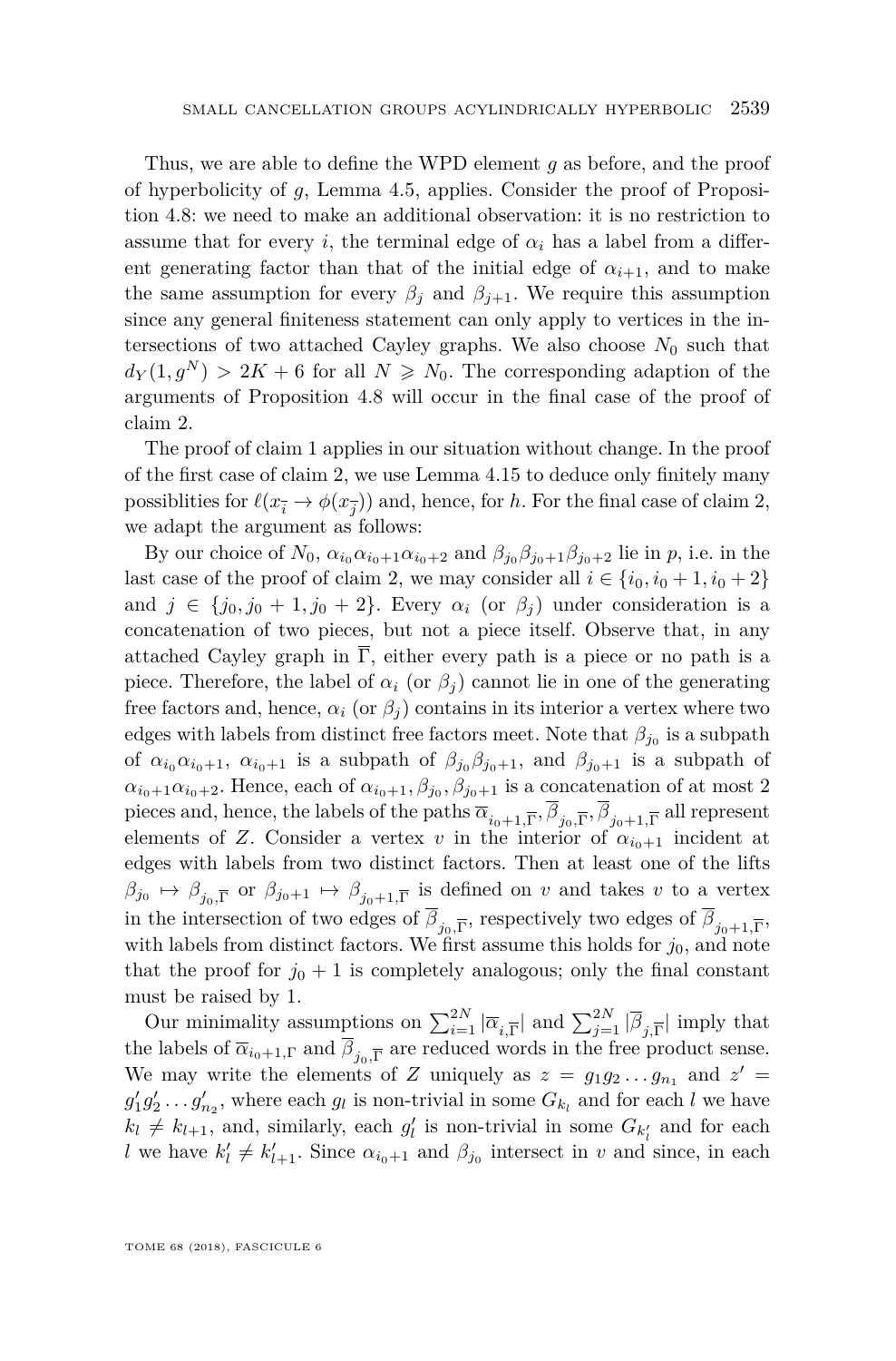Thus, we are able to define the WPD element $g$ as before, and the proof of hyperbolicity of $g$, Lemma 4.5, applies. Consider the proof of Proposition 4.8: we need to make an additional observation: it is no restriction to assume that for every $i$, the terminal edge of $\alpha_i$ has a label from a different generating factor than that of the initial edge of $\alpha_{i+1}$, and to make the same assumption for every $\beta_j$ and $\beta_{j+1}$. We require this assumption since any general finiteness statement can only apply to vertices in the intersections of two attached Cayley graphs. We also choose $N_0$ such that $d_Y(1, g^N) > 2K + 6$ for all $N \geqslant N_0$. The corresponding adaption of the arguments of Proposition 4.8 will occur in the final case of the proof of claim 2.

The proof of claim 1 applies in our situation without change. In the proof of the first case of claim 2, we use Lemma 4.15 to deduce only finitely many possiblities for $\ell(x_{\overline{i}} \to \phi(x_{\overline{j}}))$ and, hence, for $h$. For the final case of claim 2, we adapt the argument as follows:

By our choice of $N_0$, $\alpha_{i_0}\alpha_{i_0+1}\alpha_{i_0+2}$ and $\beta_{j_0}\beta_{j_0+1}\beta_{j_0+2}$ lie in $p$, i.e. in the last case of the proof of claim 2, we may consider all $i \in \{i_0, i_0+1, i_0+2\}$ and $j \in \{j_0, j_0+1, j_0+2\}$. Every $\alpha_i$ (or $\beta_j$) under consideration is a concatenation of two pieces, but not a piece itself. Observe that, in any attached Cayley graph in $\overline{\Gamma}$, either every path is a piece or no path is a piece. Therefore, the label of $\alpha_i$ (or $\beta_j$) cannot lie in one of the generating free factors and, hence, $\alpha_i$ (or $\beta_j$) contains in its interior a vertex where two edges with labels from distinct free factors meet. Note that $\beta_{j_0}$ is a subpath of $\alpha_{i_0}\alpha_{i_0+1}$, $\alpha_{i_0+1}$ is a subpath of $\beta_{j_0}\beta_{j_0+1}$, and $\beta_{j_0+1}$ is a subpath of $\alpha_{i_0+1}\alpha_{i_0+2}$. Hence, each of $\alpha_{i_0+1}, \beta_{j_0}, \beta_{j_0+1}$ is a concatenation of at most 2 pieces and, hence, the labels of the paths $\overline{\alpha}_{i_0+1,\overline{\Gamma}}, \overline{\beta}_{j_0,\overline{\Gamma}}, \overline{\beta}_{j_0+1,\overline{\Gamma}}$ all represent elements of $Z$. Consider a vertex $v$ in the interior of $\alpha_{i_0+1}$ incident at edges with labels from two distinct factors. Then at least one of the lifts $\beta_{j_0} \mapsto \beta_{j_0,\overline{\Gamma}}$ or $\beta_{j_0+1} \mapsto \beta_{j_0+1,\overline{\Gamma}}$ is defined on $v$ and takes $v$ to a vertex in the intersection of two edges of $\overline{\beta}_{j_0,\overline{\Gamma}}$, respectively two edges of $\overline{\beta}_{j_0+1,\overline{\Gamma}}$, with labels from distinct factors. We first assume this holds for $j_0$, and note that the proof for $j_0+1$ is completely analogous; only the final constant must be raised by 1.

Our minimality assumptions on $\sum_{i=1}^{2N} |\overline{\alpha}_{i,\overline{\Gamma}}|$ and $\sum_{j=1}^{2N} |\overline{\beta}_{j,\overline{\Gamma}}|$ imply that the labels of $\overline{\alpha}_{i_0+1,\Gamma}$ and $\overline{\beta}_{j_0,\overline{\Gamma}}$ are reduced words in the free product sense. We may write the elements of $Z$ uniquely as $z = g_1 g_2 \dots g_{n_1}$ and $z' = g'_1 g'_2 \dots g'_{n_2}$, where each $g_l$ is non-trivial in some $G_{k_l}$ and for each $l$ we have $k_l \neq k_{l+1}$, and, similarly, each $g'_l$ is non-trivial in some $G_{k'_l}$ and for each $l$ we have $k'_l \neq k'_{l+1}$. Since $\alpha_{i_0+1}$ and $\beta_{j_0}$ intersect in $v$ and since, in each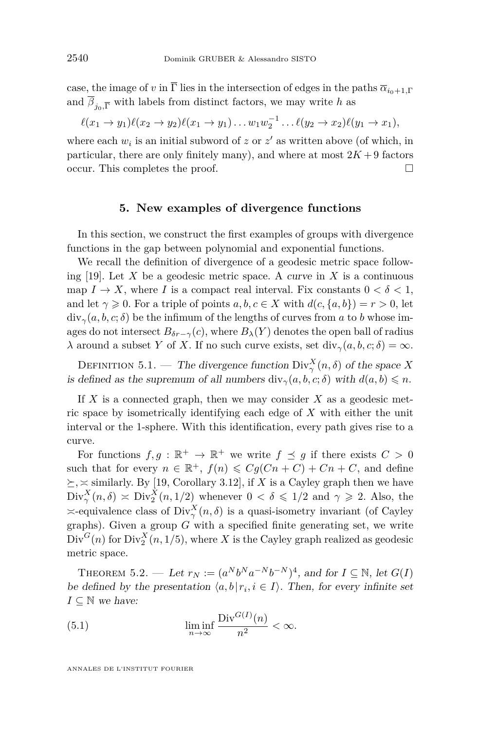case, the image of $v$ in $\overline{\Gamma}$ lies in the intersection of edges in the paths $\overline{\alpha}_{i_0+1,\Gamma}$ and $\overline{\beta}_{j_0,\overline{\Gamma}}$ with labels from distinct factors, we may write $h$ as

$$\ell(x_1 \to y_1)\ell(x_2 \to y_2)\ell(x_1 \to y_1)\dots w_1 w_2^{-1} \dots \ell(y_2 \to x_2)\ell(y_1 \to x_1),$$

where each $w_i$ is an initial subword of $z$ or $z'$ as written above (of which, in particular, there are only finitely many), and where at most $2K+9$ factors occur. This completes the proof. □

## 5. New examples of divergence functions

In this section, we construct the first examples of groups with divergence functions in the gap between polynomial and exponential functions.

We recall the definition of divergence of a geodesic metric space following [19]. Let $X$ be a geodesic metric space. A *curve* in $X$ is a continuous map $I \to X$, where $I$ is a compact real interval. Fix constants $0 < \delta < 1$, and let $\gamma \geqslant 0$. For a triple of points $a, b, c \in X$ with $d(c, \{a, b\}) = r > 0$, let $\mathrm{div}_\gamma(a, b, c; \delta)$ be the infimum of the lengths of curves from $a$ to $b$ whose images do not intersect $B_{\delta r - \gamma}(c)$, where $B_\lambda(Y)$ denotes the open ball of radius $\lambda$ around a subset $Y$ of $X$. If no such curve exists, set $\mathrm{div}_\gamma(a, b, c; \delta) = \infty$.

Definition 5.1. — *The divergence function* $\mathrm{Div}^X_\gamma(n, \delta)$ *of the space* $X$ *is defined as the supremum of all numbers* $\mathrm{div}_\gamma(a, b, c; \delta)$ *with* $d(a, b) \leqslant n$.

If $X$ is a connected graph, then we may consider $X$ as a geodesic metric space by isometrically identifying each edge of $X$ with either the unit interval or the 1-sphere. With this identification, every path gives rise to a curve.

For functions $f, g : \mathbb{R}^+ \to \mathbb{R}^+$ we write $f \preceq g$ if there exists $C > 0$ such that for every $n \in \mathbb{R}^+$, $f(n) \leqslant C g(Cn + C) + Cn + C$, and define $\succeq, \asymp$ similarly. By [19, Corollary 3.12], if $X$ is a Cayley graph then we have $\mathrm{Div}^X_\gamma(n, \delta) \asymp \mathrm{Div}^X_2(n, 1/2)$ whenever $0 < \delta \leqslant 1/2$ and $\gamma \geqslant 2$. Also, the $\asymp$-equivalence class of $\mathrm{Div}^X_\gamma(n, \delta)$ is a quasi-isometry invariant (of Cayley graphs). Given a group $G$ with a specified finite generating set, we write $\mathrm{Div}^G(n)$ for $\mathrm{Div}^X_2(n, 1/5)$, where $X$ is the Cayley graph realized as geodesic metric space.

Theorem 5.2. — *Let* $r_N := (a^N b^N a^{-N} b^{-N})^4$*, and for* $I \subseteq \mathbb{N}$*, let* $G(I)$ *be defined by the presentation* $\langle a, b \,|\, r_i, i \in I\rangle$*. Then, for every infinite set* $I \subseteq \mathbb{N}$ *we have:*

$$\liminf_{n\to\infty} \frac{\mathrm{Div}^{G(I)}(n)}{n^2} < \infty. \tag{5.1}$$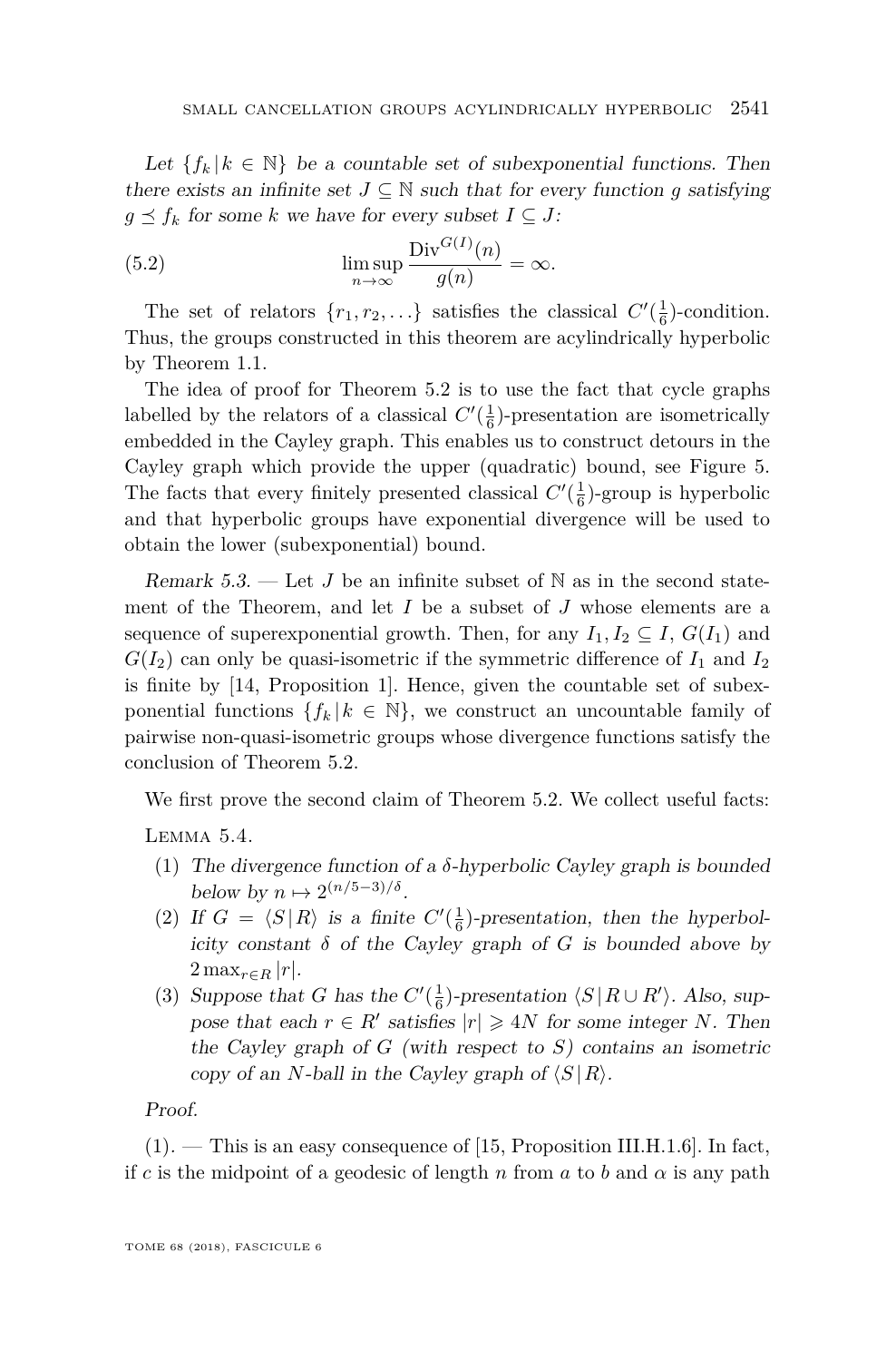*Let $\{f_k \,|\, k \in \mathbb{N}\}$ be a countable set of subexponential functions. Then there exists an infinite set $J \subseteq \mathbb{N}$ such that for every function $g$ satisfying $g \preceq f_k$ for some $k$ we have for every subset $I \subseteq J$:*

$$\limsup_{n\to\infty} \frac{\mathrm{Div}^{G(I)}(n)}{g(n)} = \infty. \tag{5.2}$$

The set of relators $\{r_1, r_2, \ldots\}$ satisfies the classical $C'(\frac{1}{6})$-condition. Thus, the groups constructed in this theorem are acylindrically hyperbolic by Theorem 1.1.

The idea of proof for Theorem 5.2 is to use the fact that cycle graphs labelled by the relators of a classical $C'(\frac{1}{6})$-presentation are isometrically embedded in the Cayley graph. This enables us to construct detours in the Cayley graph which provide the upper (quadratic) bound, see Figure 5. The facts that every finitely presented classical $C'(\frac{1}{6})$-group is hyperbolic and that hyperbolic groups have exponential divergence will be used to obtain the lower (subexponential) bound.

*Remark 5.3.* — Let $J$ be an infinite subset of $\mathbb{N}$ as in the second statement of the Theorem, and let $I$ be a subset of $J$ whose elements are a sequence of superexponential growth. Then, for any $I_1, I_2 \subseteq I$, $G(I_1)$ and $G(I_2)$ can only be quasi-isometric if the symmetric difference of $I_1$ and $I_2$ is finite by [14, Proposition 1]. Hence, given the countable set of subexponential functions $\{f_k \,|\, k \in \mathbb{N}\}$, we construct an uncountable family of pairwise non-quasi-isometric groups whose divergence functions satisfy the conclusion of Theorem 5.2.

We first prove the second claim of Theorem 5.2. We collect useful facts:

Lemma 5.4.

1. *The divergence function of a $\delta$-hyperbolic Cayley graph is bounded below by $n \mapsto 2^{(n/5-3)/\delta}$.*
2. *If $G = \langle S \,|\, R\rangle$ is a finite $C'(\frac{1}{6})$-presentation, then the hyperbolicity constant $\delta$ of the Cayley graph of $G$ is bounded above by $2\max_{r\in R}|r|$.*
3. *Suppose that $G$ has the $C'(\frac{1}{6})$-presentation $\langle S \,|\, R \cup R'\rangle$. Also, suppose that each $r \in R'$ satisfies $|r| \geqslant 4N$ for some integer $N$. Then the Cayley graph of $G$ (with respect to $S$) contains an isometric copy of an $N$-ball in the Cayley graph of $\langle S \,|\, R\rangle$.*

*Proof.*

(1). — This is an easy consequence of [15, Proposition III.H.1.6]. In fact, if $c$ is the midpoint of a geodesic of length $n$ from $a$ to $b$ and $\alpha$ is any path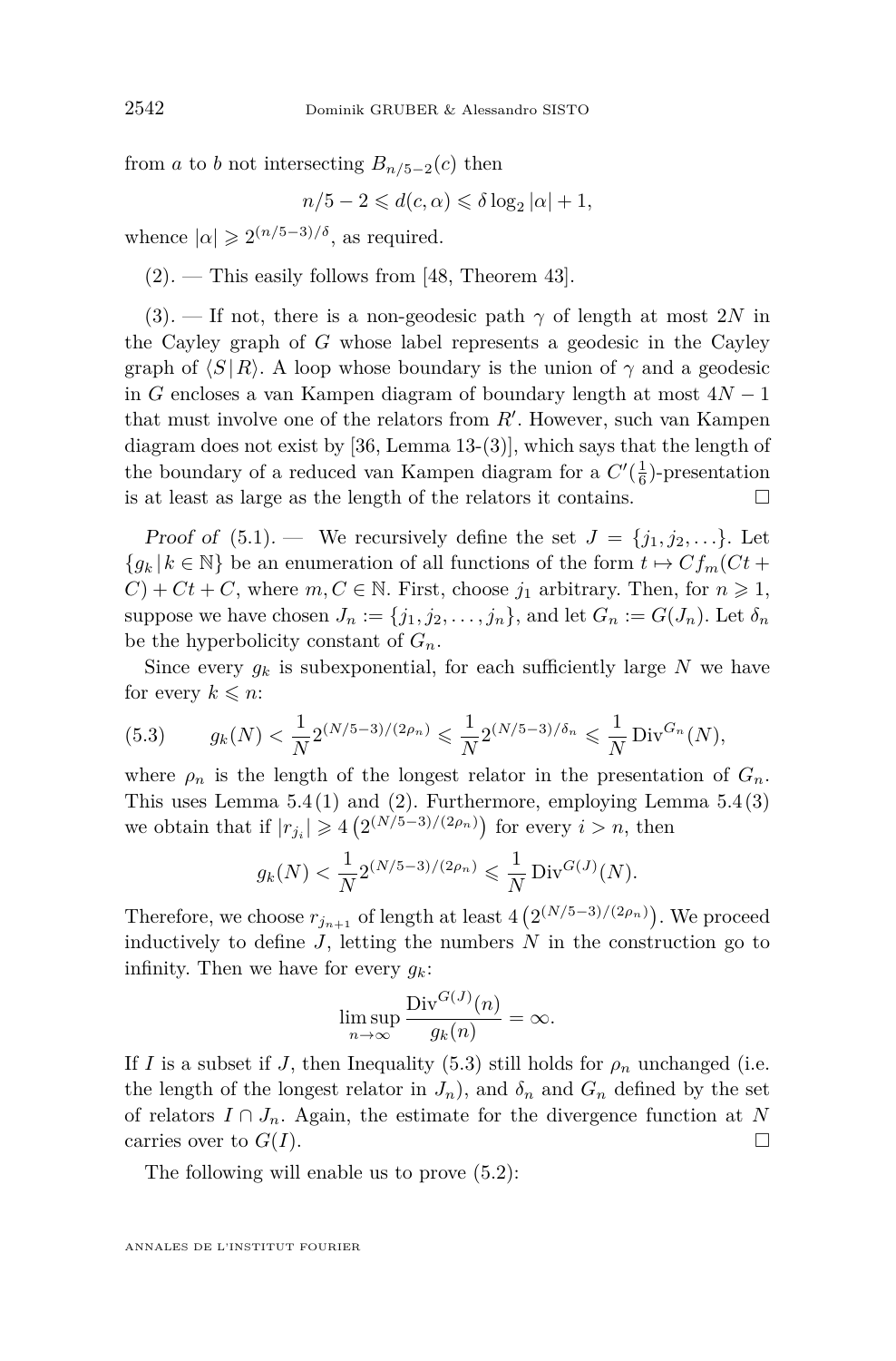from $a$ to $b$ not intersecting $B_{n/5-2}(c)$ then

$$n/5-2 \leqslant d(c,\alpha) \leqslant \delta \log_2 |\alpha| + 1,$$

whence $|\alpha| \geqslant 2^{(n/5-3)/\delta}$, as required.

(2). — This easily follows from [48, Theorem 43].

(3). — If not, there is a non-geodesic path $\gamma$ of length at most $2N$ in the Cayley graph of $G$ whose label represents a geodesic in the Cayley graph of $\langle S \,|\, R \rangle$. A loop whose boundary is the union of $\gamma$ and a geodesic in $G$ encloses a van Kampen diagram of boundary length at most $4N-1$ that must involve one of the relators from $R'$. However, such van Kampen diagram does not exist by [36, Lemma 13-(3)], which says that the length of the boundary of a reduced van Kampen diagram for a $C'(\frac{1}{6})$-presentation is at least as large as the length of the relators it contains. □

*Proof of* (5.1). — We recursively define the set $J = \{j_1, j_2, \ldots\}$. Let $\{g_k \,|\, k \in \mathbb{N}\}$ be an enumeration of all functions of the form $t \mapsto Cf_m(Ct + C) + Ct + C$, where $m, C \in \mathbb{N}$. First, choose $j_1$ arbitrary. Then, for $n \geqslant 1$, suppose we have chosen $J_n := \{j_1, j_2, \ldots, j_n\}$, and let $G_n := G(J_n)$. Let $\delta_n$ be the hyperbolicity constant of $G_n$.

Since every $g_k$ is subexponential, for each sufficiently large $N$ we have for every $k \leqslant n$:

$$g_k(N) < \frac{1}{N} 2^{(N/5-3)/(2\rho_n)} \leqslant \frac{1}{N} 2^{(N/5-3)/\delta_n} \leqslant \frac{1}{N} \operatorname{Div}^{G_n}(N), \tag{5.3}$$

where $\rho_n$ is the length of the longest relator in the presentation of $G_n$. This uses Lemma 5.4(1) and (2). Furthermore, employing Lemma 5.4(3) we obtain that if $|r_{j_i}| \geqslant 4\left(2^{(N/5-3)/(2\rho_n)}\right)$ for every $i > n$, then

$$g_k(N) < \frac{1}{N} 2^{(N/5-3)/(2\rho_n)} \leqslant \frac{1}{N} \operatorname{Div}^{G(J)}(N).$$

Therefore, we choose $r_{j_{n+1}}$ of length at least $4\left(2^{(N/5-3)/(2\rho_n)}\right)$. We proceed inductively to define $J$, letting the numbers $N$ in the construction go to infinity. Then we have for every $g_k$:

$$\limsup_{n\to\infty} \frac{\operatorname{Div}^{G(J)}(n)}{g_k(n)} = \infty.$$

If $I$ is a subset if $J$, then Inequality (5.3) still holds for $\rho_n$ unchanged (i.e. the length of the longest relator in $J_n$), and $\delta_n$ and $G_n$ defined by the set of relators $I \cap J_n$. Again, the estimate for the divergence function at $N$ carries over to $G(I)$. □

The following will enable us to prove (5.2):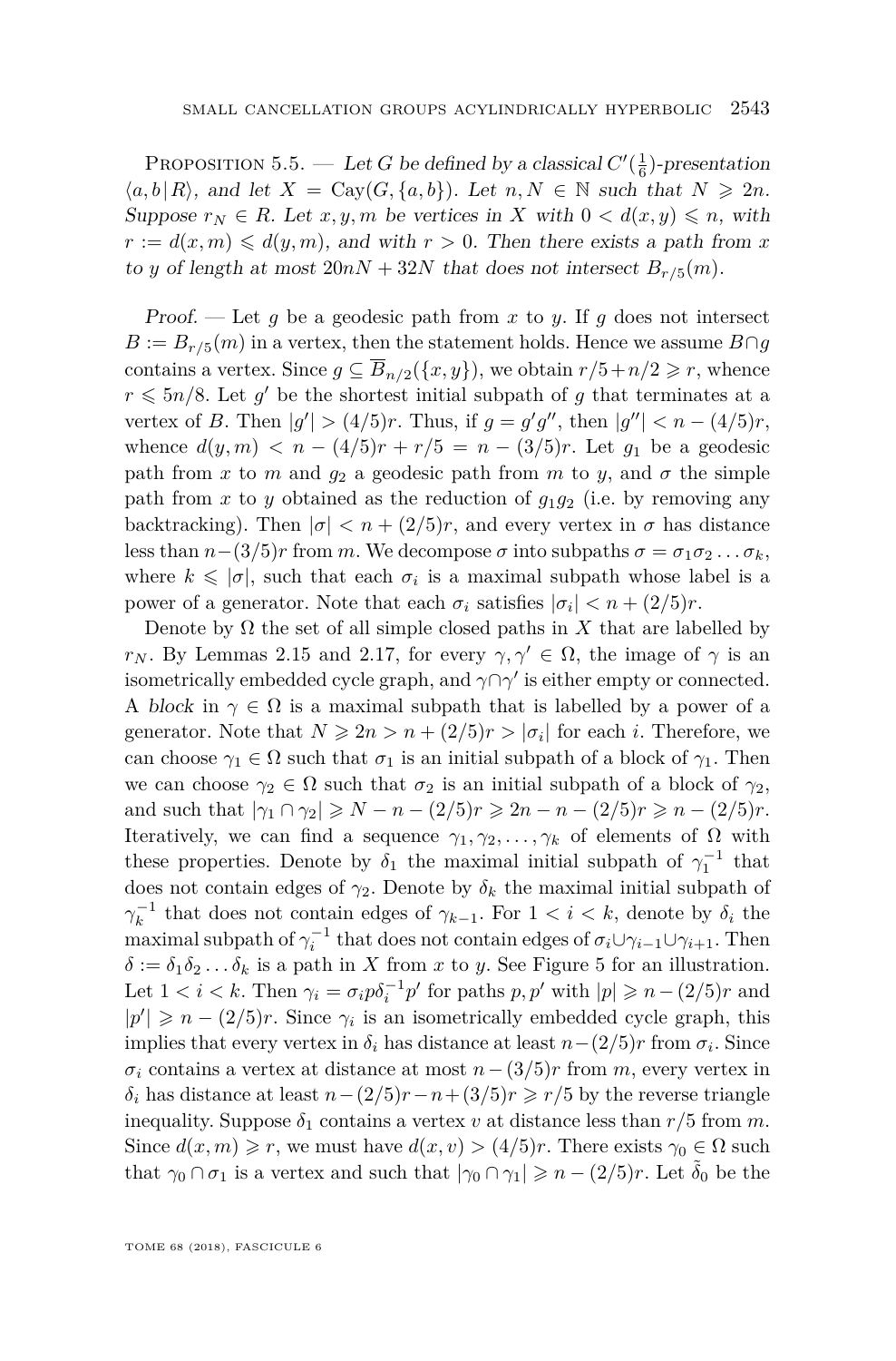Proposition 5.5. — *Let $G$ be defined by a classical $C'(\frac{1}{6})$-presentation $\langle a,b \,|\, R\rangle$, and let $X = \mathrm{Cay}(G,\{a,b\})$. Let $n,N \in \mathbb{N}$ such that $N \geqslant 2n$. Suppose $r_N \in R$. Let $x,y,m$ be vertices in $X$ with $0 < d(x,y) \leqslant n$, with $r := d(x,m) \leqslant d(y,m)$, and with $r > 0$. Then there exists a path from $x$ to $y$ of length at most $20nN + 32N$ that does not intersect $B_{r/5}(m)$.*

*Proof.* — Let $g$ be a geodesic path from $x$ to $y$. If $g$ does not intersect $B := B_{r/5}(m)$ in a vertex, then the statement holds. Hence we assume $B \cap g$ contains a vertex. Since $g \subseteq \overline{B}_{n/2}(\{x,y\})$, we obtain $r/5 + n/2 \geqslant r$, whence $r \leqslant 5n/8$. Let $g'$ be the shortest initial subpath of $g$ that terminates at a vertex of $B$. Then $|g'| > (4/5)r$. Thus, if $g = g'g''$, then $|g''| < n - (4/5)r$, whence $d(y,m) < n - (4/5)r + r/5 = n - (3/5)r$. Let $g_1$ be a geodesic path from $x$ to $m$ and $g_2$ a geodesic path from $m$ to $y$, and $\sigma$ the simple path from $x$ to $y$ obtained as the reduction of $g_1 g_2$ (i.e. by removing any backtracking). Then $|\sigma| < n + (2/5)r$, and every vertex in $\sigma$ has distance less than $n - (3/5)r$ from $m$. We decompose $\sigma$ into subpaths $\sigma = \sigma_1\sigma_2 \ldots \sigma_k$, where $k \leqslant |\sigma|$, such that each $\sigma_i$ is a maximal subpath whose label is a power of a generator. Note that each $\sigma_i$ satisfies $|\sigma_i| < n + (2/5)r$.

Denote by $\Omega$ the set of all simple closed paths in $X$ that are labelled by $r_N$. By Lemmas 2.15 and 2.17, for every $\gamma, \gamma' \in \Omega$, the image of $\gamma$ is an isometrically embedded cycle graph, and $\gamma \cap \gamma'$ is either empty or connected. A *block* in $\gamma \in \Omega$ is a maximal subpath that is labelled by a power of a generator. Note that $N \geqslant 2n > n + (2/5)r > |\sigma_i|$ for each $i$. Therefore, we can choose $\gamma_1 \in \Omega$ such that $\sigma_1$ is an initial subpath of a block of $\gamma_1$. Then we can choose $\gamma_2 \in \Omega$ such that $\sigma_2$ is an initial subpath of a block of $\gamma_2$, and such that $|\gamma_1 \cap \gamma_2| \geqslant N - n - (2/5)r \geqslant 2n - n - (2/5)r \geqslant n - (2/5)r$. Iteratively, we can find a sequence $\gamma_1, \gamma_2, \ldots, \gamma_k$ of elements of $\Omega$ with these properties. Denote by $\delta_1$ the maximal initial subpath of $\gamma_1^{-1}$ that does not contain edges of $\gamma_2$. Denote by $\delta_k$ the maximal initial subpath of $\gamma_k^{-1}$ that does not contain edges of $\gamma_{k-1}$. For $1 < i < k$, denote by $\delta_i$ the maximal subpath of $\gamma_i^{-1}$ that does not contain edges of $\sigma_i \cup \gamma_{i-1} \cup \gamma_{i+1}$. Then $\delta := \delta_1\delta_2 \ldots \delta_k$ is a path in $X$ from $x$ to $y$. See Figure 5 for an illustration. Let $1 < i < k$. Then $\gamma_i = \sigma_i p \delta_i^{-1} p'$ for paths $p, p'$ with $|p| \geqslant n - (2/5)r$ and $|p'| \geqslant n - (2/5)r$. Since $\gamma_i$ is an isometrically embedded cycle graph, this implies that every vertex in $\delta_i$ has distance at least $n - (2/5)r$ from $\sigma_i$. Since $\sigma_i$ contains a vertex at distance at most $n - (3/5)r$ from $m$, every vertex in $\delta_i$ has distance at least $n - (2/5)r - n + (3/5)r \geqslant r/5$ by the reverse triangle inequality. Suppose $\delta_1$ contains a vertex $v$ at distance less than $r/5$ from $m$. Since $d(x,m) \geqslant r$, we must have $d(x,v) > (4/5)r$. There exists $\gamma_0 \in \Omega$ such that $\gamma_0 \cap \sigma_1$ is a vertex and such that $|\gamma_0 \cap \gamma_1| \geqslant n - (2/5)r$. Let $\tilde{\delta}_0$ be the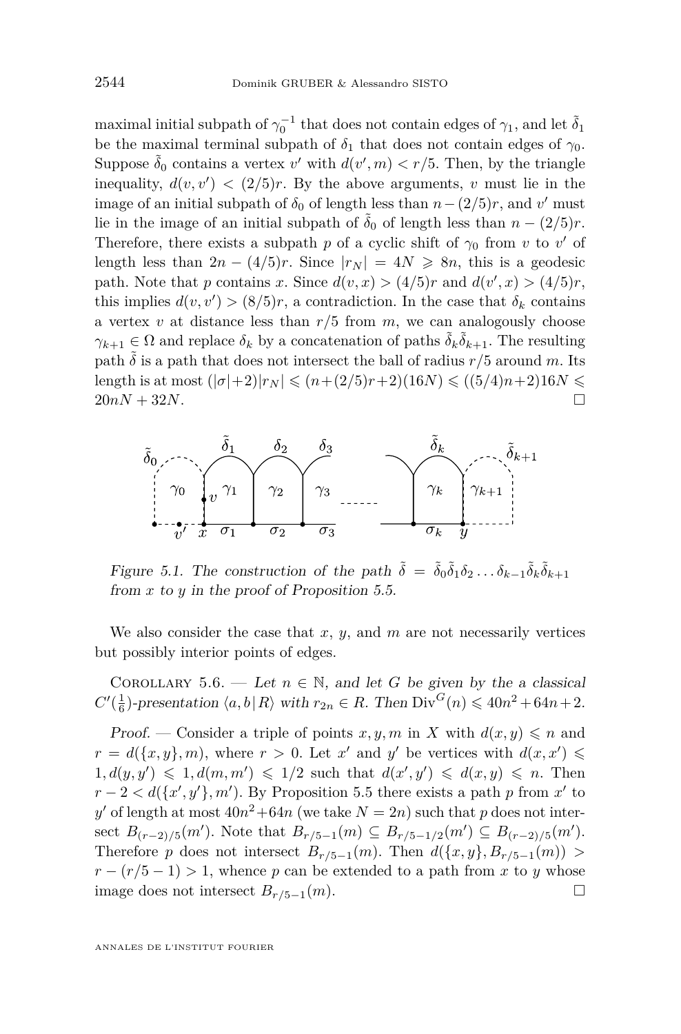maximal initial subpath of $\gamma_0^{-1}$ that does not contain edges of $\gamma_1$, and let $\tilde{\delta}_1$ be the maximal terminal subpath of $\delta_1$ that does not contain edges of $\gamma_0$. Suppose $\tilde{\delta}_0$ contains a vertex $v'$ with $d(v', m) < r/5$. Then, by the triangle inequality, $d(v, v') < (2/5)r$. By the above arguments, $v$ must lie in the image of an initial subpath of $\delta_0$ of length less than $n - (2/5)r$, and $v'$ must lie in the image of an initial subpath of $\tilde{\delta}_0$ of length less than $n - (2/5)r$. Therefore, there exists a subpath $p$ of a cyclic shift of $\gamma_0$ from $v$ to $v'$ of length less than $2n - (4/5)r$. Since $|r_N| = 4N \geqslant 8n$, this is a geodesic path. Note that $p$ contains $x$. Since $d(v, x) > (4/5)r$ and $d(v', x) > (4/5)r$, this implies $d(v, v') > (8/5)r$, a contradiction. In the case that $\delta_k$ contains a vertex $v$ at distance less than $r/5$ from $m$, we can analogously choose $\gamma_{k+1} \in \Omega$ and replace $\delta_k$ by a concatenation of paths $\tilde{\delta}_k \tilde{\delta}_{k+1}$. The resulting path $\tilde{\delta}$ is a path that does not intersect the ball of radius $r/5$ around $m$. Its length is at most $(|\sigma|+2)|r_N| \leqslant (n+(2/5)r+2)(16N) \leqslant ((5/4)n+2)16N \leqslant 20nN + 32N$. □

*Figure 5.1. The construction of the path $\tilde{\delta} = \tilde{\delta}_0\tilde{\delta}_1\delta_2 \ldots \delta_{k-1}\tilde{\delta}_k\tilde{\delta}_{k+1}$ from $x$ to $y$ in the proof of Proposition 5.5.*

We also consider the case that $x$, $y$, and $m$ are not necessarily vertices but possibly interior points of edges.

Corollary 5.6. — *Let $n \in \mathbb{N}$, and let $G$ be given by the a classical $C'(\frac{1}{6})$-presentation $\langle a, b \,|\, R\rangle$ with $r_{2n} \in R$. Then $\mathrm{Div}^G(n) \leqslant 40n^2 + 64n + 2$.*

*Proof.* — Consider a triple of points $x, y, m$ in $X$ with $d(x, y) \leqslant n$ and $r = d(\{x, y\}, m)$, where $r > 0$. Let $x'$ and $y'$ be vertices with $d(x, x') \leqslant 1, d(y, y') \leqslant 1, d(m, m') \leqslant 1/2$ such that $d(x', y') \leqslant d(x, y) \leqslant n$. Then $r - 2 < d(\{x', y'\}, m')$. By Proposition 5.5 there exists a path $p$ from $x'$ to $y'$ of length at most $40n^2+64n$ (we take $N = 2n$) such that $p$ does not intersect $B_{(r-2)/5}(m')$. Note that $B_{r/5-1}(m) \subseteq B_{r/5-1/2}(m') \subseteq B_{(r-2)/5}(m')$. Therefore $p$ does not intersect $B_{r/5-1}(m)$. Then $d(\{x, y\}, B_{r/5-1}(m)) > r - (r/5 - 1) > 1$, whence $p$ can be extended to a path from $x$ to $y$ whose image does not intersect $B_{r/5-1}(m)$. □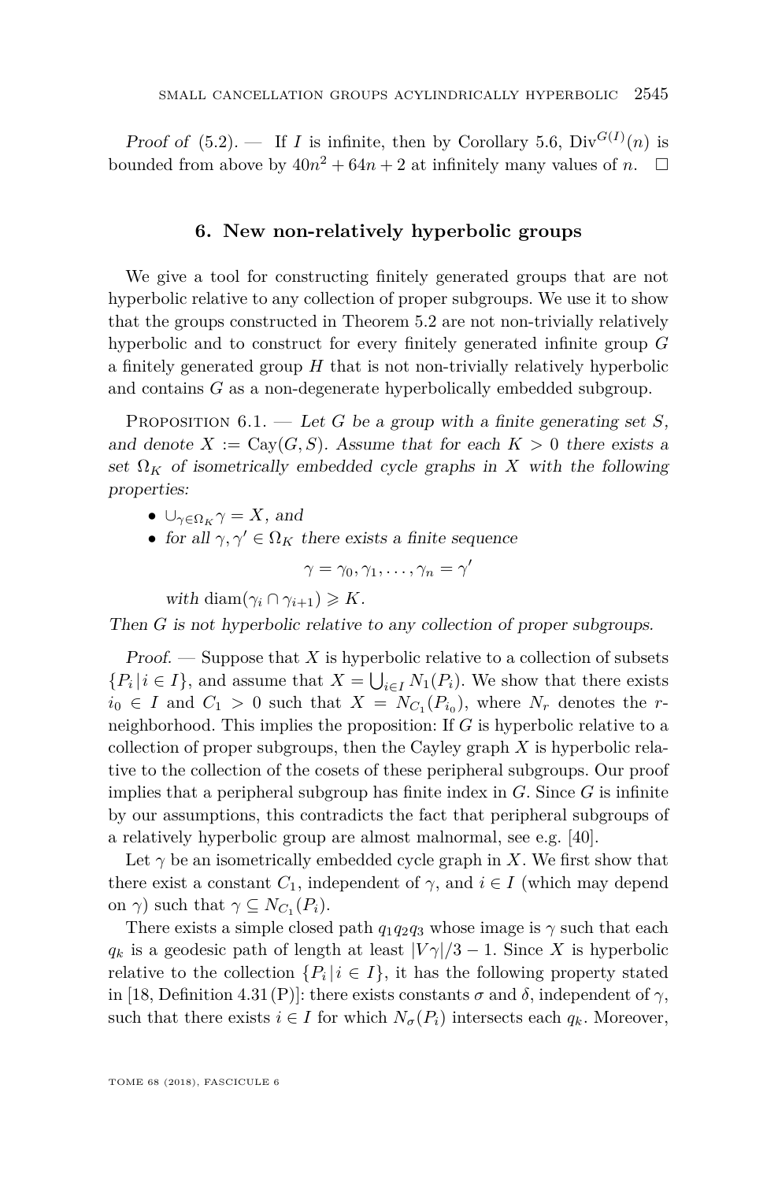*Proof of* (5.2). — If $I$ is infinite, then by Corollary 5.6, $\mathrm{Div}^{G(I)}(n)$ is bounded from above by $40n^2 + 64n + 2$ at infinitely many values of $n$. $\square$

## 6. New non-relatively hyperbolic groups

We give a tool for constructing finitely generated groups that are not hyperbolic relative to any collection of proper subgroups. We use it to show that the groups constructed in Theorem 5.2 are not non-trivially relatively hyperbolic and to construct for every finitely generated infinite group $G$ a finitely generated group $H$ that is not non-trivially relatively hyperbolic and contains $G$ as a non-degenerate hyperbolically embedded subgroup.

Proposition 6.1. — *Let $G$ be a group with a finite generating set $S$, and denote $X := \mathrm{Cay}(G, S)$. Assume that for each $K > 0$ there exists a set $\Omega_K$ of isometrically embedded cycle graphs in $X$ with the following properties:*

- $\cup_{\gamma \in \Omega_K} \gamma = X$, *and*
- *for all $\gamma, \gamma' \in \Omega_K$ there exists a finite sequence*

$$\gamma = \gamma_0, \gamma_1, \ldots, \gamma_n = \gamma'$$

*with $\mathrm{diam}(\gamma_i \cap \gamma_{i+1}) \geqslant K$.*

*Then $G$ is not hyperbolic relative to any collection of proper subgroups.*

*Proof.* — Suppose that $X$ is hyperbolic relative to a collection of subsets $\{P_i \,|\, i \in I\}$, and assume that $X = \bigcup_{i \in I} N_1(P_i)$. We show that there exists $i_0 \in I$ and $C_1 > 0$ such that $X = N_{C_1}(P_{i_0})$, where $N_r$ denotes the $r$-neighborhood. This implies the proposition: If $G$ is hyperbolic relative to a collection of proper subgroups, then the Cayley graph $X$ is hyperbolic relative to the collection of the cosets of these peripheral subgroups. Our proof implies that a peripheral subgroup has finite index in $G$. Since $G$ is infinite by our assumptions, this contradicts the fact that peripheral subgroups of a relatively hyperbolic group are almost malnormal, see e.g. [40].

Let $\gamma$ be an isometrically embedded cycle graph in $X$. We first show that there exist a constant $C_1$, independent of $\gamma$, and $i \in I$ (which may depend on $\gamma$) such that $\gamma \subseteq N_{C_1}(P_i)$.

There exists a simple closed path $q_1q_2q_3$ whose image is $\gamma$ such that each $q_k$ is a geodesic path of length at least $|V\gamma|/3 - 1$. Since $X$ is hyperbolic relative to the collection $\{P_i \,|\, i \in I\}$, it has the following property stated in [18, Definition 4.31 (P)]: there exists constants $\sigma$ and $\delta$, independent of $\gamma$, such that there exists $i \in I$ for which $N_\sigma(P_i)$ intersects each $q_k$. Moreover,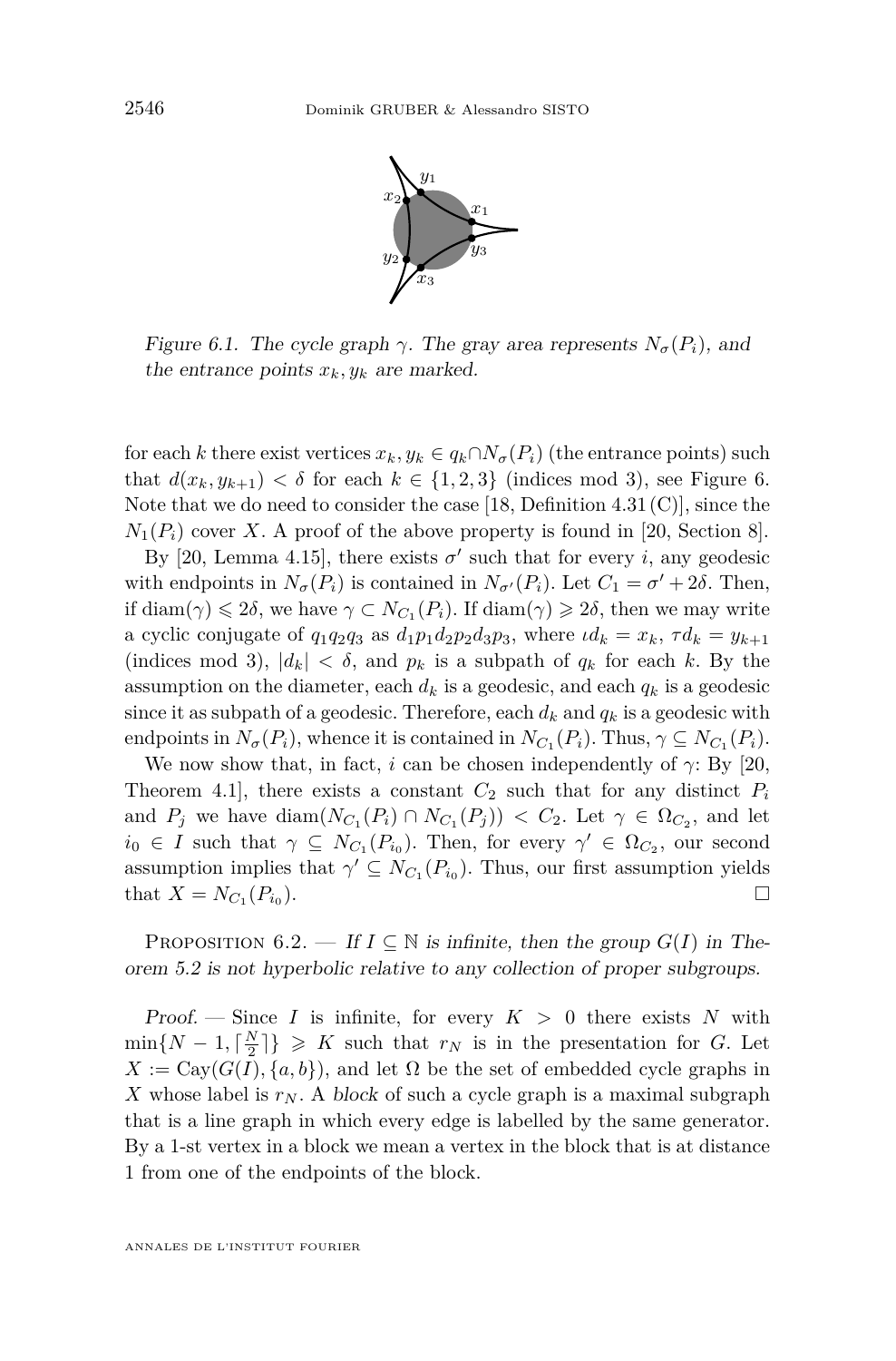Figure 6.1. The cycle graph $\gamma$. The gray area represents $N_\sigma(P_i)$, and the entrance points $x_k, y_k$ are marked.

for each $k$ there exist vertices $x_k, y_k \in q_k \cap N_\sigma(P_i)$ (the entrance points) such that $d(x_k, y_{k+1}) < \delta$ for each $k \in \{1,2,3\}$ (indices mod 3), see Figure 6. Note that we do need to consider the case [18, Definition 4.31 (C)], since the $N_1(P_i)$ cover $X$. A proof of the above property is found in [20, Section 8].

By [20, Lemma 4.15], there exists $\sigma'$ such that for every $i$, any geodesic with endpoints in $N_\sigma(P_i)$ is contained in $N_{\sigma'}(P_i)$. Let $C_1 = \sigma' + 2\delta$. Then, if $\operatorname{diam}(\gamma) \leqslant 2\delta$, we have $\gamma \subset N_{C_1}(P_i)$. If $\operatorname{diam}(\gamma) \geqslant 2\delta$, then we may write a cyclic conjugate of $q_1q_2q_3$ as $d_1p_1d_2p_2d_3p_3$, where $\iota d_k = x_k$, $\tau d_k = y_{k+1}$ (indices mod 3), $|d_k| < \delta$, and $p_k$ is a subpath of $q_k$ for each $k$. By the assumption on the diameter, each $d_k$ is a geodesic, and each $q_k$ is a geodesic since it as subpath of a geodesic. Therefore, each $d_k$ and $q_k$ is a geodesic with endpoints in $N_\sigma(P_i)$, whence it is contained in $N_{C_1}(P_i)$. Thus, $\gamma \subseteq N_{C_1}(P_i)$.

We now show that, in fact, $i$ can be chosen independently of $\gamma$: By [20, Theorem 4.1], there exists a constant $C_2$ such that for any distinct $P_i$ and $P_j$ we have $\operatorname{diam}(N_{C_1}(P_i) \cap N_{C_1}(P_j)) < C_2$. Let $\gamma \in \Omega_{C_2}$, and let $i_0 \in I$ such that $\gamma \subseteq N_{C_1}(P_{i_0})$. Then, for every $\gamma' \in \Omega_{C_2}$, our second assumption implies that $\gamma' \subseteq N_{C_1}(P_{i_0})$. Thus, our first assumption yields that $X = N_{C_1}(P_{i_0})$. $\square$

Proposition 6.2. — *If $I \subseteq \mathbb{N}$ is infinite, then the group $G(I)$ in Theorem 5.2 is not hyperbolic relative to any collection of proper subgroups.*

*Proof.* — Since $I$ is infinite, for every $K > 0$ there exists $N$ with $\min\{N-1, \lceil \frac{N}{2} \rceil\} \geqslant K$ such that $r_N$ is in the presentation for $G$. Let $X := \operatorname{Cay}(G(I), \{a, b\})$, and let $\Omega$ be the set of embedded cycle graphs in $X$ whose label is $r_N$. A *block* of such a cycle graph is a maximal subgraph that is a line graph in which every edge is labelled by the same generator. By a 1-st vertex in a block we mean a vertex in the block that is at distance 1 from one of the endpoints of the block.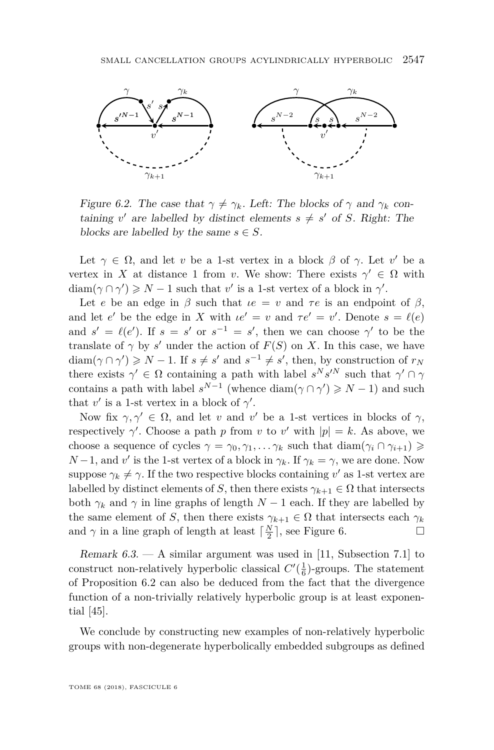*Figure 6.2. The case that $\gamma \neq \gamma_k$. Left: The blocks of $\gamma$ and $\gamma_k$ containing $v'$ are labelled by distinct elements $s \neq s'$ of $S$. Right: The blocks are labelled by the same $s \in S$.*

Let $\gamma \in \Omega$, and let $v$ be a 1-st vertex in a block $\beta$ of $\gamma$. Let $v'$ be a vertex in $X$ at distance 1 from $v$. We show: There exists $\gamma' \in \Omega$ with $\operatorname{diam}(\gamma \cap \gamma') \geqslant N-1$ such that $v'$ is a 1-st vertex of a block in $\gamma'$.

Let $e$ be an edge in $\beta$ such that $\iota e = v$ and $\tau e$ is an endpoint of $\beta$, and let $e'$ be the edge in $X$ with $\iota e' = v$ and $\tau e' = v'$. Denote $s = \ell(e)$ and $s' = \ell(e')$. If $s = s'$ or $s^{-1} = s'$, then we can choose $\gamma'$ to be the translate of $\gamma$ by $s'$ under the action of $F(S)$ on $X$. In this case, we have $\operatorname{diam}(\gamma \cap \gamma') \geqslant N-1$. If $s \neq s'$ and $s^{-1} \neq s'$, then, by construction of $r_N$ there exists $\gamma' \in \Omega$ containing a path with label $s^N s'^N$ such that $\gamma' \cap \gamma$ contains a path with label $s^{N-1}$ (whence $\operatorname{diam}(\gamma \cap \gamma') \geqslant N-1$) and such that $v'$ is a 1-st vertex in a block of $\gamma'$.

Now fix $\gamma, \gamma' \in \Omega$, and let $v$ and $v'$ be a 1-st vertices in blocks of $\gamma$, respectively $\gamma'$. Choose a path $p$ from $v$ to $v'$ with $|p| = k$. As above, we choose a sequence of cycles $\gamma = \gamma_0, \gamma_1, \ldots \gamma_k$ such that $\operatorname{diam}(\gamma_i \cap \gamma_{i+1}) \geqslant N-1$, and $v'$ is the 1-st vertex of a block in $\gamma_k$. If $\gamma_k = \gamma$, we are done. Now suppose $\gamma_k \neq \gamma$. If the two respective blocks containing $v'$ as 1-st vertex are labelled by distinct elements of $S$, then there exists $\gamma_{k+1} \in \Omega$ that intersects both $\gamma_k$ and $\gamma$ in line graphs of length $N-1$ each. If they are labelled by the same element of $S$, then there exists $\gamma_{k+1} \in \Omega$ that intersects each $\gamma_k$ and $\gamma$ in a line graph of length at least $\lceil \frac{N}{2} \rceil$, see Figure 6. □

*Remark 6.3.* — A similar argument was used in [11, Subsection 7.1] to construct non-relatively hyperbolic classical $C'(\frac{1}{6})$-groups. The statement of Proposition 6.2 can also be deduced from the fact that the divergence function of a non-trivially relatively hyperbolic group is at least exponential [45].

We conclude by constructing new examples of non-relatively hyperbolic groups with non-degenerate hyperbolically embedded subgroups as defined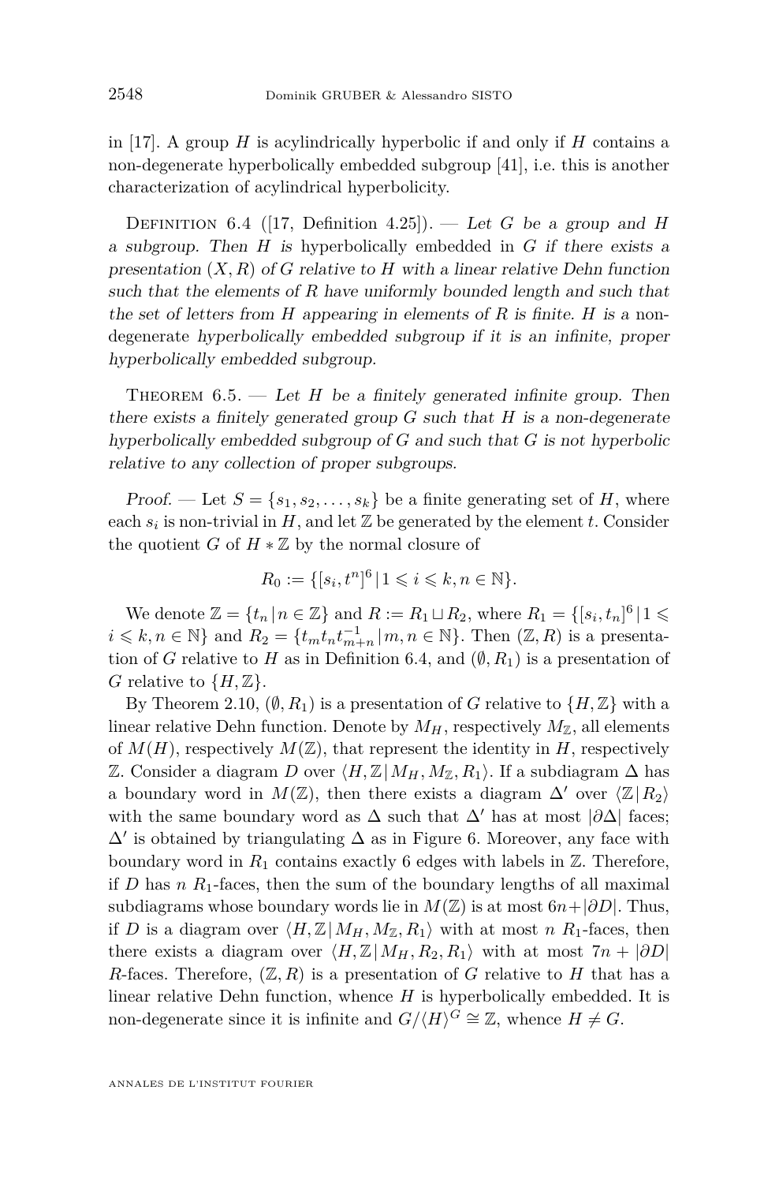in [17]. A group $H$ is acylindrically hyperbolic if and only if $H$ contains a non-degenerate hyperbolically embedded subgroup [41], i.e. this is another characterization of acylindrical hyperbolicity.

Definition 6.4 ([17, Definition 4.25]). — *Let $G$ be a group and $H$ a subgroup. Then $H$ is* hyperbolically embedded *in $G$ if there exists a presentation $(X, R)$ of $G$ relative to $H$ with a linear relative Dehn function such that the elements of $R$ have uniformly bounded length and such that the set of letters from $H$ appearing in elements of $R$ is finite. $H$ is a* non-degenerate *hyperbolically embedded subgroup if it is an infinite, proper hyperbolically embedded subgroup.*

Theorem 6.5. — *Let $H$ be a finitely generated infinite group. Then there exists a finitely generated group $G$ such that $H$ is a non-degenerate hyperbolically embedded subgroup of $G$ and such that $G$ is not hyperbolic relative to any collection of proper subgroups.*

*Proof.* — Let $S = \{s_1, s_2, \ldots, s_k\}$ be a finite generating set of $H$, where each $s_i$ is non-trivial in $H$, and let $\mathbb{Z}$ be generated by the element $t$. Consider the quotient $G$ of $H * \mathbb{Z}$ by the normal closure of

$$R_0 := \{[s_i, t^n]^6 \,|\, 1 \leqslant i \leqslant k, n \in \mathbb{N}\}.$$

We denote $\mathbb{Z} = \{t_n \,|\, n \in \mathbb{Z}\}$ and $R := R_1 \sqcup R_2$, where $R_1 = \{[s_i, t_n]^6 \,|\, 1 \leqslant i \leqslant k, n \in \mathbb{N}\}$ and $R_2 = \{t_m t_n t_{m+n}^{-1} \,|\, m, n \in \mathbb{N}\}$. Then $(\mathbb{Z}, R)$ is a presentation of $G$ relative to $H$ as in Definition 6.4, and $(\emptyset, R_1)$ is a presentation of $G$ relative to $\{H, \mathbb{Z}\}$.

By Theorem 2.10, $(\emptyset, R_1)$ is a presentation of $G$ relative to $\{H, \mathbb{Z}\}$ with a linear relative Dehn function. Denote by $M_H$, respectively $M_{\mathbb{Z}}$, all elements of $M(H)$, respectively $M(\mathbb{Z})$, that represent the identity in $H$, respectively $\mathbb{Z}$. Consider a diagram $D$ over $\langle H, \mathbb{Z} \,|\, M_H, M_{\mathbb{Z}}, R_1 \rangle$. If a subdiagram $\Delta$ has a boundary word in $M(\mathbb{Z})$, then there exists a diagram $\Delta'$ over $\langle \mathbb{Z} \,|\, R_2 \rangle$ with the same boundary word as $\Delta$ such that $\Delta'$ has at most $|\partial \Delta|$ faces; $\Delta'$ is obtained by triangulating $\Delta$ as in Figure 6. Moreover, any face with boundary word in $R_1$ contains exactly 6 edges with labels in $\mathbb{Z}$. Therefore, if $D$ has $n$ $R_1$-faces, then the sum of the boundary lengths of all maximal subdiagrams whose boundary words lie in $M(\mathbb{Z})$ is at most $6n + |\partial D|$. Thus, if $D$ is a diagram over $\langle H, \mathbb{Z} \,|\, M_H, M_{\mathbb{Z}}, R_1 \rangle$ with at most $n$ $R_1$-faces, then there exists a diagram over $\langle H, \mathbb{Z} \,|\, M_H, R_2, R_1 \rangle$ with at most $7n + |\partial D|$ $R$-faces. Therefore, $(\mathbb{Z}, R)$ is a presentation of $G$ relative to $H$ that has a linear relative Dehn function, whence $H$ is hyperbolically embedded. It is non-degenerate since it is infinite and $G/\langle H \rangle^G \cong \mathbb{Z}$, whence $H \neq G$.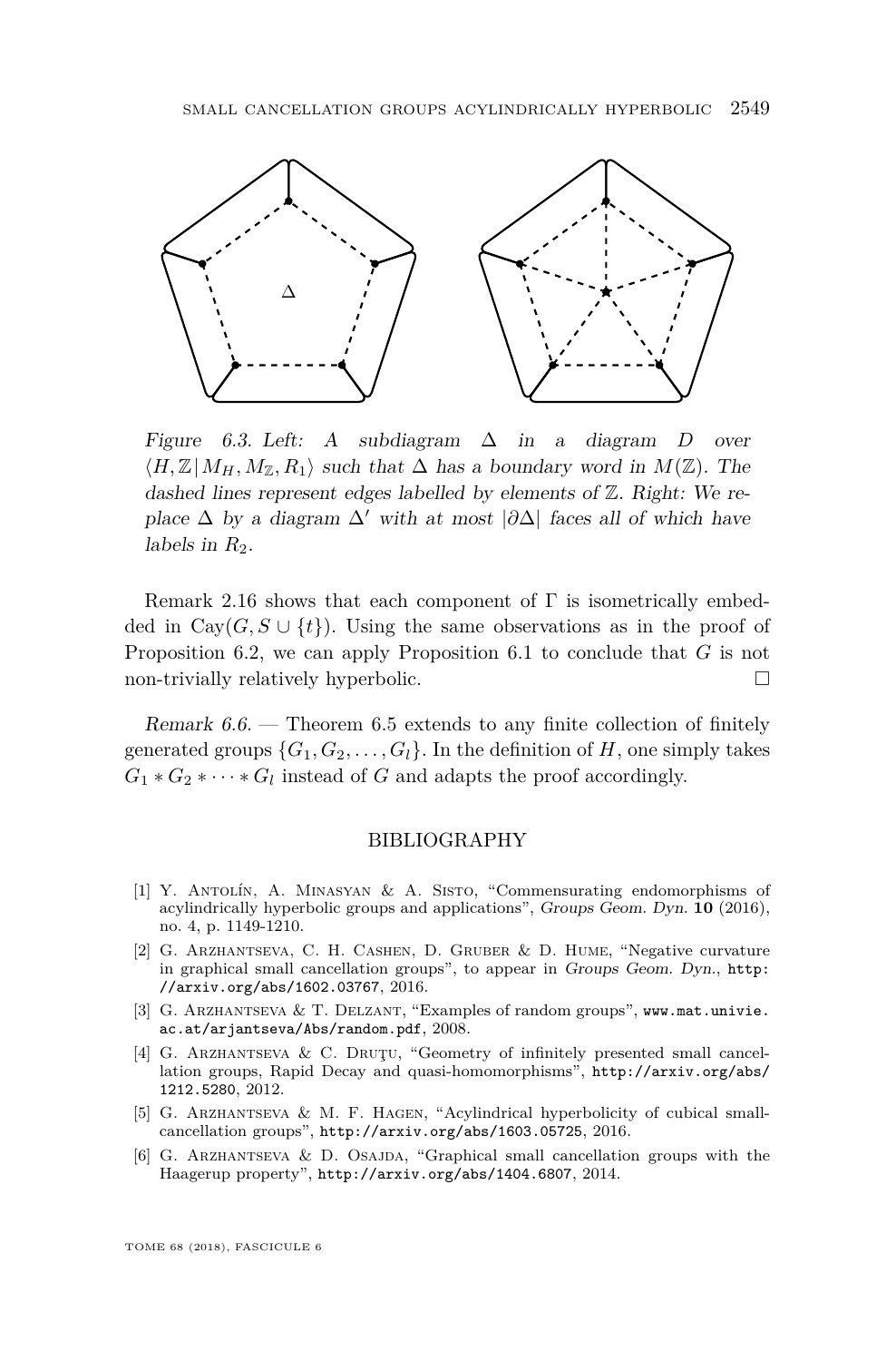*Figure 6.3.* Left: A subdiagram $\Delta$ in a diagram $D$ over $\langle H, \mathbb{Z} \,|\, M_H, M_{\mathbb{Z}}, R_1 \rangle$ such that $\Delta$ has a boundary word in $M(\mathbb{Z})$. The dashed lines represent edges labelled by elements of $\mathbb{Z}$. Right: We replace $\Delta$ by a diagram $\Delta'$ with at most $|\partial\Delta|$ faces all of which have labels in $R_2$.

Remark 2.16 shows that each component of $\Gamma$ is isometrically embedded in $\mathrm{Cay}(G, S \cup \{t\})$. Using the same observations as in the proof of Proposition 6.2, we can apply Proposition 6.1 to conclude that $G$ is not non-trivially relatively hyperbolic. □

*Remark 6.6.* — Theorem 6.5 extends to any finite collection of finitely generated groups $\{G_1, G_2, \ldots, G_l\}$. In the definition of $H$, one simply takes $G_1 * G_2 * \cdots * G_l$ instead of $G$ and adapts the proof accordingly.

## BIBLIOGRAPHY

[1] Y. Antolín, A. Minasyan & A. Sisto, "Commensurating endomorphisms of acylindrically hyperbolic groups and applications", *Groups Geom. Dyn.* **10** (2016), no. 4, p. 1149-1210.

[2] G. Arzhantseva, C. H. Cashen, D. Gruber & D. Hume, "Negative curvature in graphical small cancellation groups", to appear in *Groups Geom. Dyn.*, http://arxiv.org/abs/1602.03767, 2016.

[3] G. Arzhantseva & T. Delzant, "Examples of random groups", www.mat.univie.ac.at/arjantseva/Abs/random.pdf, 2008.

[4] G. Arzhantseva & C. Druţu, "Geometry of infinitely presented small cancellation groups, Rapid Decay and quasi-homomorphisms", http://arxiv.org/abs/1212.5280, 2012.

[5] G. Arzhantseva & M. F. Hagen, "Acylindrical hyperbolicity of cubical small-cancellation groups", http://arxiv.org/abs/1603.05725, 2016.

[6] G. Arzhantseva & D. Osajda, "Graphical small cancellation groups with the Haagerup property", http://arxiv.org/abs/1404.6807, 2014.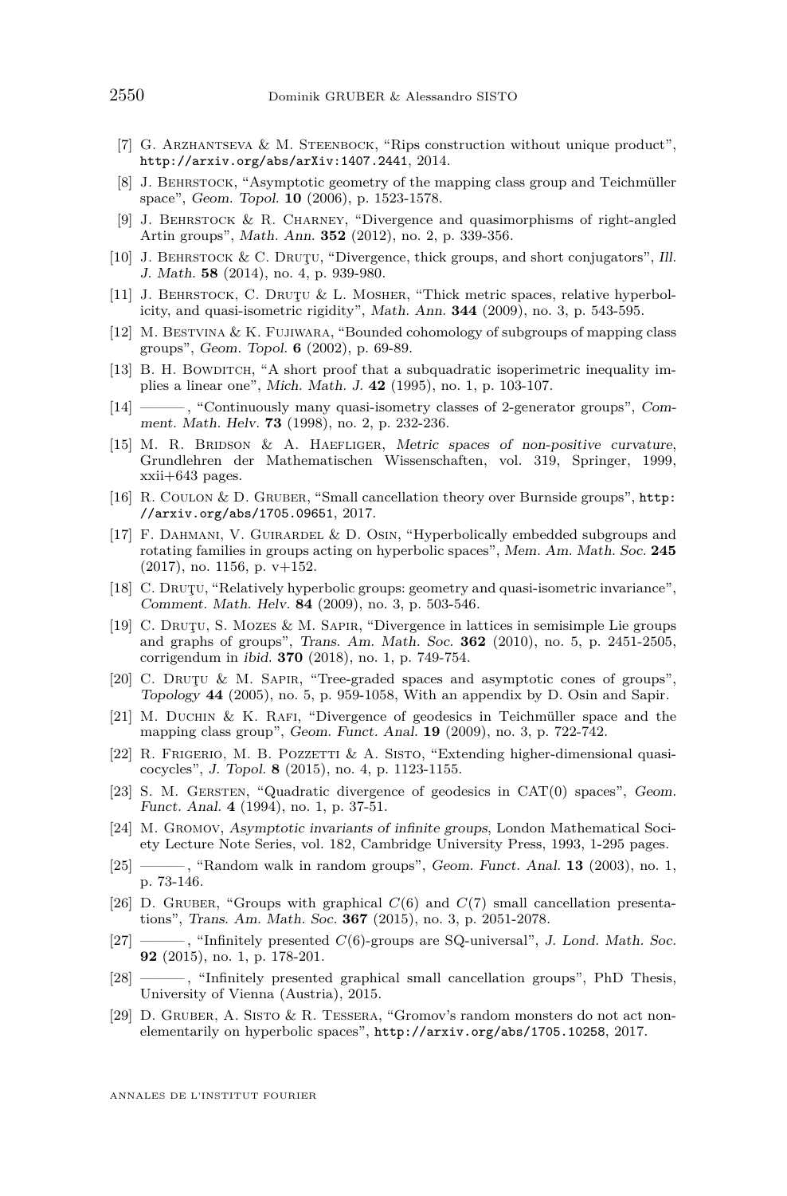[7] G. Arzhantseva & M. Steenbock, "Rips construction without unique product", http://arxiv.org/abs/arXiv:1407.2441, 2014.

[8] J. Behrstock, "Asymptotic geometry of the mapping class group and Teichmüller space", *Geom. Topol.* **10** (2006), p. 1523-1578.

[9] J. Behrstock & R. Charney, "Divergence and quasimorphisms of right-angled Artin groups", *Math. Ann.* **352** (2012), no. 2, p. 339-356.

[10] J. Behrstock & C. Druţu, "Divergence, thick groups, and short conjugators", *Ill. J. Math.* **58** (2014), no. 4, p. 939-980.

[11] J. Behrstock, C. Druţu & L. Mosher, "Thick metric spaces, relative hyperbolicity, and quasi-isometric rigidity", *Math. Ann.* **344** (2009), no. 3, p. 543-595.

[12] M. Bestvina & K. Fujiwara, "Bounded cohomology of subgroups of mapping class groups", *Geom. Topol.* **6** (2002), p. 69-89.

[13] B. H. Bowditch, "A short proof that a subquadratic isoperimetric inequality implies a linear one", *Mich. Math. J.* **42** (1995), no. 1, p. 103-107.

[14] ———, "Continuously many quasi-isometry classes of 2-generator groups", *Comment. Math. Helv.* **73** (1998), no. 2, p. 232-236.

[15] M. R. Bridson & A. Haefliger, *Metric spaces of non-positive curvature*, Grundlehren der Mathematischen Wissenschaften, vol. 319, Springer, 1999, xxii+643 pages.

[16] R. Coulon & D. Gruber, "Small cancellation theory over Burnside groups", http://arxiv.org/abs/1705.09651, 2017.

[17] F. Dahmani, V. Guirardel & D. Osin, "Hyperbolically embedded subgroups and rotating families in groups acting on hyperbolic spaces", *Mem. Am. Math. Soc.* **245** (2017), no. 1156, p. v+152.

[18] C. Druţu, "Relatively hyperbolic groups: geometry and quasi-isometric invariance", *Comment. Math. Helv.* **84** (2009), no. 3, p. 503-546.

[19] C. Druţu, S. Mozes & M. Sapir, "Divergence in lattices in semisimple Lie groups and graphs of groups", *Trans. Am. Math. Soc.* **362** (2010), no. 5, p. 2451-2505, corrigendum in *ibid.* **370** (2018), no. 1, p. 749-754.

[20] C. Druţu & M. Sapir, "Tree-graded spaces and asymptotic cones of groups", *Topology* **44** (2005), no. 5, p. 959-1058, With an appendix by D. Osin and Sapir.

[21] M. Duchin & K. Rafi, "Divergence of geodesics in Teichmüller space and the mapping class group", *Geom. Funct. Anal.* **19** (2009), no. 3, p. 722-742.

[22] R. Frigerio, M. B. Pozzetti & A. Sisto, "Extending higher-dimensional quasicocycles", *J. Topol.* **8** (2015), no. 4, p. 1123-1155.

[23] S. M. Gersten, "Quadratic divergence of geodesics in CAT(0) spaces", *Geom. Funct. Anal.* **4** (1994), no. 1, p. 37-51.

[24] M. Gromov, *Asymptotic invariants of infinite groups*, London Mathematical Society Lecture Note Series, vol. 182, Cambridge University Press, 1993, 1-295 pages.

[25] ———, "Random walk in random groups", *Geom. Funct. Anal.* **13** (2003), no. 1, p. 73-146.

[26] D. Gruber, "Groups with graphical $C(6)$ and $C(7)$ small cancellation presentations", *Trans. Am. Math. Soc.* **367** (2015), no. 3, p. 2051-2078.

[27] ———, "Infinitely presented $C(6)$-groups are SQ-universal", *J. Lond. Math. Soc.* **92** (2015), no. 1, p. 178-201.

[28] ———, "Infinitely presented graphical small cancellation groups", PhD Thesis, University of Vienna (Austria), 2015.

[29] D. Gruber, A. Sisto & R. Tessera, "Gromov's random monsters do not act non-elementarily on hyperbolic spaces", http://arxiv.org/abs/1705.10258, 2017.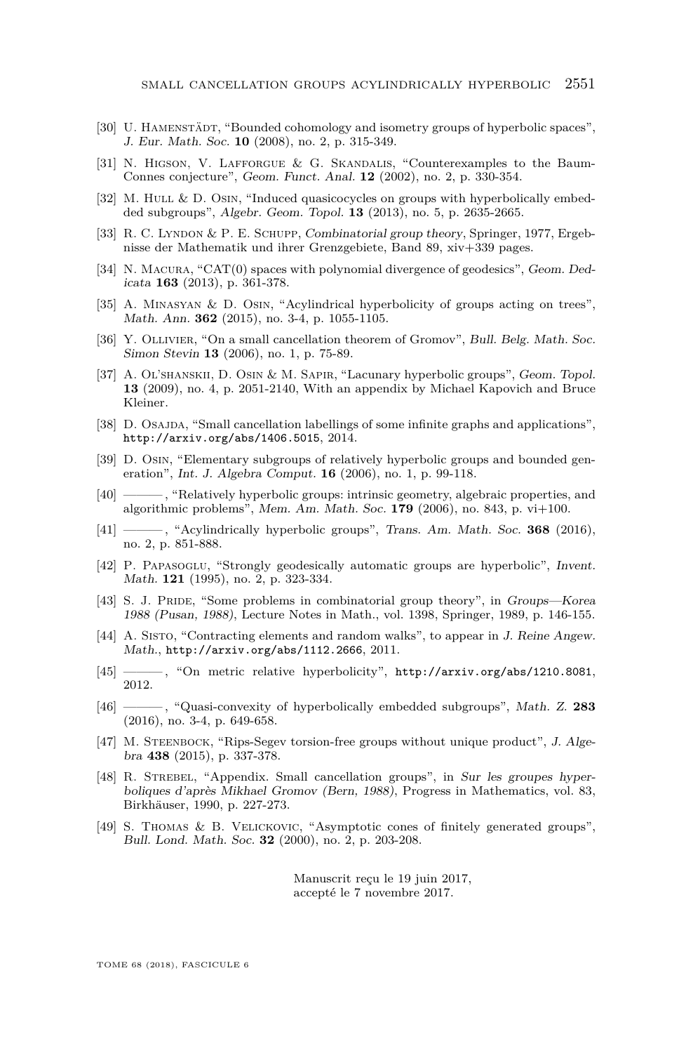[30] U. Hamenstädt, "Bounded cohomology and isometry groups of hyperbolic spaces", *J. Eur. Math. Soc.* **10** (2008), no. 2, p. 315-349.

[31] N. Higson, V. Lafforgue & G. Skandalis, "Counterexamples to the Baum-Connes conjecture", *Geom. Funct. Anal.* **12** (2002), no. 2, p. 330-354.

[32] M. Hull & D. Osin, "Induced quasicocycles on groups with hyperbolically embedded subgroups", *Algebr. Geom. Topol.* **13** (2013), no. 5, p. 2635-2665.

[33] R. C. Lyndon & P. E. Schupp, *Combinatorial group theory*, Springer, 1977, Ergebnisse der Mathematik und ihrer Grenzgebiete, Band 89, xiv+339 pages.

[34] N. Macura, "CAT(0) spaces with polynomial divergence of geodesics", *Geom. Dedicata* **163** (2013), p. 361-378.

[35] A. Minasyan & D. Osin, "Acylindrical hyperbolicity of groups acting on trees", *Math. Ann.* **362** (2015), no. 3-4, p. 1055-1105.

[36] Y. Ollivier, "On a small cancellation theorem of Gromov", *Bull. Belg. Math. Soc. Simon Stevin* **13** (2006), no. 1, p. 75-89.

[37] A. Ol'shanskii, D. Osin & M. Sapir, "Lacunary hyperbolic groups", *Geom. Topol.* **13** (2009), no. 4, p. 2051-2140, With an appendix by Michael Kapovich and Bruce Kleiner.

[38] D. Osajda, "Small cancellation labellings of some infinite graphs and applications", http://arxiv.org/abs/1406.5015, 2014.

[39] D. Osin, "Elementary subgroups of relatively hyperbolic groups and bounded generation", *Int. J. Algebra Comput.* **16** (2006), no. 1, p. 99-118.

[40] ———, "Relatively hyperbolic groups: intrinsic geometry, algebraic properties, and algorithmic problems", *Mem. Am. Math. Soc.* **179** (2006), no. 843, p. vi+100.

[41] ———, "Acylindrically hyperbolic groups", *Trans. Am. Math. Soc.* **368** (2016), no. 2, p. 851-888.

[42] P. Papasoglu, "Strongly geodesically automatic groups are hyperbolic", *Invent. Math.* **121** (1995), no. 2, p. 323-334.

[43] S. J. Pride, "Some problems in combinatorial group theory", in *Groups—Korea 1988 (Pusan, 1988)*, Lecture Notes in Math., vol. 1398, Springer, 1989, p. 146-155.

[44] A. Sisto, "Contracting elements and random walks", to appear in *J. Reine Angew. Math.*, http://arxiv.org/abs/1112.2666, 2011.

[45] ———, "On metric relative hyperbolicity", http://arxiv.org/abs/1210.8081, 2012.

[46] ———, "Quasi-convexity of hyperbolically embedded subgroups", *Math. Z.* **283** (2016), no. 3-4, p. 649-658.

[47] M. Steenbock, "Rips-Segev torsion-free groups without unique product", *J. Algebra* **438** (2015), p. 337-378.

[48] R. Strebel, "Appendix. Small cancellation groups", in *Sur les groupes hyperboliques d'après Mikhael Gromov (Bern, 1988)*, Progress in Mathematics, vol. 83, Birkhäuser, 1990, p. 227-273.

[49] S. Thomas & B. Velickovic, "Asymptotic cones of finitely generated groups", *Bull. Lond. Math. Soc.* **32** (2000), no. 2, p. 203-208.

Manuscrit reçu le 19 juin 2017,
accepté le 7 novembre 2017.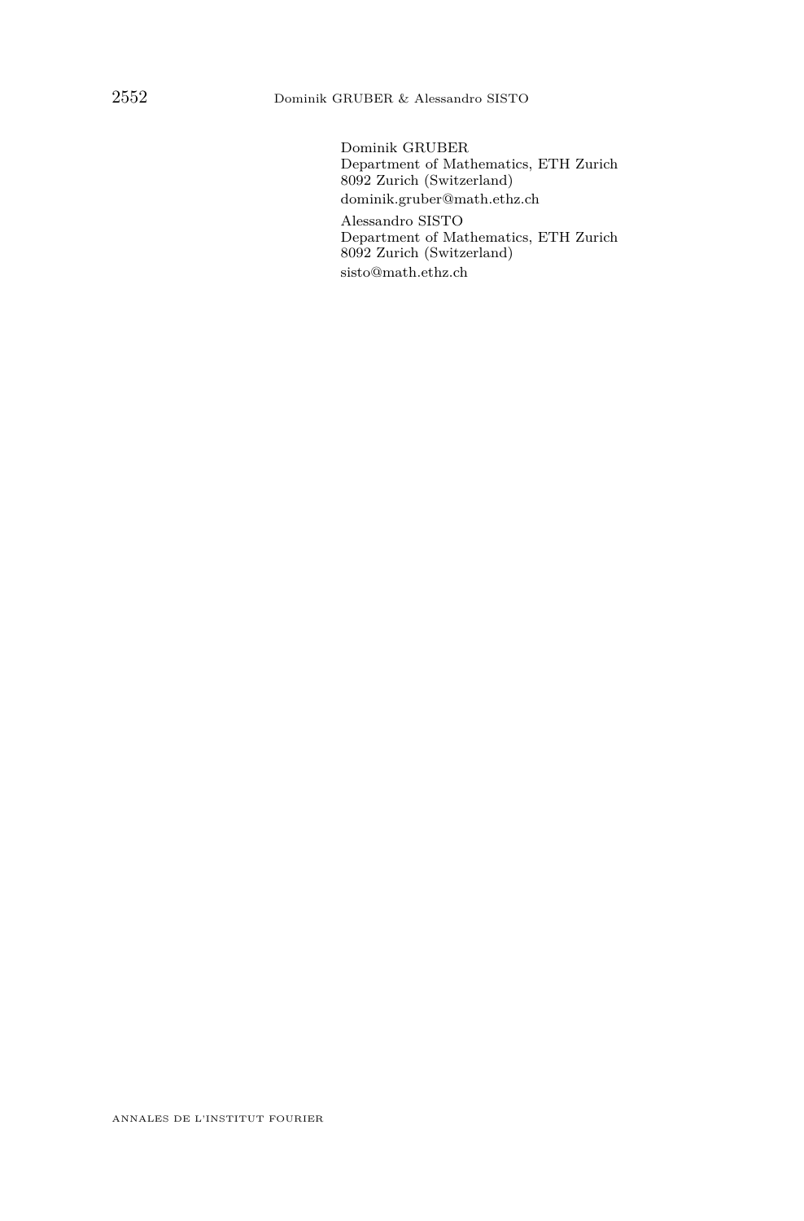Dominik GRUBER
Department of Mathematics, ETH Zurich
8092 Zurich (Switzerland)
dominik.gruber@math.ethz.ch

Alessandro SISTO
Department of Mathematics, ETH Zurich
8092 Zurich (Switzerland)
sisto@math.ethz.ch